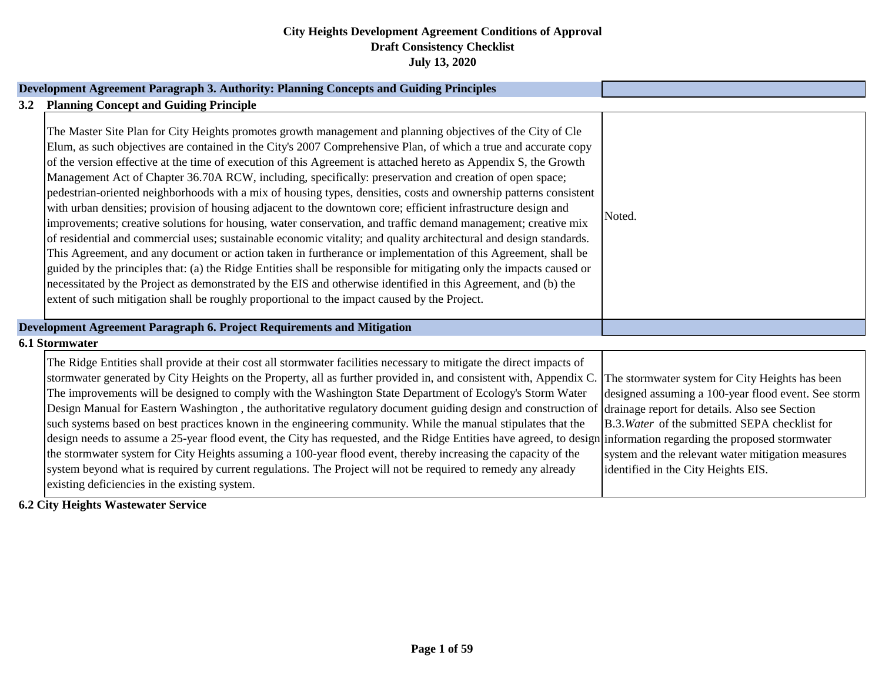**City Heights Development Agreement Conditions of Approval**
**Draft Consistency Checklist**
**July 13, 2020**

| Development Agreement Paragraph 3. Authority: Planning Concepts and Guiding Principles | |
|---|---|
| **3.2 Planning Concept and Guiding Principle** | |
| The Master Site Plan for City Heights promotes growth management and planning objectives of the City of Cle Elum, as such objectives are contained in the City's 2007 Comprehensive Plan, of which a true and accurate copy of the version effective at the time of execution of this Agreement is attached hereto as Appendix S, the Growth Management Act of Chapter 36.70A RCW, including, specifically: preservation and creation of open space; pedestrian-oriented neighborhoods with a mix of housing types, densities, costs and ownership patterns consistent with urban densities; provision of housing adjacent to the downtown core; efficient infrastructure design and improvements; creative solutions for housing, water conservation, and traffic demand management; creative mix of residential and commercial uses; sustainable economic vitality; and quality architectural and design standards. This Agreement, and any document or action taken in furtherance or implementation of this Agreement, shall be guided by the principles that: (a) the Ridge Entities shall be responsible for mitigating only the impacts caused or necessitated by the Project as demonstrated by the EIS and otherwise identified in this Agreement, and (b) the extent of such mitigation shall be roughly proportional to the impact caused by the Project. | Noted. |
| **Development Agreement Paragraph 6. Project Requirements and Mitigation** | |
| **6.1 Stormwater** | |
| The Ridge Entities shall provide at their cost all stormwater facilities necessary to mitigate the direct impacts of stormwater generated by City Heights on the Property, all as further provided in, and consistent with, Appendix C. The improvements will be designed to comply with the Washington State Department of Ecology's Storm Water Design Manual for Eastern Washington , the authoritative regulatory document guiding design and construction of such systems based on best practices known in the engineering community. While the manual stipulates that the design needs to assume a 25-year flood event, the City has requested, and the Ridge Entities have agreed, to design the stormwater system for City Heights assuming a 100-year flood event, thereby increasing the capacity of the system beyond what is required by current regulations. The Project will not be required to remedy any already existing deficiencies in the existing system. | The stormwater system for City Heights has been designed assuming a 100-year flood event. See storm drainage report for details. Also see Section B.3.*Water* of the submitted SEPA checklist for information regarding the proposed stormwater system and the relevant water mitigation measures identified in the City Heights EIS. |
| **6.2 City Heights Wastewater Service** | |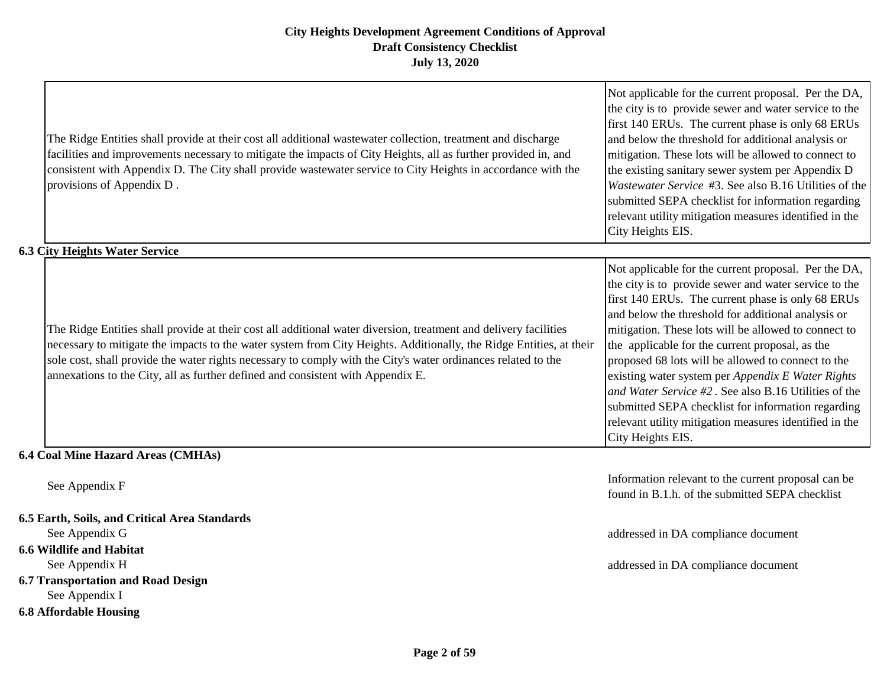| | |
|---|---|
| The Ridge Entities shall provide at their cost all additional wastewater collection, treatment and discharge facilities and improvements necessary to mitigate the impacts of City Heights, all as further provided in, and consistent with Appendix D. The City shall provide wastewater service to City Heights in accordance with the provisions of Appendix D . | Not applicable for the current proposal. Per the DA, the city is to provide sewer and water service to the first 140 ERUs. The current phase is only 68 ERUs and below the threshold for additional analysis or mitigation. These lots will be allowed to connect to the existing sanitary sewer system per Appendix D *Wastewater Service* #3. See also B.16 Utilities of the submitted SEPA checklist for information regarding relevant utility mitigation measures identified in the City Heights EIS. |

**6.3 City Heights Water Service**

| | |
|---|---|
| The Ridge Entities shall provide at their cost all additional water diversion, treatment and delivery facilities necessary to mitigate the impacts to the water system from City Heights. Additionally, the Ridge Entities, at their sole cost, shall provide the water rights necessary to comply with the City's water ordinances related to the annexations to the City, all as further defined and consistent with Appendix E. | Not applicable for the current proposal. Per the DA, the city is to provide sewer and water service to the first 140 ERUs. The current phase is only 68 ERUs and below the threshold for additional analysis or mitigation. These lots will be allowed to connect to the applicable for the current proposal, as the proposed 68 lots will be allowed to connect to the existing water system per *Appendix E Water Rights and Water Service #2* . See also B.16 Utilities of the submitted SEPA checklist for information regarding relevant utility mitigation measures identified in the City Heights EIS. |

**6.4 Coal Mine Hazard Areas (CMHAs)**

| | |
|---|---|
| See Appendix F | Information relevant to the current proposal can be found in B.1.h. of the submitted SEPA checklist |

**6.5 Earth, Soils, and Critical Area Standards**

| | |
|---|---|
| See Appendix G | addressed in DA compliance document |

**6.6 Wildlife and Habitat**

| | |
|---|---|
| See Appendix H | addressed in DA compliance document |

**6.7 Transportation and Road Design**

See Appendix I

**6.8 Affordable Housing**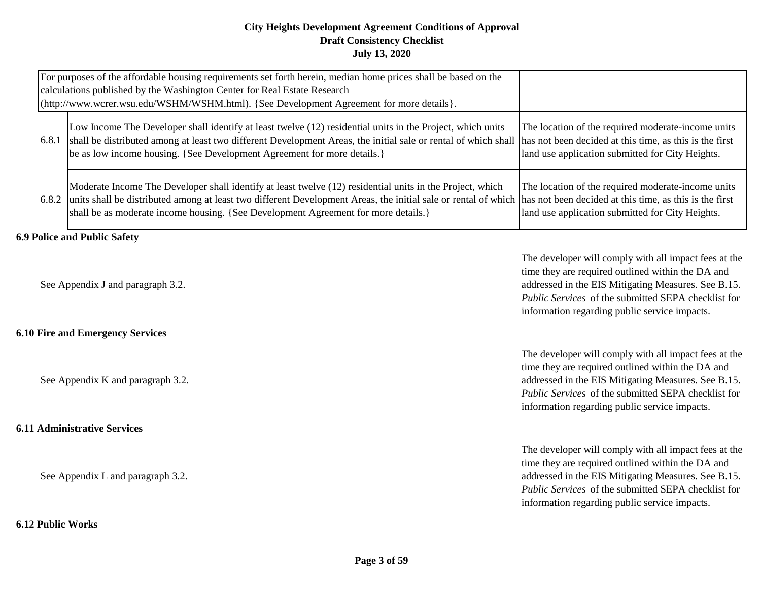| | | |
|---|---|---|
| | For purposes of the affordable housing requirements set forth herein, median home prices shall be based on the calculations published by the Washington Center for Real Estate Research (http://www.wcrer.wsu.edu/WSHM/WSHM.html). {See Development Agreement for more details}. | |
| 6.8.1 | Low Income The Developer shall identify at least twelve (12) residential units in the Project, which units shall be distributed among at least two different Development Areas, the initial sale or rental of which shall be as low income housing. {See Development Agreement for more details.} | The location of the required moderate-income units has not been decided at this time, as this is the first land use application submitted for City Heights. |
| 6.8.2 | Moderate Income The Developer shall identify at least twelve (12) residential units in the Project, which units shall be distributed among at least two different Development Areas, the initial sale or rental of which shall be as moderate income housing. {See Development Agreement for more details.} | The location of the required moderate-income units has not been decided at this time, as this is the first land use application submitted for City Heights. |

**6.9 Police and Public Safety**

| | |
|---|---|
| See Appendix J and paragraph 3.2. | The developer will comply with all impact fees at the time they are required outlined within the DA and addressed in the EIS Mitigating Measures. See B.15. *Public Services* of the submitted SEPA checklist for information regarding public service impacts. |

**6.10 Fire and Emergency Services**

| | |
|---|---|
| See Appendix K and paragraph 3.2. | The developer will comply with all impact fees at the time they are required outlined within the DA and addressed in the EIS Mitigating Measures. See B.15. *Public Services* of the submitted SEPA checklist for information regarding public service impacts. |

**6.11 Administrative Services**

| | |
|---|---|
| See Appendix L and paragraph 3.2. | The developer will comply with all impact fees at the time they are required outlined within the DA and addressed in the EIS Mitigating Measures. See B.15. *Public Services* of the submitted SEPA checklist for information regarding public service impacts. |

**6.12 Public Works**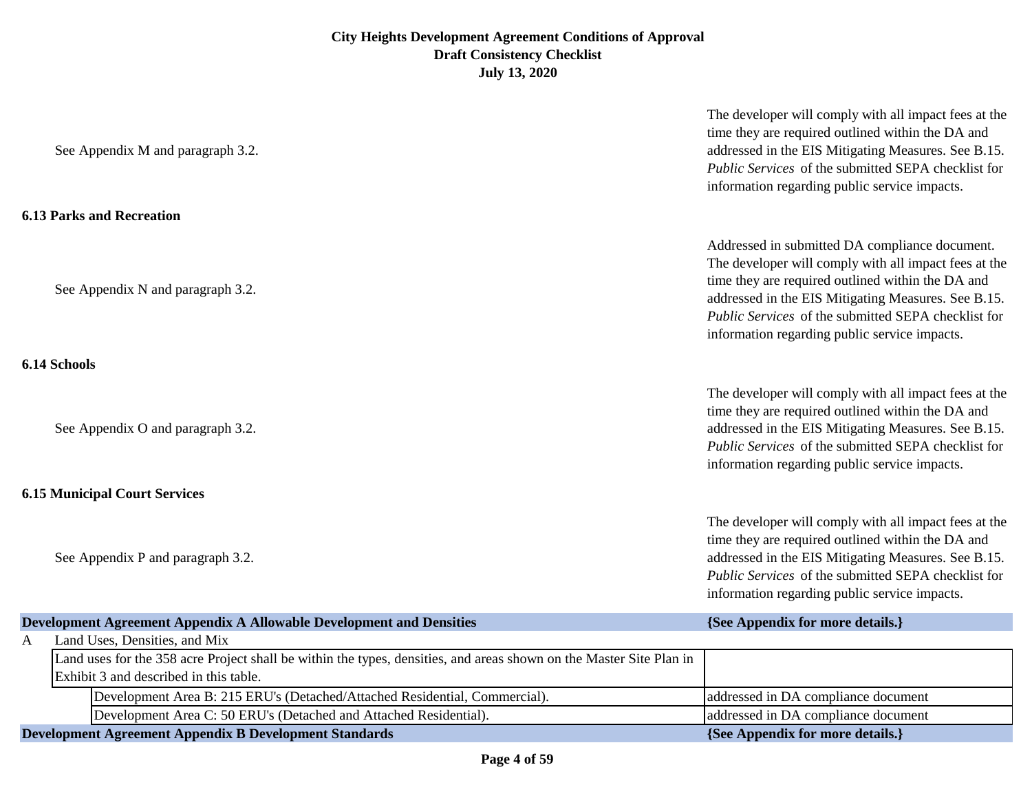| | |
|---|---|
| See Appendix M and paragraph 3.2. | The developer will comply with all impact fees at the time they are required outlined within the DA and addressed in the EIS Mitigating Measures. See B.15. *Public Services* of the submitted SEPA checklist for information regarding public service impacts. |
| **6.13 Parks and Recreation** | |
| See Appendix N and paragraph 3.2. | Addressed in submitted DA compliance document. The developer will comply with all impact fees at the time they are required outlined within the DA and addressed in the EIS Mitigating Measures. See B.15. *Public Services* of the submitted SEPA checklist for information regarding public service impacts. |
| **6.14 Schools** | |
| See Appendix O and paragraph 3.2. | The developer will comply with all impact fees at the time they are required outlined within the DA and addressed in the EIS Mitigating Measures. See B.15. *Public Services* of the submitted SEPA checklist for information regarding public service impacts. |
| **6.15 Municipal Court Services** | |
| See Appendix P and paragraph 3.2. | The developer will comply with all impact fees at the time they are required outlined within the DA and addressed in the EIS Mitigating Measures. See B.15. *Public Services* of the submitted SEPA checklist for information regarding public service impacts. |
| **Development Agreement Appendix A Allowable Development and Densities** | **{See Appendix for more details.}** |
| A Land Uses, Densities, and Mix | |
| Land uses for the 358 acre Project shall be within the types, densities, and areas shown on the Master Site Plan in Exhibit 3 and described in this table. | |
| Development Area B: 215 ERU's (Detached/Attached Residential, Commercial). | addressed in DA compliance document |
| Development Area C: 50 ERU's (Detached and Attached Residential). | addressed in DA compliance document |
| **Development Agreement Appendix B Development Standards** | **{See Appendix for more details.}** |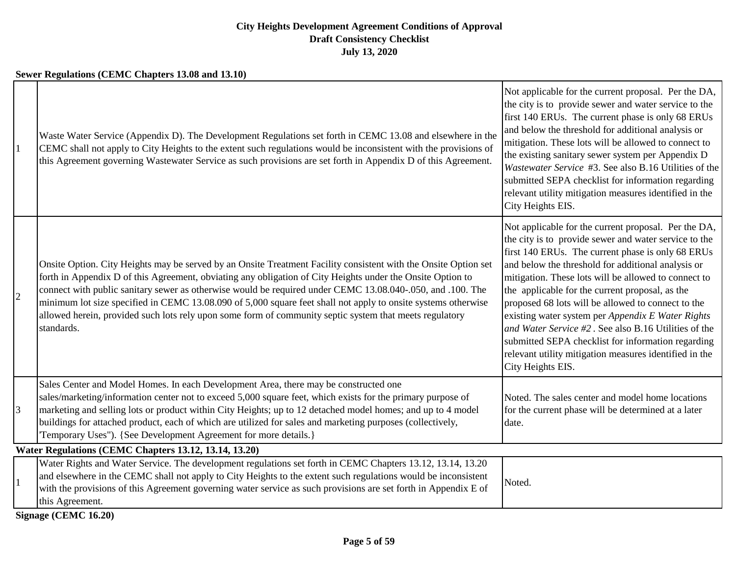**City Heights Development Agreement Conditions of Approval**
**Draft Consistency Checklist**
**July 13, 2020**

**Sewer Regulations (CEMC Chapters 13.08 and 13.10)**

| | | |
|---|---|---|
| 1 | Waste Water Service (Appendix D). The Development Regulations set forth in CEMC 13.08 and elsewhere in the CEMC shall not apply to City Heights to the extent such regulations would be inconsistent with the provisions of this Agreement governing Wastewater Service as such provisions are set forth in Appendix D of this Agreement. | Not applicable for the current proposal. Per the DA, the city is to provide sewer and water service to the first 140 ERUs. The current phase is only 68 ERUs and below the threshold for additional analysis or mitigation. These lots will be allowed to connect to the existing sanitary sewer system per Appendix D *Wastewater Service* #3. See also B.16 Utilities of the submitted SEPA checklist for information regarding relevant utility mitigation measures identified in the City Heights EIS. |
| 2 | Onsite Option. City Heights may be served by an Onsite Treatment Facility consistent with the Onsite Option set forth in Appendix D of this Agreement, obviating any obligation of City Heights under the Onsite Option to connect with public sanitary sewer as otherwise would be required under CEMC 13.08.040-.050, and .100. The minimum lot size specified in CEMC 13.08.090 of 5,000 square feet shall not apply to onsite systems otherwise allowed herein, provided such lots rely upon some form of community septic system that meets regulatory standards. | Not applicable for the current proposal. Per the DA, the city is to provide sewer and water service to the first 140 ERUs. The current phase is only 68 ERUs and below the threshold for additional analysis or mitigation. These lots will be allowed to connect to the applicable for the current proposal, as the proposed 68 lots will be allowed to connect to the existing water system per *Appendix E Water Rights and Water Service #2* . See also B.16 Utilities of the submitted SEPA checklist for information regarding relevant utility mitigation measures identified in the City Heights EIS. |
| 3 | Sales Center and Model Homes. In each Development Area, there may be constructed one sales/marketing/information center not to exceed 5,000 square feet, which exists for the primary purpose of marketing and selling lots or product within City Heights; up to 12 detached model homes; and up to 4 model buildings for attached product, each of which are utilized for sales and marketing purposes (collectively, 'Temporary Uses"). {See Development Agreement for more details.} | Noted. The sales center and model home locations for the current phase will be determined at a later date. |

**Water Regulations (CEMC Chapters 13.12, 13.14, 13.20)**

| | | |
|---|---|---|
| 1 | Water Rights and Water Service. The development regulations set forth in CEMC Chapters 13.12, 13.14, 13.20 and elsewhere in the CEMC shall not apply to City Heights to the extent such regulations would be inconsistent with the provisions of this Agreement governing water service as such provisions are set forth in Appendix E of this Agreement. | Noted. |

**Signage (CEMC 16.20)**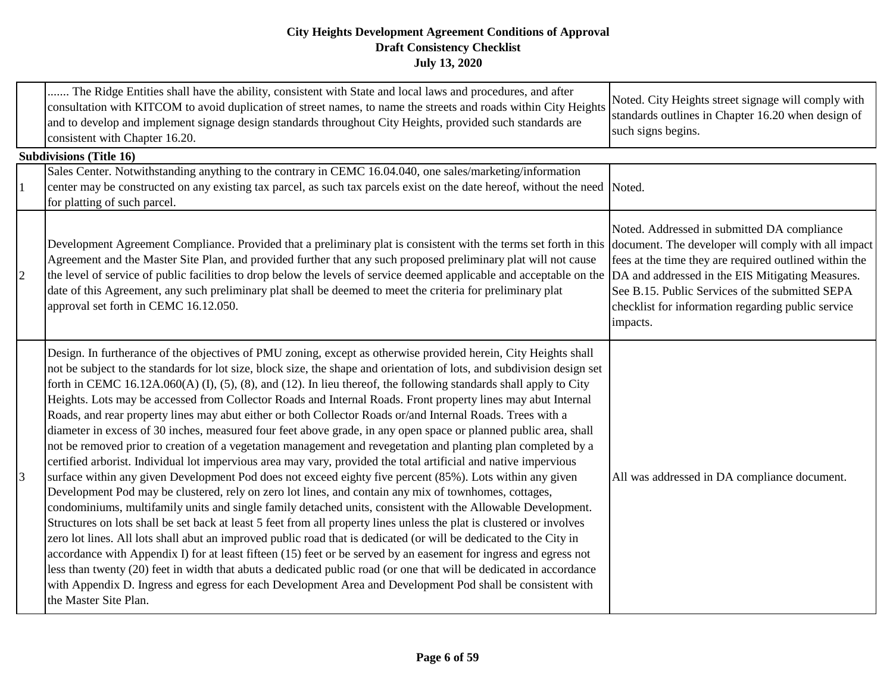**City Heights Development Agreement Conditions of Approval**
**Draft Consistency Checklist**
**July 13, 2020**

| | | |
|---|---|---|
| | ....... The Ridge Entities shall have the ability, consistent with State and local laws and procedures, and after consultation with KITCOM to avoid duplication of street names, to name the streets and roads within City Heights and to develop and implement signage design standards throughout City Heights, provided such standards are consistent with Chapter 16.20. | Noted. City Heights street signage will comply with standards outlines in Chapter 16.20 when design of such signs begins. |

**Subdivisions (Title 16)**

| | | |
|---|---|---|
| 1 | Sales Center. Notwithstanding anything to the contrary in CEMC 16.04.040, one sales/marketing/information center may be constructed on any existing tax parcel, as such tax parcels exist on the date hereof, without the need for platting of such parcel. | Noted. |
| 2 | Development Agreement Compliance. Provided that a preliminary plat is consistent with the terms set forth in this Agreement and the Master Site Plan, and provided further that any such proposed preliminary plat will not cause the level of service of public facilities to drop below the levels of service deemed applicable and acceptable on the date of this Agreement, any such preliminary plat shall be deemed to meet the criteria for preliminary plat approval set forth in CEMC 16.12.050. | Noted. Addressed in submitted DA compliance document. The developer will comply with all impact fees at the time they are required outlined within the DA and addressed in the EIS Mitigating Measures. See B.15. Public Services of the submitted SEPA checklist for information regarding public service impacts. |
| 3 | Design. In furtherance of the objectives of PMU zoning, except as otherwise provided herein, City Heights shall not be subject to the standards for lot size, block size, the shape and orientation of lots, and subdivision design set forth in CEMC 16.12A.060(A) (I), (5), (8), and (12). In lieu thereof, the following standards shall apply to City Heights. Lots may be accessed from Collector Roads and Internal Roads. Front property lines may abut Internal Roads, and rear property lines may abut either or both Collector Roads or/and Internal Roads. Trees with a diameter in excess of 30 inches, measured four feet above grade, in any open space or planned public area, shall not be removed prior to creation of a vegetation management and revegetation and planting plan completed by a certified arborist. Individual lot impervious area may vary, provided the total artificial and native impervious surface within any given Development Pod does not exceed eighty five percent (85%). Lots within any given Development Pod may be clustered, rely on zero lot lines, and contain any mix of townhomes, cottages, condominiums, multifamily units and single family detached units, consistent with the Allowable Development. Structures on lots shall be set back at least 5 feet from all property lines unless the plat is clustered or involves zero lot lines. All lots shall abut an improved public road that is dedicated (or will be dedicated to the City in accordance with Appendix I) for at least fifteen (15) feet or be served by an easement for ingress and egress not less than twenty (20) feet in width that abuts a dedicated public road (or one that will be dedicated in accordance with Appendix D. Ingress and egress for each Development Area and Development Pod shall be consistent with the Master Site Plan. | All was addressed in DA compliance document. |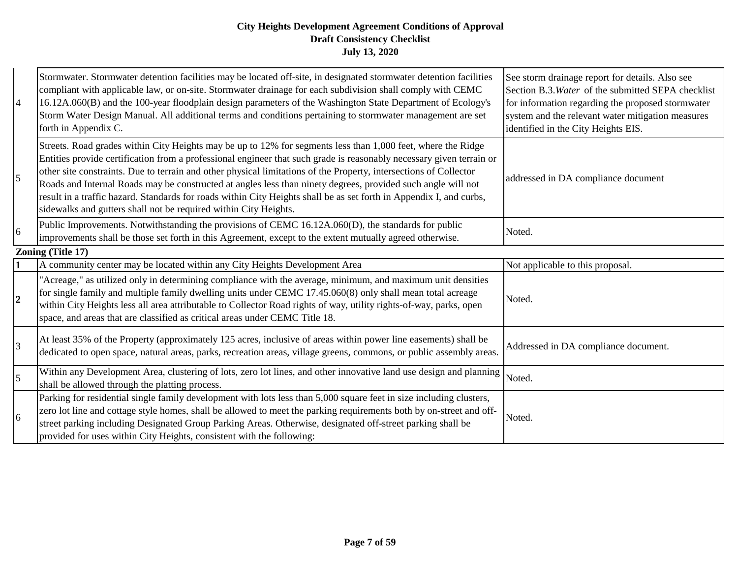# City Heights Development Agreement Conditions of Approval
## Draft Consistency Checklist
### July 13, 2020

| | | |
|---|---|---|
| 4 | Stormwater. Stormwater detention facilities may be located off-site, in designated stormwater detention facilities compliant with applicable law, or on-site. Stormwater drainage for each subdivision shall comply with CEMC 16.12A.060(B) and the 100-year floodplain design parameters of the Washington State Department of Ecology's Storm Water Design Manual. All additional terms and conditions pertaining to stormwater management are set forth in Appendix C. | See storm drainage report for details. Also see Section B.3.*Water* of the submitted SEPA checklist for information regarding the proposed stormwater system and the relevant water mitigation measures identified in the City Heights EIS. |
| 5 | Streets. Road grades within City Heights may be up to 12% for segments less than 1,000 feet, where the Ridge Entities provide certification from a professional engineer that such grade is reasonably necessary given terrain or other site constraints. Due to terrain and other physical limitations of the Property, intersections of Collector Roads and Internal Roads may be constructed at angles less than ninety degrees, provided such angle will not result in a traffic hazard. Standards for roads within City Heights shall be as set forth in Appendix I, and curbs, sidewalks and gutters shall not be required within City Heights. | addressed in DA compliance document |
| 6 | Public Improvements. Notwithstanding the provisions of CEMC 16.12A.060(D), the standards for public improvements shall be those set forth in this Agreement, except to the extent mutually agreed otherwise. | Noted. |

**Zoning (Title 17)**

| | | |
|---|---|---|
| **1** | A community center may be located within any City Heights Development Area | Not applicable to this proposal. |
| **2** | "Acreage," as utilized only in determining compliance with the average, minimum, and maximum unit densities for single family and multiple family dwelling units under CEMC 17.45.060(8) only shall mean total acreage within City Heights less all area attributable to Collector Road rights of way, utility rights-of-way, parks, open space, and areas that are classified as critical areas under CEMC Title 18. | Noted. |
| 3 | At least 35% of the Property (approximately 125 acres, inclusive of areas within power line easements) shall be dedicated to open space, natural areas, parks, recreation areas, village greens, commons, or public assembly areas. | Addressed in DA compliance document. |
| 5 | Within any Development Area, clustering of lots, zero lot lines, and other innovative land use design and planning shall be allowed through the platting process. | Noted. |
| 6 | Parking for residential single family development with lots less than 5,000 square feet in size including clusters, zero lot line and cottage style homes, shall be allowed to meet the parking requirements both by on-street and off-street parking including Designated Group Parking Areas. Otherwise, designated off-street parking shall be provided for uses within City Heights, consistent with the following: | Noted. |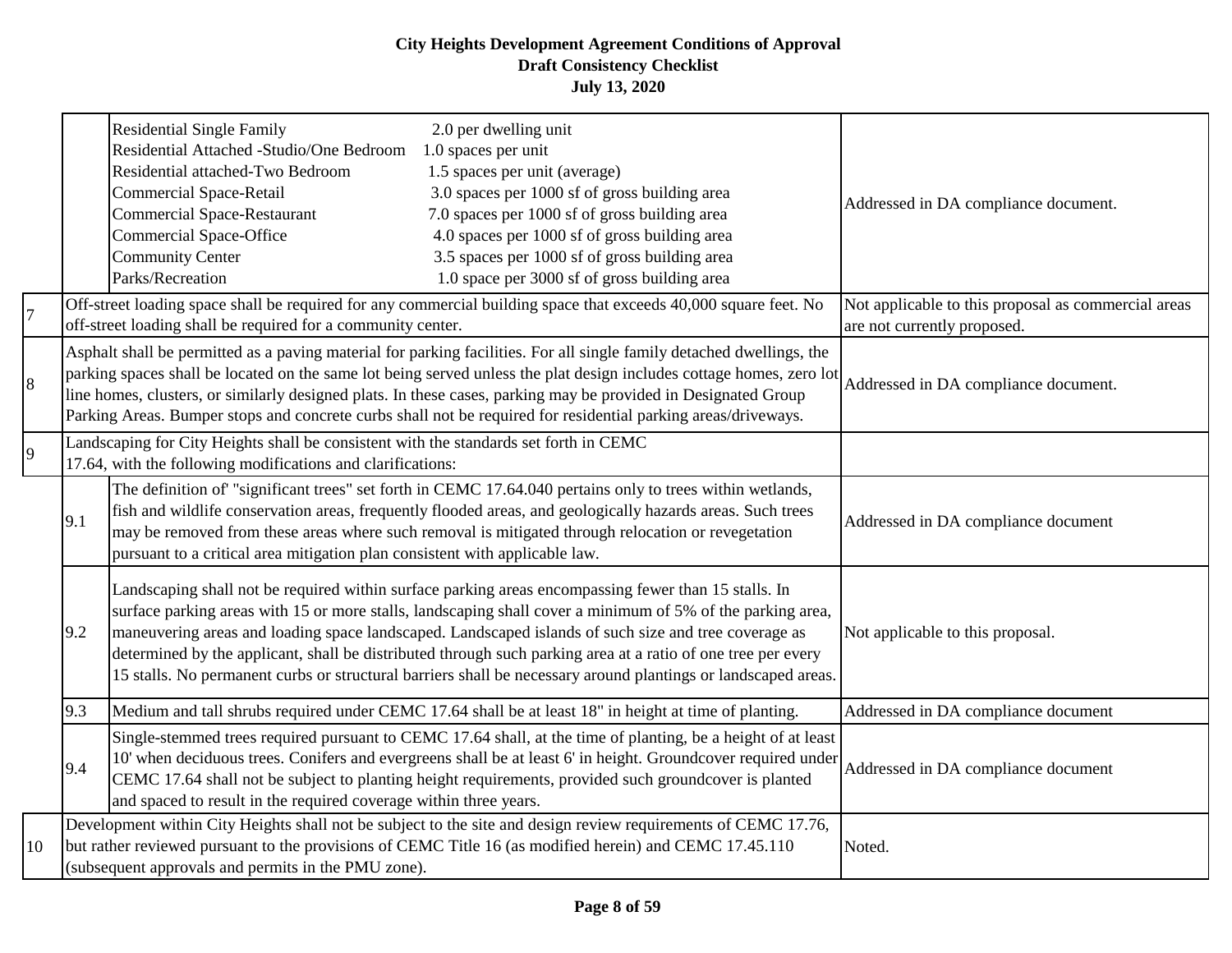# City Heights Development Agreement Conditions of Approval
## Draft Consistency Checklist
## July 13, 2020

| | | | |
|---|---|---|---|
| | | Residential Single Family — 2.0 per dwelling unit<br>Residential Attached -Studio/One Bedroom — 1.0 spaces per unit<br>Residential attached-Two Bedroom — 1.5 spaces per unit (average)<br>Commercial Space-Retail — 3.0 spaces per 1000 sf of gross building area<br>Commercial Space-Restaurant — 7.0 spaces per 1000 sf of gross building area<br>Commercial Space-Office — 4.0 spaces per 1000 sf of gross building area<br>Community Center — 3.5 spaces per 1000 sf of gross building area<br>Parks/Recreation — 1.0 space per 3000 sf of gross building area | Addressed in DA compliance document. |
| 7 | Off-street loading space shall be required for any commercial building space that exceeds 40,000 square feet. No off-street loading shall be required for a community center. | | Not applicable to this proposal as commercial areas are not currently proposed. |
| 8 | Asphalt shall be permitted as a paving material for parking facilities. For all single family detached dwellings, the parking spaces shall be located on the same lot being served unless the plat design includes cottage homes, zero lot line homes, clusters, or similarly designed plats. In these cases, parking may be provided in Designated Group Parking Areas. Bumper stops and concrete curbs shall not be required for residential parking areas/driveways. | | Addressed in DA compliance document. |
| 9 | Landscaping for City Heights shall be consistent with the standards set forth in CEMC 17.64, with the following modifications and clarifications: | | |
| | 9.1 | The definition of' "significant trees" set forth in CEMC 17.64.040 pertains only to trees within wetlands, fish and wildlife conservation areas, frequently flooded areas, and geologically hazards areas. Such trees may be removed from these areas where such removal is mitigated through relocation or revegetation pursuant to a critical area mitigation plan consistent with applicable law. | Addressed in DA compliance document |
| | 9.2 | Landscaping shall not be required within surface parking areas encompassing fewer than 15 stalls. In surface parking areas with 15 or more stalls, landscaping shall cover a minimum of 5% of the parking area, maneuvering areas and loading space landscaped. Landscaped islands of such size and tree coverage as determined by the applicant, shall be distributed through such parking area at a ratio of one tree per every 15 stalls. No permanent curbs or structural barriers shall be necessary around plantings or landscaped areas. | Not applicable to this proposal. |
| | 9.3 | Medium and tall shrubs required under CEMC 17.64 shall be at least 18" in height at time of planting. | Addressed in DA compliance document |
| | 9.4 | Single-stemmed trees required pursuant to CEMC 17.64 shall, at the time of planting, be a height of at least 10' when deciduous trees. Conifers and evergreens shall be at least 6' in height. Groundcover required under CEMC 17.64 shall not be subject to planting height requirements, provided such groundcover is planted and spaced to result in the required coverage within three years. | Addressed in DA compliance document |
| 10 | Development within City Heights shall not be subject to the site and design review requirements of CEMC 17.76, but rather reviewed pursuant to the provisions of CEMC Title 16 (as modified herein) and CEMC 17.45.110 (subsequent approvals and permits in the PMU zone). | | Noted. |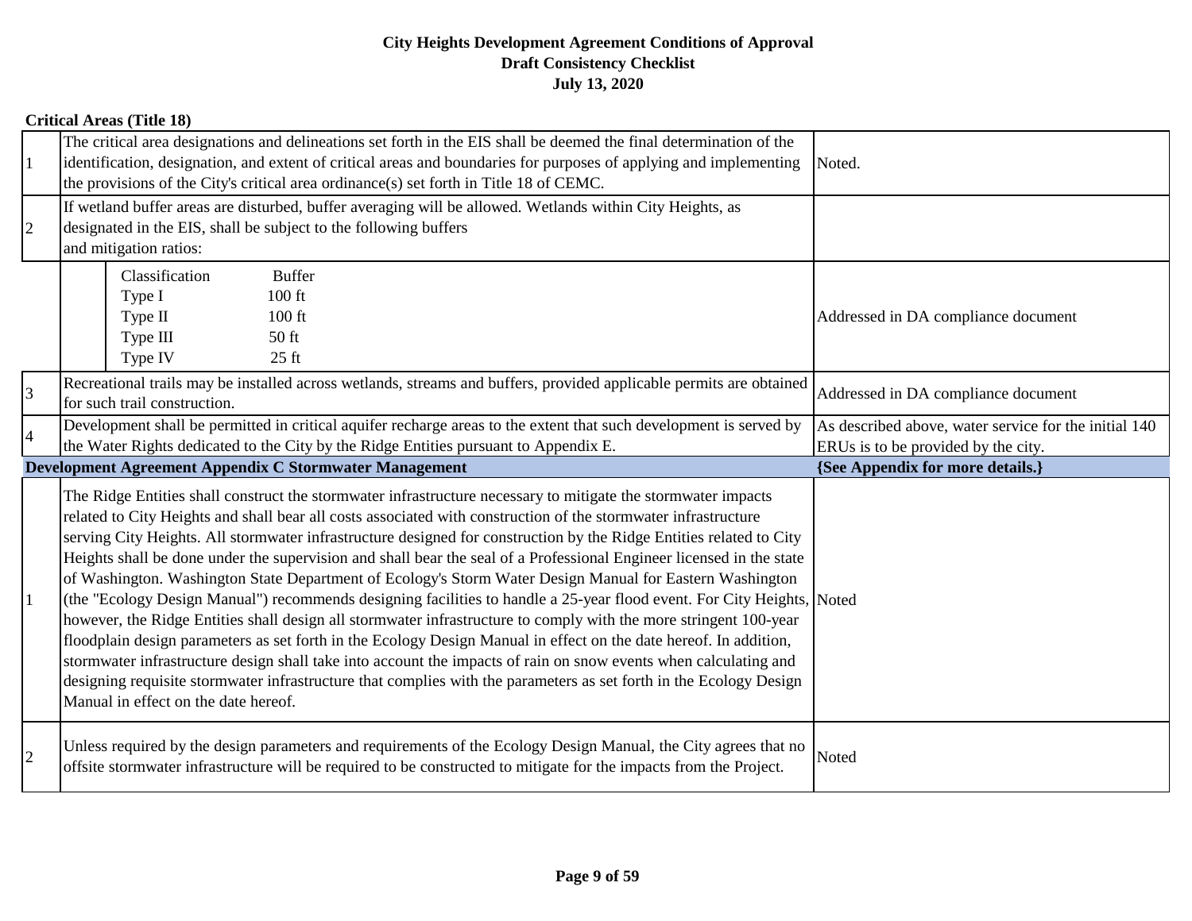**City Heights Development Agreement Conditions of Approval**
**Draft Consistency Checklist**
**July 13, 2020**

**Critical Areas (Title 18)**

| | | |
|---|---|---|
| 1 | The critical area designations and delineations set forth in the EIS shall be deemed the final determination of the identification, designation, and extent of critical areas and boundaries for purposes of applying and implementing the provisions of the City's critical area ordinance(s) set forth in Title 18 of CEMC. | Noted. |
| 2 | If wetland buffer areas are disturbed, buffer averaging will be allowed. Wetlands within City Heights, as designated in the EIS, shall be subject to the following buffers and mitigation ratios: | |
| | Classification / Buffer<br>Type I — 100 ft<br>Type II — 100 ft<br>Type III — 50 ft<br>Type IV — 25 ft | Addressed in DA compliance document |
| 3 | Recreational trails may be installed across wetlands, streams and buffers, provided applicable permits are obtained for such trail construction. | Addressed in DA compliance document |
| 4 | Development shall be permitted in critical aquifer recharge areas to the extent that such development is served by the Water Rights dedicated to the City by the Ridge Entities pursuant to Appendix E. | As described above, water service for the initial 140 ERUs is to be provided by the city. |
| **Development Agreement Appendix C Stormwater Management** | | **{See Appendix for more details.}** |
| 1 | The Ridge Entities shall construct the stormwater infrastructure necessary to mitigate the stormwater impacts related to City Heights and shall bear all costs associated with construction of the stormwater infrastructure serving City Heights. All stormwater infrastructure designed for construction by the Ridge Entities related to City Heights shall be done under the supervision and shall bear the seal of a Professional Engineer licensed in the state of Washington. Washington State Department of Ecology's Storm Water Design Manual for Eastern Washington (the "Ecology Design Manual") recommends designing facilities to handle a 25-year flood event. For City Heights, however, the Ridge Entities shall design all stormwater infrastructure to comply with the more stringent 100-year floodplain design parameters as set forth in the Ecology Design Manual in effect on the date hereof. In addition, stormwater infrastructure design shall take into account the impacts of rain on snow events when calculating and designing requisite stormwater infrastructure that complies with the parameters as set forth in the Ecology Design Manual in effect on the date hereof. | Noted |
| 2 | Unless required by the design parameters and requirements of the Ecology Design Manual, the City agrees that no offsite stormwater infrastructure will be required to be constructed to mitigate for the impacts from the Project. | Noted |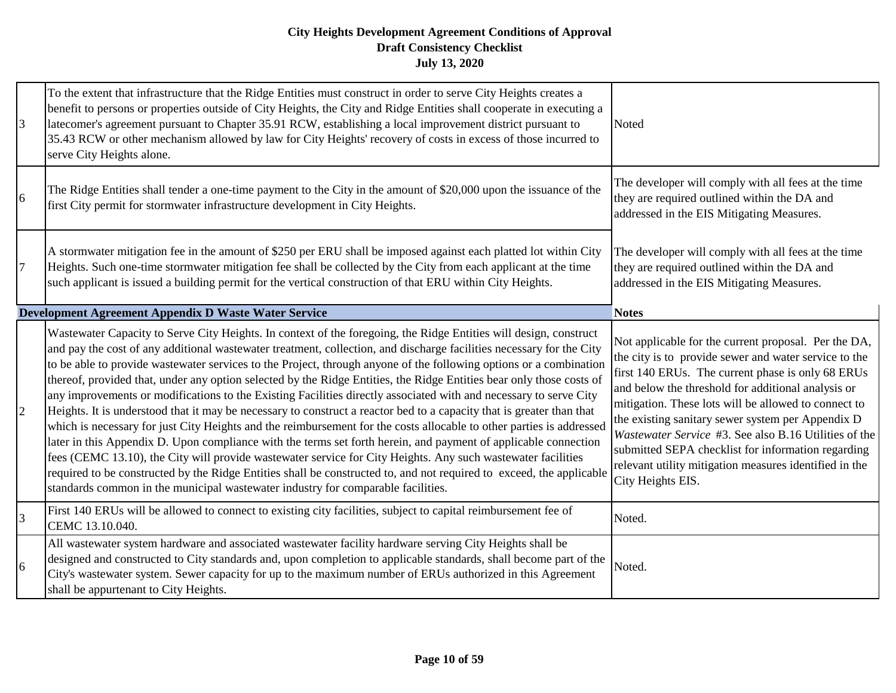# City Heights Development Agreement Conditions of Approval
## Draft Consistency Checklist
## July 13, 2020

| | | |
|---|---|---|
| 3 | To the extent that infrastructure that the Ridge Entities must construct in order to serve City Heights creates a benefit to persons or properties outside of City Heights, the City and Ridge Entities shall cooperate in executing a latecomer's agreement pursuant to Chapter 35.91 RCW, establishing a local improvement district pursuant to 35.43 RCW or other mechanism allowed by law for City Heights' recovery of costs in excess of those incurred to serve City Heights alone. | Noted |
| 6 | The Ridge Entities shall tender a one-time payment to the City in the amount of $20,000 upon the issuance of the first City permit for stormwater infrastructure development in City Heights. | The developer will comply with all fees at the time they are required outlined within the DA and addressed in the EIS Mitigating Measures. |
| 7 | A stormwater mitigation fee in the amount of $250 per ERU shall be imposed against each platted lot within City Heights. Such one-time stormwater mitigation fee shall be collected by the City from each applicant at the time such applicant is issued a building permit for the vertical construction of that ERU within City Heights. | The developer will comply with all fees at the time they are required outlined within the DA and addressed in the EIS Mitigating Measures. |
| | **Development Agreement Appendix D Waste Water Service** | **Notes** |
| 2 | Wastewater Capacity to Serve City Heights. In context of the foregoing, the Ridge Entities will design, construct and pay the cost of any additional wastewater treatment, collection, and discharge facilities necessary for the City to be able to provide wastewater services to the Project, through anyone of the following options or a combination thereof, provided that, under any option selected by the Ridge Entities, the Ridge Entities bear only those costs of any improvements or modifications to the Existing Facilities directly associated with and necessary to serve City Heights. It is understood that it may be necessary to construct a reactor bed to a capacity that is greater than that which is necessary for just City Heights and the reimbursement for the costs allocable to other parties is addressed later in this Appendix D. Upon compliance with the terms set forth herein, and payment of applicable connection fees (CEMC 13.10), the City will provide wastewater service for City Heights. Any such wastewater facilities required to be constructed by the Ridge Entities shall be constructed to, and not required to exceed, the applicable standards common in the municipal wastewater industry for comparable facilities. | Not applicable for the current proposal. Per the DA, the city is to provide sewer and water service to the first 140 ERUs. The current phase is only 68 ERUs and below the threshold for additional analysis or mitigation. These lots will be allowed to connect to the existing sanitary sewer system per Appendix D *Wastewater Service* #3. See also B.16 Utilities of the submitted SEPA checklist for information regarding relevant utility mitigation measures identified in the City Heights EIS. |
| 3 | First 140 ERUs will be allowed to connect to existing city facilities, subject to capital reimbursement fee of CEMC 13.10.040. | Noted. |
| 6 | All wastewater system hardware and associated wastewater facility hardware serving City Heights shall be designed and constructed to City standards and, upon completion to applicable standards, shall become part of the City's wastewater system. Sewer capacity for up to the maximum number of ERUs authorized in this Agreement shall be appurtenant to City Heights. | Noted. |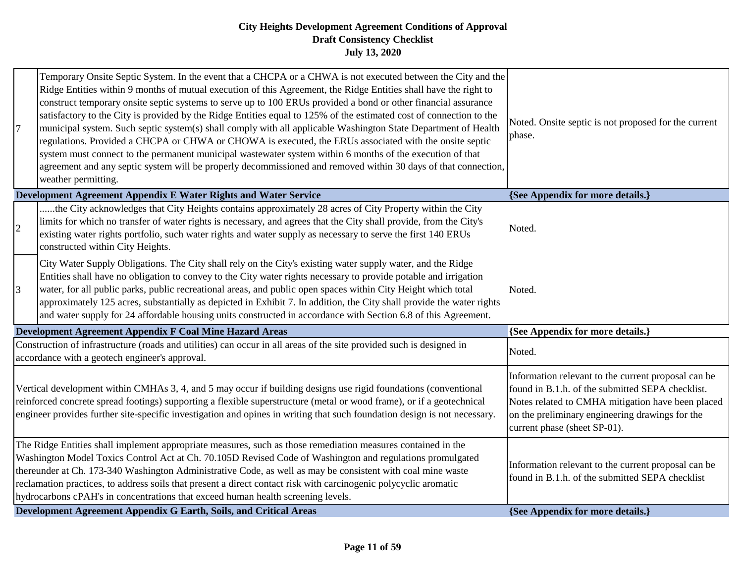**City Heights Development Agreement Conditions of Approval**
**Draft Consistency Checklist**
**July 13, 2020**

| | | |
|---|---|---|
| 7 | Temporary Onsite Septic System. In the event that a CHCPA or a CHWA is not executed between the City and the Ridge Entities within 9 months of mutual execution of this Agreement, the Ridge Entities shall have the right to construct temporary onsite septic systems to serve up to 100 ERUs provided a bond or other financial assurance satisfactory to the City is provided by the Ridge Entities equal to 125% of the estimated cost of connection to the municipal system. Such septic system(s) shall comply with all applicable Washington State Department of Health regulations. Provided a CHCPA or CHWA or CHOWA is executed, the ERUs associated with the onsite septic system must connect to the permanent municipal wastewater system within 6 months of the execution of that agreement and any septic system will be properly decommissioned and removed within 30 days of that connection, weather permitting. | Noted. Onsite septic is not proposed for the current phase. |
| | **Development Agreement Appendix E Water Rights and Water Service** | **{See Appendix for more details.}** |
| 2 | ......the City acknowledges that City Heights contains approximately 28 acres of City Property within the City limits for which no transfer of water rights is necessary, and agrees that the City shall provide, from the City's existing water rights portfolio, such water rights and water supply as necessary to serve the first 140 ERUs constructed within City Heights. | Noted. |
| 3 | City Water Supply Obligations. The City shall rely on the City's existing water supply water, and the Ridge Entities shall have no obligation to convey to the City water rights necessary to provide potable and irrigation water, for all public parks, public recreational areas, and public open spaces within City Height which total approximately 125 acres, substantially as depicted in Exhibit 7. In addition, the City shall provide the water rights and water supply for 24 affordable housing units constructed in accordance with Section 6.8 of this Agreement. | Noted. |
| | **Development Agreement Appendix F Coal Mine Hazard Areas** | **{See Appendix for more details.}** |
| | Construction of infrastructure (roads and utilities) can occur in all areas of the site provided such is designed in accordance with a geotech engineer's approval. | Noted. |
| | Vertical development within CMHAs 3, 4, and 5 may occur if building designs use rigid foundations (conventional reinforced concrete spread footings) supporting a flexible superstructure (metal or wood frame), or if a geotechnical engineer provides further site-specific investigation and opines in writing that such foundation design is not necessary. | Information relevant to the current proposal can be found in B.1.h. of the submitted SEPA checklist. Notes related to CMHA mitigation have been placed on the preliminary engineering drawings for the current phase (sheet SP-01). |
| | The Ridge Entities shall implement appropriate measures, such as those remediation measures contained in the Washington Model Toxics Control Act at Ch. 70.105D Revised Code of Washington and regulations promulgated thereunder at Ch. 173-340 Washington Administrative Code, as well as may be consistent with coal mine waste reclamation practices, to address soils that present a direct contact risk with carcinogenic polycyclic aromatic hydrocarbons cPAH's in concentrations that exceed human health screening levels. | Information relevant to the current proposal can be found in B.1.h. of the submitted SEPA checklist |
| | **Development Agreement Appendix G Earth, Soils, and Critical Areas** | **{See Appendix for more details.}** |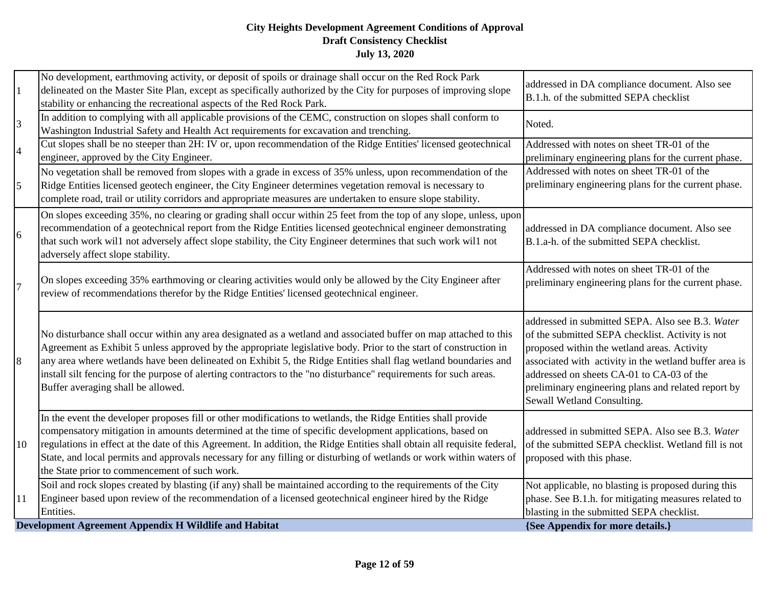## City Heights Development Agreement Conditions of Approval
## Draft Consistency Checklist
## July 13, 2020

| | | |
|---|---|---|
| 1 | No development, earthmoving activity, or deposit of spoils or drainage shall occur on the Red Rock Park delineated on the Master Site Plan, except as specifically authorized by the City for purposes of improving slope stability or enhancing the recreational aspects of the Red Rock Park. | addressed in DA compliance document. Also see B.1.h. of the submitted SEPA checklist |
| 3 | In addition to complying with all applicable provisions of the CEMC, construction on slopes shall conform to Washington Industrial Safety and Health Act requirements for excavation and trenching. | Noted. |
| 4 | Cut slopes shall be no steeper than 2H: IV or, upon recommendation of the Ridge Entities' licensed geotechnical engineer, approved by the City Engineer. | Addressed with notes on sheet TR-01 of the preliminary engineering plans for the current phase. |
| 5 | No vegetation shall be removed from slopes with a grade in excess of 35% unless, upon recommendation of the Ridge Entities licensed geotech engineer, the City Engineer determines vegetation removal is necessary to complete road, trail or utility corridors and appropriate measures are undertaken to ensure slope stability. | Addressed with notes on sheet TR-01 of the preliminary engineering plans for the current phase. |
| 6 | On slopes exceeding 35%, no clearing or grading shall occur within 25 feet from the top of any slope, unless, upon recommendation of a geotechnical report from the Ridge Entities licensed geotechnical engineer demonstrating that such work wil1 not adversely affect slope stability, the City Engineer determines that such work wil1 not adversely affect slope stability. | addressed in DA compliance document. Also see B.1.a-h. of the submitted SEPA checklist. |
| 7 | On slopes exceeding 35% earthmoving or clearing activities would only be allowed by the City Engineer after review of recommendations therefor by the Ridge Entities' licensed geotechnical engineer. | Addressed with notes on sheet TR-01 of the preliminary engineering plans for the current phase. |
| 8 | No disturbance shall occur within any area designated as a wetland and associated buffer on map attached to this Agreement as Exhibit 5 unless approved by the appropriate legislative body. Prior to the start of construction in any area where wetlands have been delineated on Exhibit 5, the Ridge Entities shall flag wetland boundaries and install silt fencing for the purpose of alerting contractors to the "no disturbance" requirements for such areas. Buffer averaging shall be allowed. | addressed in submitted SEPA. Also see B.3. *Water* of the submitted SEPA checklist. Activity is not proposed within the wetland areas. Activity associated with activity in the wetland buffer area is addressed on sheets CA-01 to CA-03 of the preliminary engineering plans and related report by Sewall Wetland Consulting. |
| 10 | In the event the developer proposes fill or other modifications to wetlands, the Ridge Entities shall provide compensatory mitigation in amounts determined at the time of specific development applications, based on regulations in effect at the date of this Agreement. In addition, the Ridge Entities shall obtain all requisite federal, State, and local permits and approvals necessary for any filling or disturbing of wetlands or work within waters of the State prior to commencement of such work. | addressed in submitted SEPA. Also see B.3. *Water* of the submitted SEPA checklist. Wetland fill is not proposed with this phase. |
| 11 | Soil and rock slopes created by blasting (if any) shall be maintained according to the requirements of the City Engineer based upon review of the recommendation of a licensed geotechnical engineer hired by the Ridge Entities. | Not applicable, no blasting is proposed during this phase. See B.1.h. for mitigating measures related to blasting in the submitted SEPA checklist. |
| | **Development Agreement Appendix H Wildlife and Habitat** | **{See Appendix for more details.}** |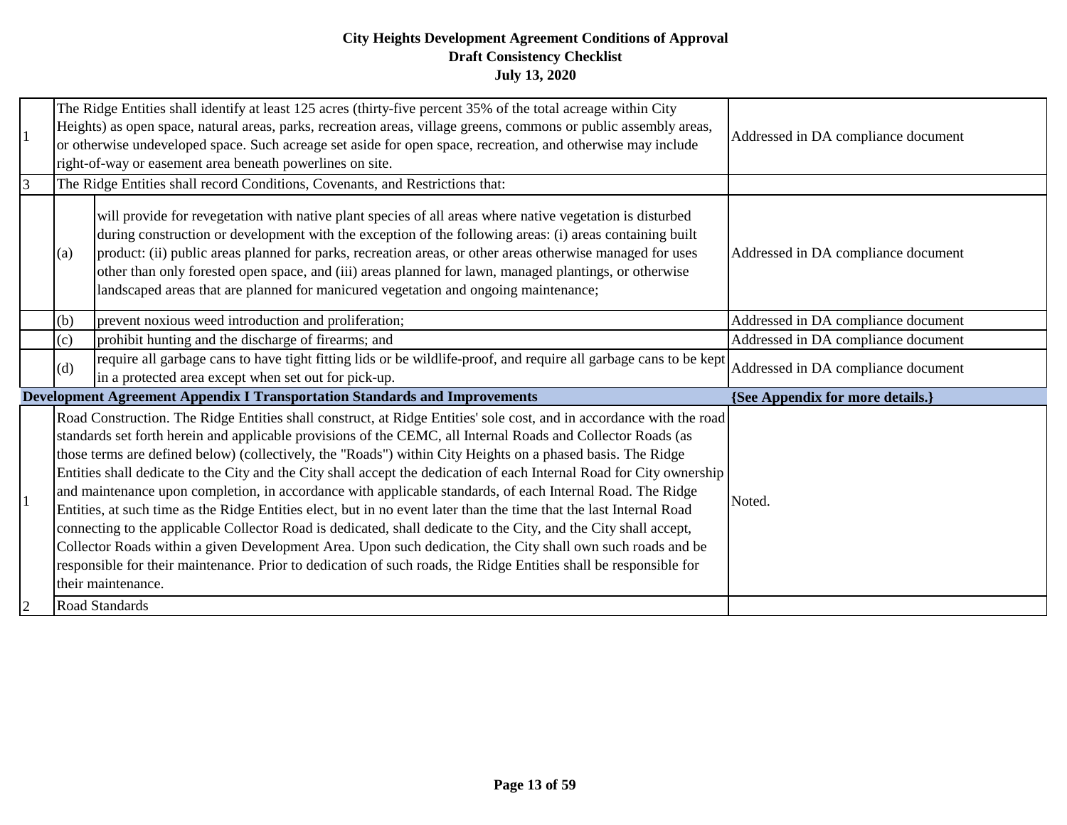**City Heights Development Agreement Conditions of Approval**
**Draft Consistency Checklist**
**July 13, 2020**

| | | | |
|---|---|---|---|
| 1 | The Ridge Entities shall identify at least 125 acres (thirty-five percent 35% of the total acreage within City Heights) as open space, natural areas, parks, recreation areas, village greens, commons or public assembly areas, or otherwise undeveloped space. Such acreage set aside for open space, recreation, and otherwise may include right-of-way or easement area beneath powerlines on site. | | Addressed in DA compliance document |
| 3 | The Ridge Entities shall record Conditions, Covenants, and Restrictions that: | | |
| | (a) | will provide for revegetation with native plant species of all areas where native vegetation is disturbed during construction or development with the exception of the following areas: (i) areas containing built product: (ii) public areas planned for parks, recreation areas, or other areas otherwise managed for uses other than only forested open space, and (iii) areas planned for lawn, managed plantings, or otherwise landscaped areas that are planned for manicured vegetation and ongoing maintenance; | Addressed in DA compliance document |
| | (b) | prevent noxious weed introduction and proliferation; | Addressed in DA compliance document |
| | (c) | prohibit hunting and the discharge of firearms; and | Addressed in DA compliance document |
| | (d) | require all garbage cans to have tight fitting lids or be wildlife-proof, and require all garbage cans to be kept in a protected area except when set out for pick-up. | Addressed in DA compliance document |
| **Development Agreement Appendix I Transportation Standards and Improvements** | | | **{See Appendix for more details.}** |
| 1 | Road Construction. The Ridge Entities shall construct, at Ridge Entities' sole cost, and in accordance with the road standards set forth herein and applicable provisions of the CEMC, all Internal Roads and Collector Roads (as those terms are defined below) (collectively, the "Roads") within City Heights on a phased basis. The Ridge Entities shall dedicate to the City and the City shall accept the dedication of each Internal Road for City ownership and maintenance upon completion, in accordance with applicable standards, of each Internal Road. The Ridge Entities, at such time as the Ridge Entities elect, but in no event later than the time that the last Internal Road connecting to the applicable Collector Road is dedicated, shall dedicate to the City, and the City shall accept, Collector Roads within a given Development Area. Upon such dedication, the City shall own such roads and be responsible for their maintenance. Prior to dedication of such roads, the Ridge Entities shall be responsible for their maintenance. | | Noted. |
| 2 | Road Standards | | |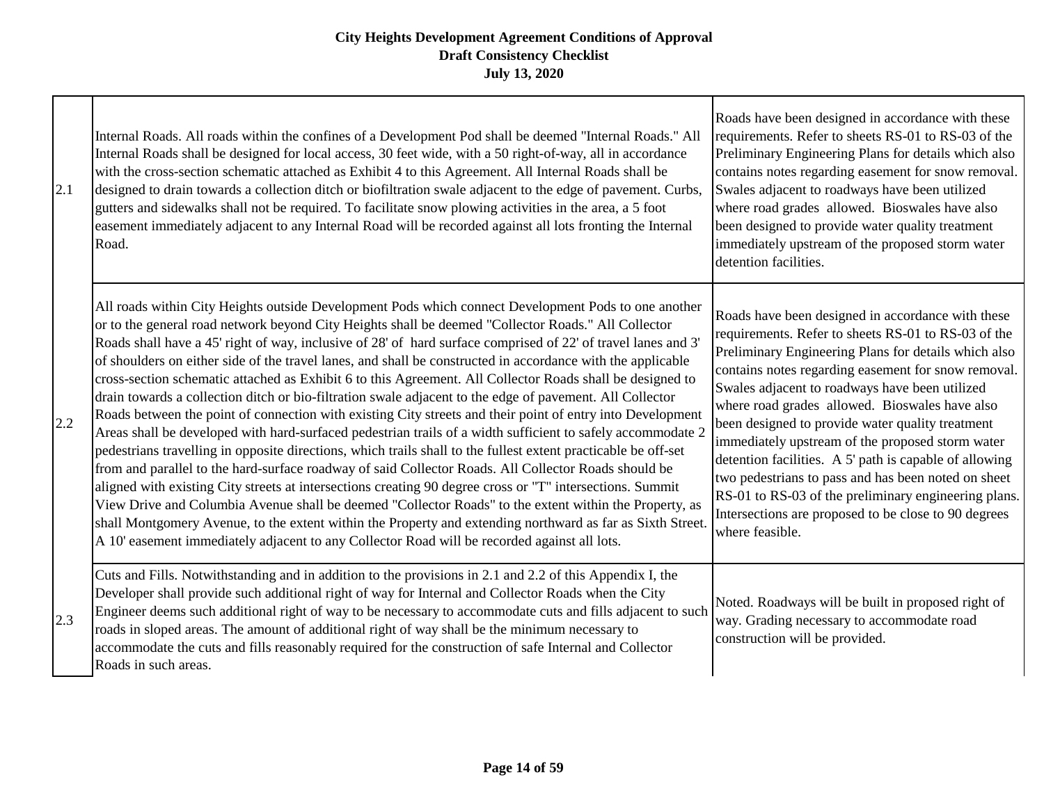**City Heights Development Agreement Conditions of Approval**
**Draft Consistency Checklist**
**July 13, 2020**

| | | |
|---|---|---|
| 2.1 | Internal Roads. All roads within the confines of a Development Pod shall be deemed "Internal Roads." All Internal Roads shall be designed for local access, 30 feet wide, with a 50 right-of-way, all in accordance with the cross-section schematic attached as Exhibit 4 to this Agreement. All Internal Roads shall be designed to drain towards a collection ditch or biofiltration swale adjacent to the edge of pavement. Curbs, gutters and sidewalks shall not be required. To facilitate snow plowing activities in the area, a 5 foot easement immediately adjacent to any Internal Road will be recorded against all lots fronting the Internal Road. | Roads have been designed in accordance with these requirements. Refer to sheets RS-01 to RS-03 of the Preliminary Engineering Plans for details which also contains notes regarding easement for snow removal. Swales adjacent to roadways have been utilized where road grades allowed. Bioswales have also been designed to provide water quality treatment immediately upstream of the proposed storm water detention facilities. |
| 2.2 | All roads within City Heights outside Development Pods which connect Development Pods to one another or to the general road network beyond City Heights shall be deemed "Collector Roads." All Collector Roads shall have a 45' right of way, inclusive of 28' of hard surface comprised of 22' of travel lanes and 3' of shoulders on either side of the travel lanes, and shall be constructed in accordance with the applicable cross-section schematic attached as Exhibit 6 to this Agreement. All Collector Roads shall be designed to drain towards a collection ditch or bio-filtration swale adjacent to the edge of pavement. All Collector Roads between the point of connection with existing City streets and their point of entry into Development Areas shall be developed with hard-surfaced pedestrian trails of a width sufficient to safely accommodate 2 pedestrians travelling in opposite directions, which trails shall to the fullest extent practicable be off-set from and parallel to the hard-surface roadway of said Collector Roads. All Collector Roads should be aligned with existing City streets at intersections creating 90 degree cross or "T" intersections. Summit View Drive and Columbia Avenue shall be deemed "Collector Roads" to the extent within the Property, as shall Montgomery Avenue, to the extent within the Property and extending northward as far as Sixth Street. A 10' easement immediately adjacent to any Collector Road will be recorded against all lots. | Roads have been designed in accordance with these requirements. Refer to sheets RS-01 to RS-03 of the Preliminary Engineering Plans for details which also contains notes regarding easement for snow removal. Swales adjacent to roadways have been utilized where road grades allowed. Bioswales have also been designed to provide water quality treatment immediately upstream of the proposed storm water detention facilities. A 5' path is capable of allowing two pedestrians to pass and has been noted on sheet RS-01 to RS-03 of the preliminary engineering plans. Intersections are proposed to be close to 90 degrees where feasible. |
| 2.3 | Cuts and Fills. Notwithstanding and in addition to the provisions in 2.1 and 2.2 of this Appendix I, the Developer shall provide such additional right of way for Internal and Collector Roads when the City Engineer deems such additional right of way to be necessary to accommodate cuts and fills adjacent to such roads in sloped areas. The amount of additional right of way shall be the minimum necessary to accommodate the cuts and fills reasonably required for the construction of safe Internal and Collector Roads in such areas. | Noted. Roadways will be built in proposed right of way. Grading necessary to accommodate road construction will be provided. |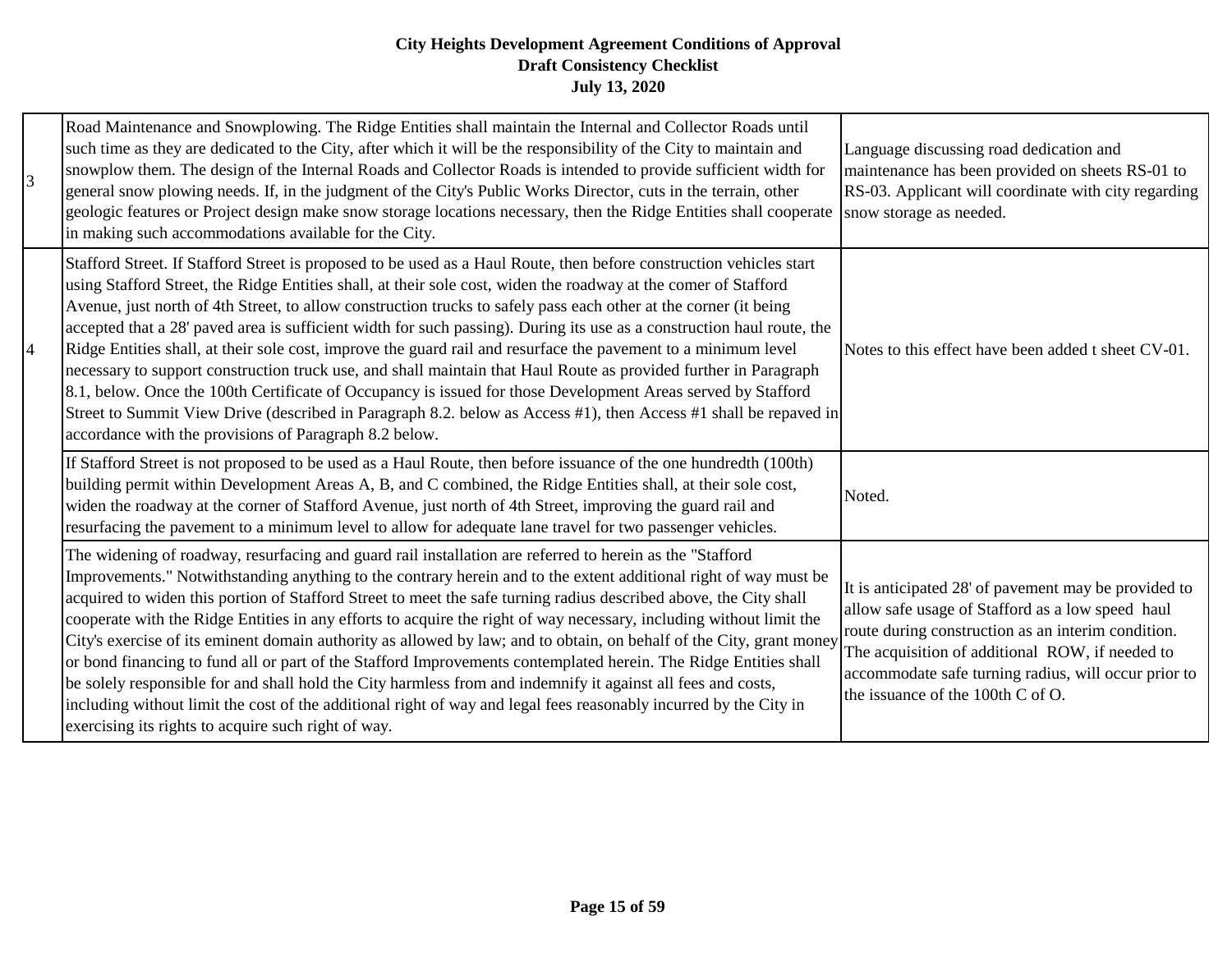**City Heights Development Agreement Conditions of Approval**
**Draft Consistency Checklist**
**July 13, 2020**

| | | |
|---|---|---|
| 3 | Road Maintenance and Snowplowing. The Ridge Entities shall maintain the Internal and Collector Roads until such time as they are dedicated to the City, after which it will be the responsibility of the City to maintain and snowplow them. The design of the Internal Roads and Collector Roads is intended to provide sufficient width for general snow plowing needs. If, in the judgment of the City's Public Works Director, cuts in the terrain, other geologic features or Project design make snow storage locations necessary, then the Ridge Entities shall cooperate in making such accommodations available for the City. | Language discussing road dedication and maintenance has been provided on sheets RS-01 to RS-03. Applicant will coordinate with city regarding snow storage as needed. |
| 4 | Stafford Street. If Stafford Street is proposed to be used as a Haul Route, then before construction vehicles start using Stafford Street, the Ridge Entities shall, at their sole cost, widen the roadway at the comer of Stafford Avenue, just north of 4th Street, to allow construction trucks to safely pass each other at the corner (it being accepted that a 28' paved area is sufficient width for such passing). During its use as a construction haul route, the Ridge Entities shall, at their sole cost, improve the guard rail and resurface the pavement to a minimum level necessary to support construction truck use, and shall maintain that Haul Route as provided further in Paragraph 8.1, below. Once the 100th Certificate of Occupancy is issued for those Development Areas served by Stafford Street to Summit View Drive (described in Paragraph 8.2. below as Access #1), then Access #1 shall be repaved in accordance with the provisions of Paragraph 8.2 below. | Notes to this effect have been added t sheet CV-01. |
| | If Stafford Street is not proposed to be used as a Haul Route, then before issuance of the one hundredth (100th) building permit within Development Areas A, B, and C combined, the Ridge Entities shall, at their sole cost, widen the roadway at the corner of Stafford Avenue, just north of 4th Street, improving the guard rail and resurfacing the pavement to a minimum level to allow for adequate lane travel for two passenger vehicles. | Noted. |
| | The widening of roadway, resurfacing and guard rail installation are referred to herein as the "Stafford Improvements." Notwithstanding anything to the contrary herein and to the extent additional right of way must be acquired to widen this portion of Stafford Street to meet the safe turning radius described above, the City shall cooperate with the Ridge Entities in any efforts to acquire the right of way necessary, including without limit the City's exercise of its eminent domain authority as allowed by law; and to obtain, on behalf of the City, grant money or bond financing to fund all or part of the Stafford Improvements contemplated herein. The Ridge Entities shall be solely responsible for and shall hold the City harmless from and indemnify it against all fees and costs, including without limit the cost of the additional right of way and legal fees reasonably incurred by the City in exercising its rights to acquire such right of way. | It is anticipated 28' of pavement may be provided to allow safe usage of Stafford as a low speed haul route during construction as an interim condition. The acquisition of additional ROW, if needed to accommodate safe turning radius, will occur prior to the issuance of the 100th C of O. |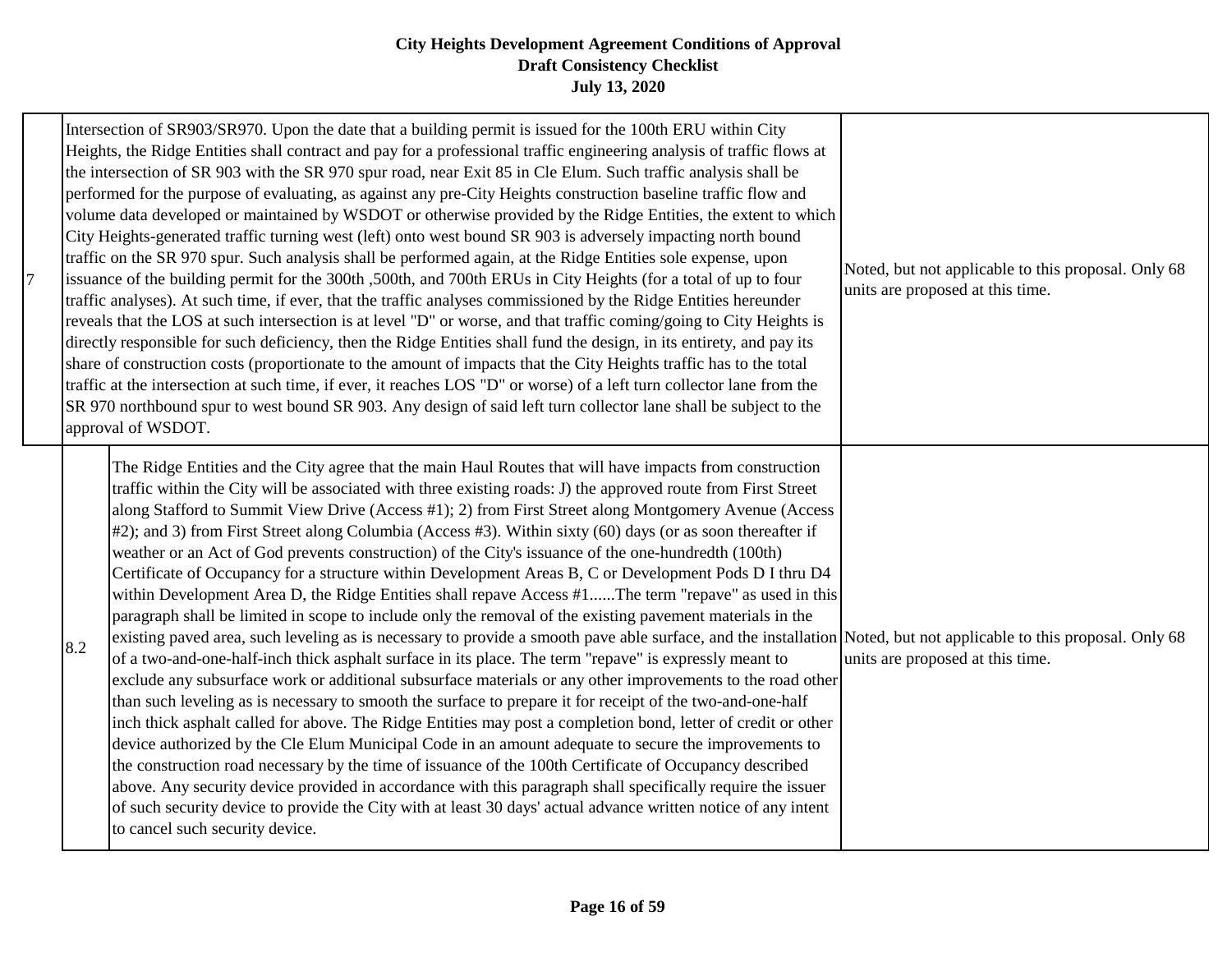**City Heights Development Agreement Conditions of Approval**
**Draft Consistency Checklist**
**July 13, 2020**

| | | |
|---|---|---|
| 7 | Intersection of SR903/SR970. Upon the date that a building permit is issued for the 100th ERU within City Heights, the Ridge Entities shall contract and pay for a professional traffic engineering analysis of traffic flows at the intersection of SR 903 with the SR 970 spur road, near Exit 85 in Cle Elum. Such traffic analysis shall be performed for the purpose of evaluating, as against any pre-City Heights construction baseline traffic flow and volume data developed or maintained by WSDOT or otherwise provided by the Ridge Entities, the extent to which City Heights-generated traffic turning west (left) onto west bound SR 903 is adversely impacting north bound traffic on the SR 970 spur. Such analysis shall be performed again, at the Ridge Entities sole expense, upon issuance of the building permit for the 300th ,500th, and 700th ERUs in City Heights (for a total of up to four traffic analyses). At such time, if ever, that the traffic analyses commissioned by the Ridge Entities hereunder reveals that the LOS at such intersection is at level "D" or worse, and that traffic coming/going to City Heights is directly responsible for such deficiency, then the Ridge Entities shall fund the design, in its entirety, and pay its share of construction costs (proportionate to the amount of impacts that the City Heights traffic has to the total traffic at the intersection at such time, if ever, it reaches LOS "D" or worse) of a left turn collector lane from the SR 970 northbound spur to west bound SR 903. Any design of said left turn collector lane shall be subject to the approval of WSDOT. | Noted, but not applicable to this proposal. Only 68 units are proposed at this time. |
| 8.2 | The Ridge Entities and the City agree that the main Haul Routes that will have impacts from construction traffic within the City will be associated with three existing roads: J) the approved route from First Street along Stafford to Summit View Drive (Access #1); 2) from First Street along Montgomery Avenue (Access #2); and 3) from First Street along Columbia (Access #3). Within sixty (60) days (or as soon thereafter if weather or an Act of God prevents construction) of the City's issuance of the one-hundredth (100th) Certificate of Occupancy for a structure within Development Areas B, C or Development Pods D I thru D4 within Development Area D, the Ridge Entities shall repave Access #1......The term "repave" as used in this paragraph shall be limited in scope to include only the removal of the existing pavement materials in the existing paved area, such leveling as is necessary to provide a smooth pave able surface, and the installation of a two-and-one-half-inch thick asphalt surface in its place. The term "repave" is expressly meant to exclude any subsurface work or additional subsurface materials or any other improvements to the road other than such leveling as is necessary to smooth the surface to prepare it for receipt of the two-and-one-half inch thick asphalt called for above. The Ridge Entities may post a completion bond, letter of credit or other device authorized by the Cle Elum Municipal Code in an amount adequate to secure the improvements to the construction road necessary by the time of issuance of the 100th Certificate of Occupancy described above. Any security device provided in accordance with this paragraph shall specifically require the issuer of such security device to provide the City with at least 30 days' actual advance written notice of any intent to cancel such security device. | Noted, but not applicable to this proposal. Only 68 units are proposed at this time. |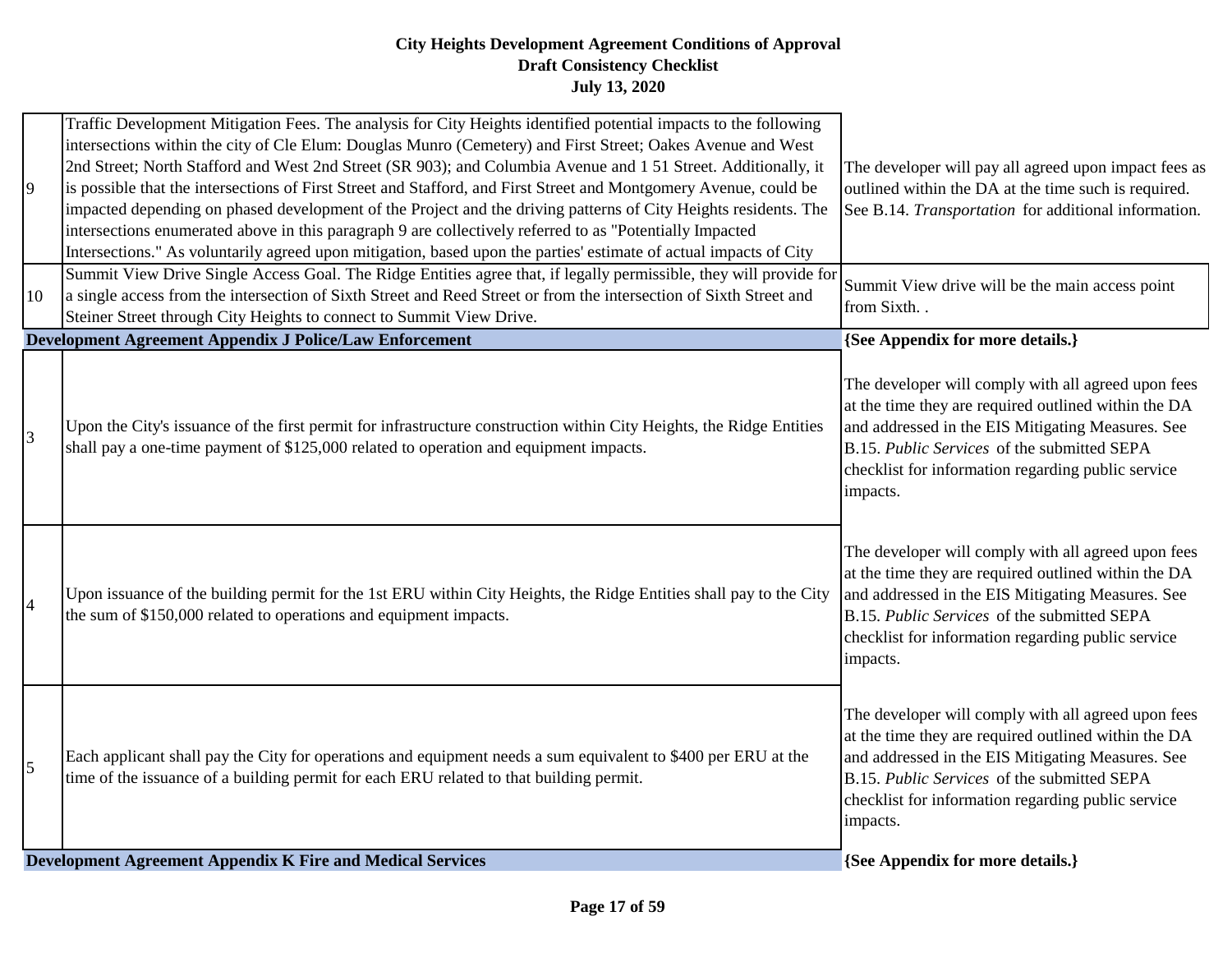**City Heights Development Agreement Conditions of Approval**
**Draft Consistency Checklist**
**July 13, 2020**

| | | |
|---|---|---|
| 9 | Traffic Development Mitigation Fees. The analysis for City Heights identified potential impacts to the following intersections within the city of Cle Elum: Douglas Munro (Cemetery) and First Street; Oakes Avenue and West 2nd Street; North Stafford and West 2nd Street (SR 903); and Columbia Avenue and 1 51 Street. Additionally, it is possible that the intersections of First Street and Stafford, and First Street and Montgomery Avenue, could be impacted depending on phased development of the Project and the driving patterns of City Heights residents. The intersections enumerated above in this paragraph 9 are collectively referred to as "Potentially Impacted Intersections." As voluntarily agreed upon mitigation, based upon the parties' estimate of actual impacts of City | The developer will pay all agreed upon impact fees as outlined within the DA at the time such is required. See B.14. *Transportation* for additional information. |
| 10 | Summit View Drive Single Access Goal. The Ridge Entities agree that, if legally permissible, they will provide for a single access from the intersection of Sixth Street and Reed Street or from the intersection of Sixth Street and Steiner Street through City Heights to connect to Summit View Drive. | Summit View drive will be the main access point from Sixth. . |
| **Development Agreement Appendix J Police/Law Enforcement** | | **{See Appendix for more details.}** |
| 3 | Upon the City's issuance of the first permit for infrastructure construction within City Heights, the Ridge Entities shall pay a one-time payment of $125,000 related to operation and equipment impacts. | The developer will comply with all agreed upon fees at the time they are required outlined within the DA and addressed in the EIS Mitigating Measures. See B.15. *Public Services* of the submitted SEPA checklist for information regarding public service impacts. |
| 4 | Upon issuance of the building permit for the 1st ERU within City Heights, the Ridge Entities shall pay to the City the sum of $150,000 related to operations and equipment impacts. | The developer will comply with all agreed upon fees at the time they are required outlined within the DA and addressed in the EIS Mitigating Measures. See B.15. *Public Services* of the submitted SEPA checklist for information regarding public service impacts. |
| 5 | Each applicant shall pay the City for operations and equipment needs a sum equivalent to $400 per ERU at the time of the issuance of a building permit for each ERU related to that building permit. | The developer will comply with all agreed upon fees at the time they are required outlined within the DA and addressed in the EIS Mitigating Measures. See B.15. *Public Services* of the submitted SEPA checklist for information regarding public service impacts. |
| **Development Agreement Appendix K Fire and Medical Services** | | **{See Appendix for more details.}** |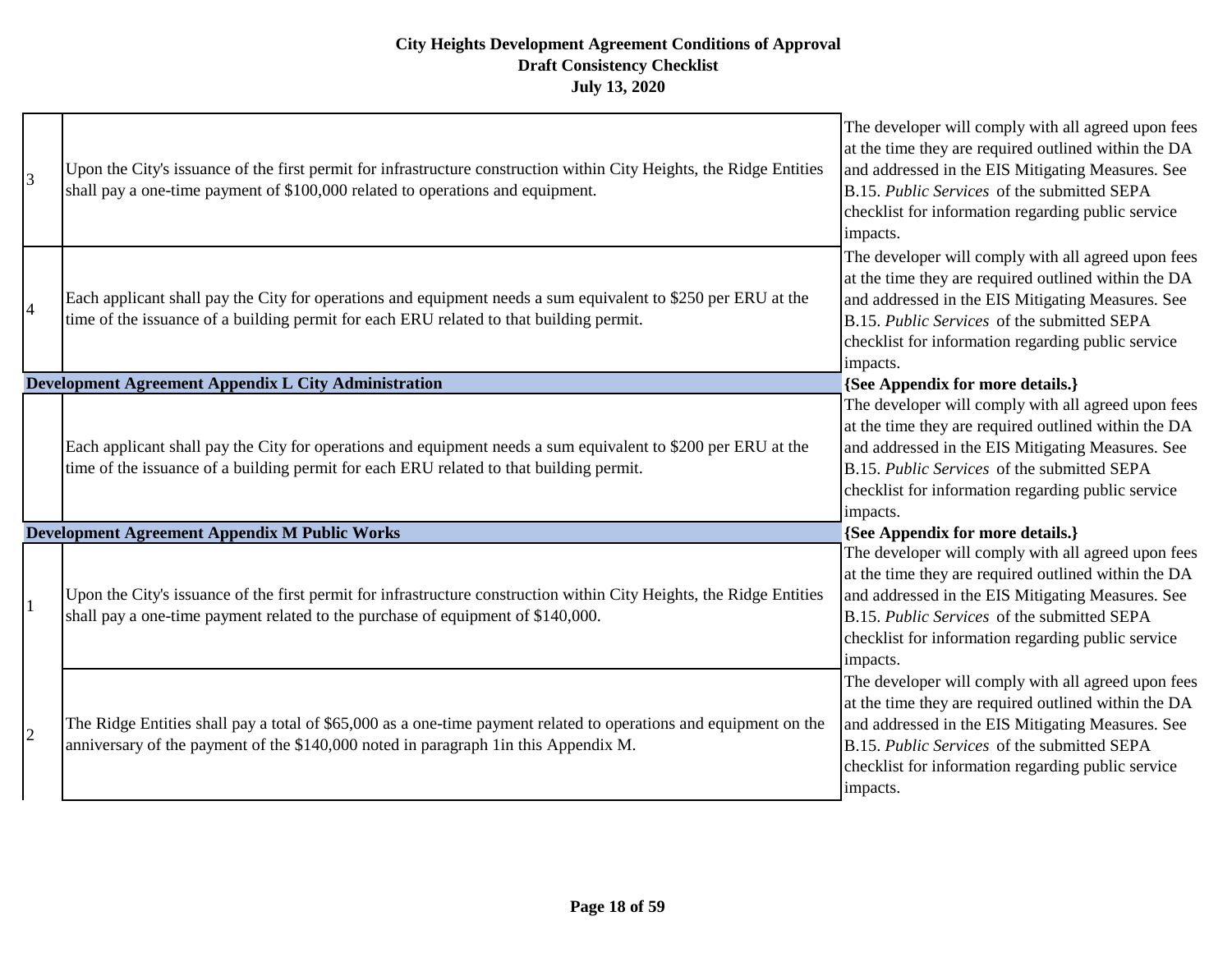**City Heights Development Agreement Conditions of Approval**
**Draft Consistency Checklist**
**July 13, 2020**

| | | |
|---|---|---|
| 3 | Upon the City's issuance of the first permit for infrastructure construction within City Heights, the Ridge Entities shall pay a one-time payment of $100,000 related to operations and equipment. | The developer will comply with all agreed upon fees at the time they are required outlined within the DA and addressed in the EIS Mitigating Measures. See B.15. *Public Services* of the submitted SEPA checklist for information regarding public service impacts. |
| 4 | Each applicant shall pay the City for operations and equipment needs a sum equivalent to $250 per ERU at the time of the issuance of a building permit for each ERU related to that building permit. | The developer will comply with all agreed upon fees at the time they are required outlined within the DA and addressed in the EIS Mitigating Measures. See B.15. *Public Services* of the submitted SEPA checklist for information regarding public service impacts. |
| **Development Agreement Appendix L City Administration** | | **{See Appendix for more details.}** |
| | Each applicant shall pay the City for operations and equipment needs a sum equivalent to $200 per ERU at the time of the issuance of a building permit for each ERU related to that building permit. | The developer will comply with all agreed upon fees at the time they are required outlined within the DA and addressed in the EIS Mitigating Measures. See B.15. *Public Services* of the submitted SEPA checklist for information regarding public service impacts. |
| **Development Agreement Appendix M Public Works** | | **{See Appendix for more details.}** |
| 1 | Upon the City's issuance of the first permit for infrastructure construction within City Heights, the Ridge Entities shall pay a one-time payment related to the purchase of equipment of $140,000. | The developer will comply with all agreed upon fees at the time they are required outlined within the DA and addressed in the EIS Mitigating Measures. See B.15. *Public Services* of the submitted SEPA checklist for information regarding public service impacts. |
| 2 | The Ridge Entities shall pay a total of $65,000 as a one-time payment related to operations and equipment on the anniversary of the payment of the $140,000 noted in paragraph 1in this Appendix M. | The developer will comply with all agreed upon fees at the time they are required outlined within the DA and addressed in the EIS Mitigating Measures. See B.15. *Public Services* of the submitted SEPA checklist for information regarding public service impacts. |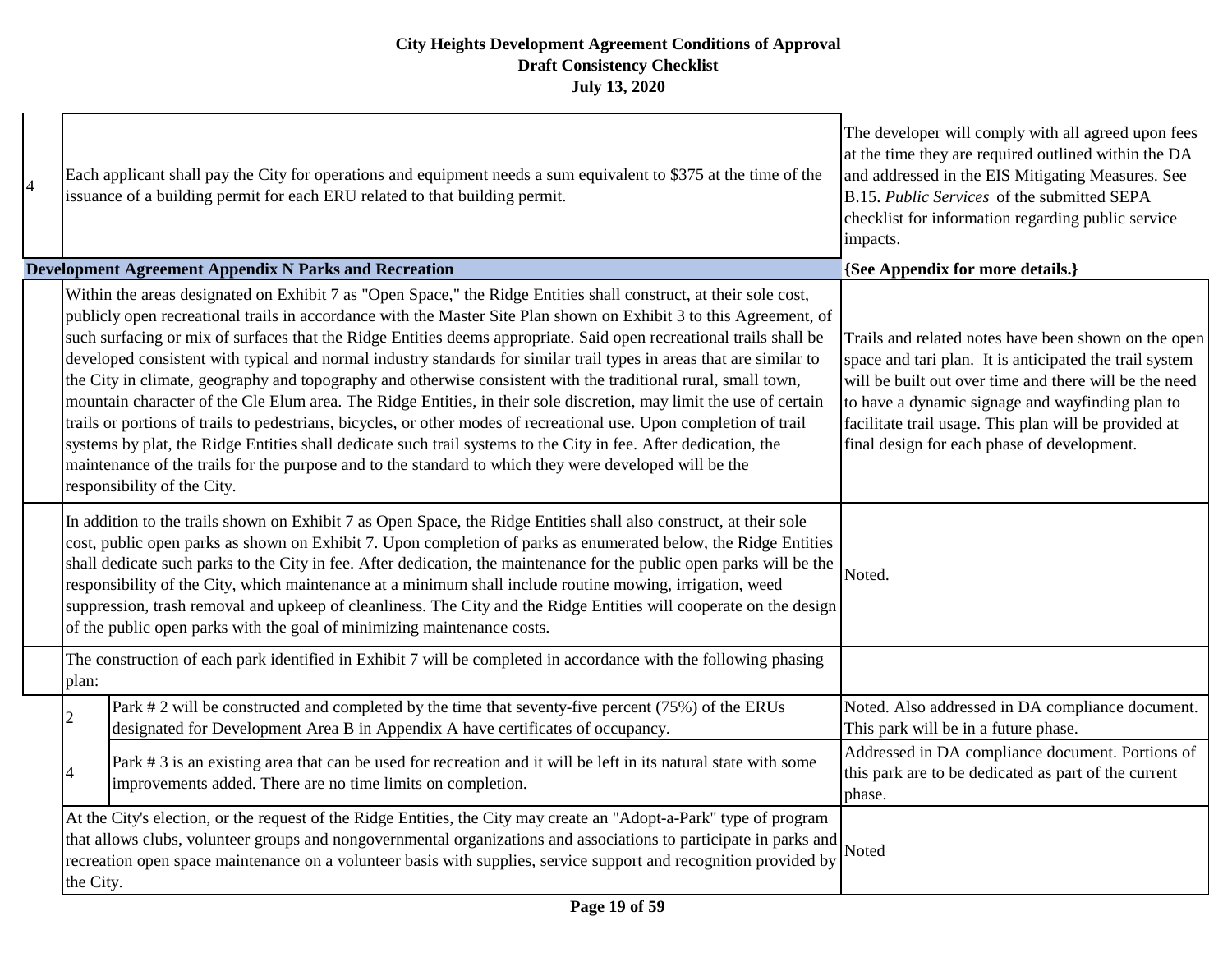# City Heights Development Agreement Conditions of Approval
## Draft Consistency Checklist
### July 13, 2020

| | | | |
|---|---|---|---|
| 4 | Each applicant shall pay the City for operations and equipment needs a sum equivalent to $375 at the time of the issuance of a building permit for each ERU related to that building permit. | | The developer will comply with all agreed upon fees at the time they are required outlined within the DA and addressed in the EIS Mitigating Measures. See B.15. *Public Services* of the submitted SEPA checklist for information regarding public service impacts. |
| **Development Agreement Appendix N Parks and Recreation** | | | **{See Appendix for more details.}** |
| | Within the areas designated on Exhibit 7 as "Open Space," the Ridge Entities shall construct, at their sole cost, publicly open recreational trails in accordance with the Master Site Plan shown on Exhibit 3 to this Agreement, of such surfacing or mix of surfaces that the Ridge Entities deems appropriate. Said open recreational trails shall be developed consistent with typical and normal industry standards for similar trail types in areas that are similar to the City in climate, geography and topography and otherwise consistent with the traditional rural, small town, mountain character of the Cle Elum area. The Ridge Entities, in their sole discretion, may limit the use of certain trails or portions of trails to pedestrians, bicycles, or other modes of recreational use. Upon completion of trail systems by plat, the Ridge Entities shall dedicate such trail systems to the City in fee. After dedication, the maintenance of the trails for the purpose and to the standard to which they were developed will be the responsibility of the City. | | Trails and related notes have been shown on the open space and tari plan. It is anticipated the trail system will be built out over time and there will be the need to have a dynamic signage and wayfinding plan to facilitate trail usage. This plan will be provided at final design for each phase of development. |
| | In addition to the trails shown on Exhibit 7 as Open Space, the Ridge Entities shall also construct, at their sole cost, public open parks as shown on Exhibit 7. Upon completion of parks as enumerated below, the Ridge Entities shall dedicate such parks to the City in fee. After dedication, the maintenance for the public open parks will be the responsibility of the City, which maintenance at a minimum shall include routine mowing, irrigation, weed suppression, trash removal and upkeep of cleanliness. The City and the Ridge Entities will cooperate on the design of the public open parks with the goal of minimizing maintenance costs. | | Noted. |
| | The construction of each park identified in Exhibit 7 will be completed in accordance with the following phasing plan: | | |
| | 2 | Park # 2 will be constructed and completed by the time that seventy-five percent (75%) of the ERUs designated for Development Area B in Appendix A have certificates of occupancy. | Noted. Also addressed in DA compliance document. This park will be in a future phase. |
| | 4 | Park # 3 is an existing area that can be used for recreation and it will be left in its natural state with some improvements added. There are no time limits on completion. | Addressed in DA compliance document. Portions of this park are to be dedicated as part of the current phase. |
| | At the City's election, or the request of the Ridge Entities, the City may create an "Adopt-a-Park" type of program that allows clubs, volunteer groups and nongovernmental organizations and associations to participate in parks and recreation open space maintenance on a volunteer basis with supplies, service support and recognition provided by the City. | | Noted |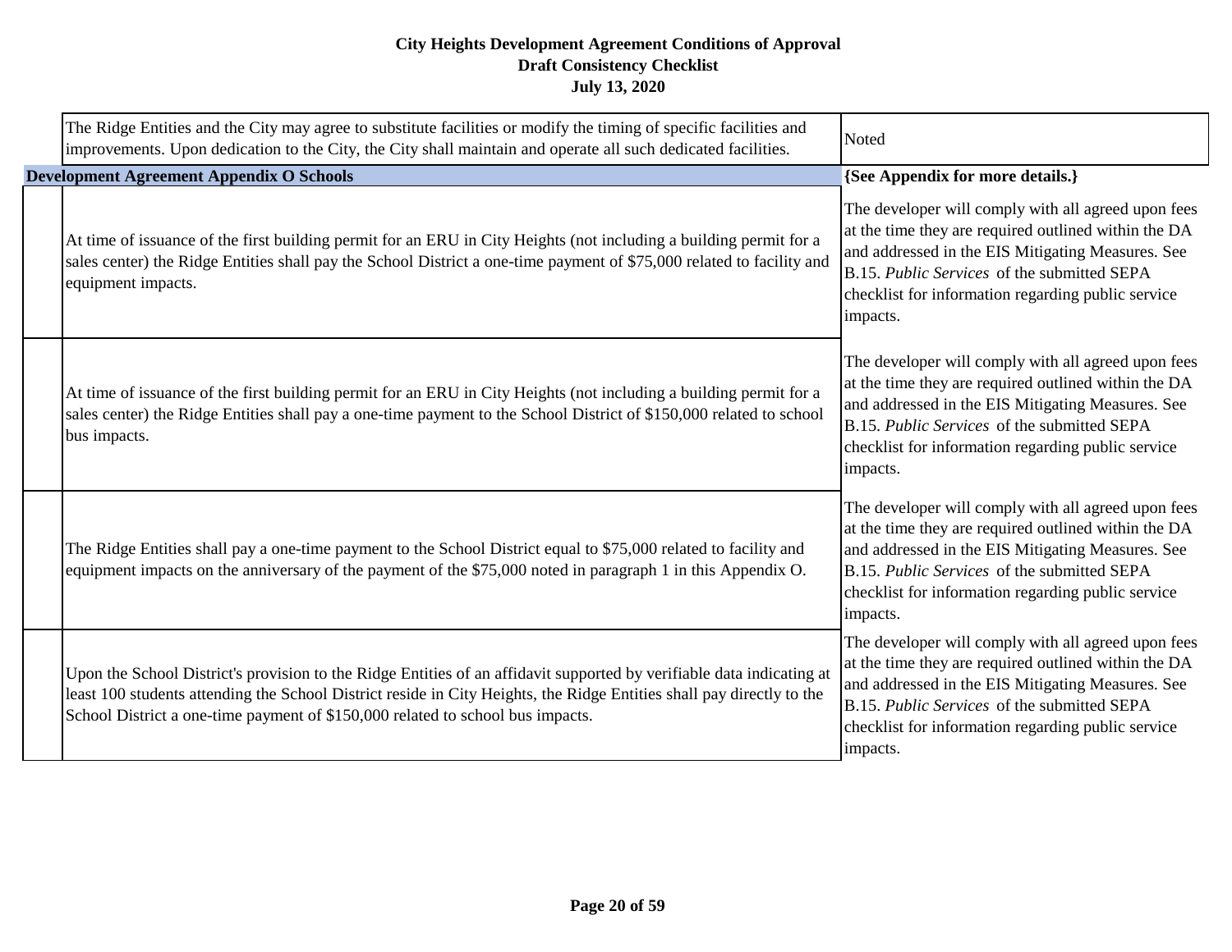| | | |
|---|---|---|
| | The Ridge Entities and the City may agree to substitute facilities or modify the timing of specific facilities and improvements. Upon dedication to the City, the City shall maintain and operate all such dedicated facilities. | Noted |
| **Development Agreement Appendix O Schools** | | **{See Appendix for more details.}** |
| | At time of issuance of the first building permit for an ERU in City Heights (not including a building permit for a sales center) the Ridge Entities shall pay the School District a one-time payment of $75,000 related to facility and equipment impacts. | The developer will comply with all agreed upon fees at the time they are required outlined within the DA and addressed in the EIS Mitigating Measures. See B.15. *Public Services* of the submitted SEPA checklist for information regarding public service impacts. |
| | At time of issuance of the first building permit for an ERU in City Heights (not including a building permit for a sales center) the Ridge Entities shall pay a one-time payment to the School District of $150,000 related to school bus impacts. | The developer will comply with all agreed upon fees at the time they are required outlined within the DA and addressed in the EIS Mitigating Measures. See B.15. *Public Services* of the submitted SEPA checklist for information regarding public service impacts. |
| | The Ridge Entities shall pay a one-time payment to the School District equal to $75,000 related to facility and equipment impacts on the anniversary of the payment of the $75,000 noted in paragraph 1 in this Appendix O. | The developer will comply with all agreed upon fees at the time they are required outlined within the DA and addressed in the EIS Mitigating Measures. See B.15. *Public Services* of the submitted SEPA checklist for information regarding public service impacts. |
| | Upon the School District's provision to the Ridge Entities of an affidavit supported by verifiable data indicating at least 100 students attending the School District reside in City Heights, the Ridge Entities shall pay directly to the School District a one-time payment of $150,000 related to school bus impacts. | The developer will comply with all agreed upon fees at the time they are required outlined within the DA and addressed in the EIS Mitigating Measures. See B.15. *Public Services* of the submitted SEPA checklist for information regarding public service impacts. |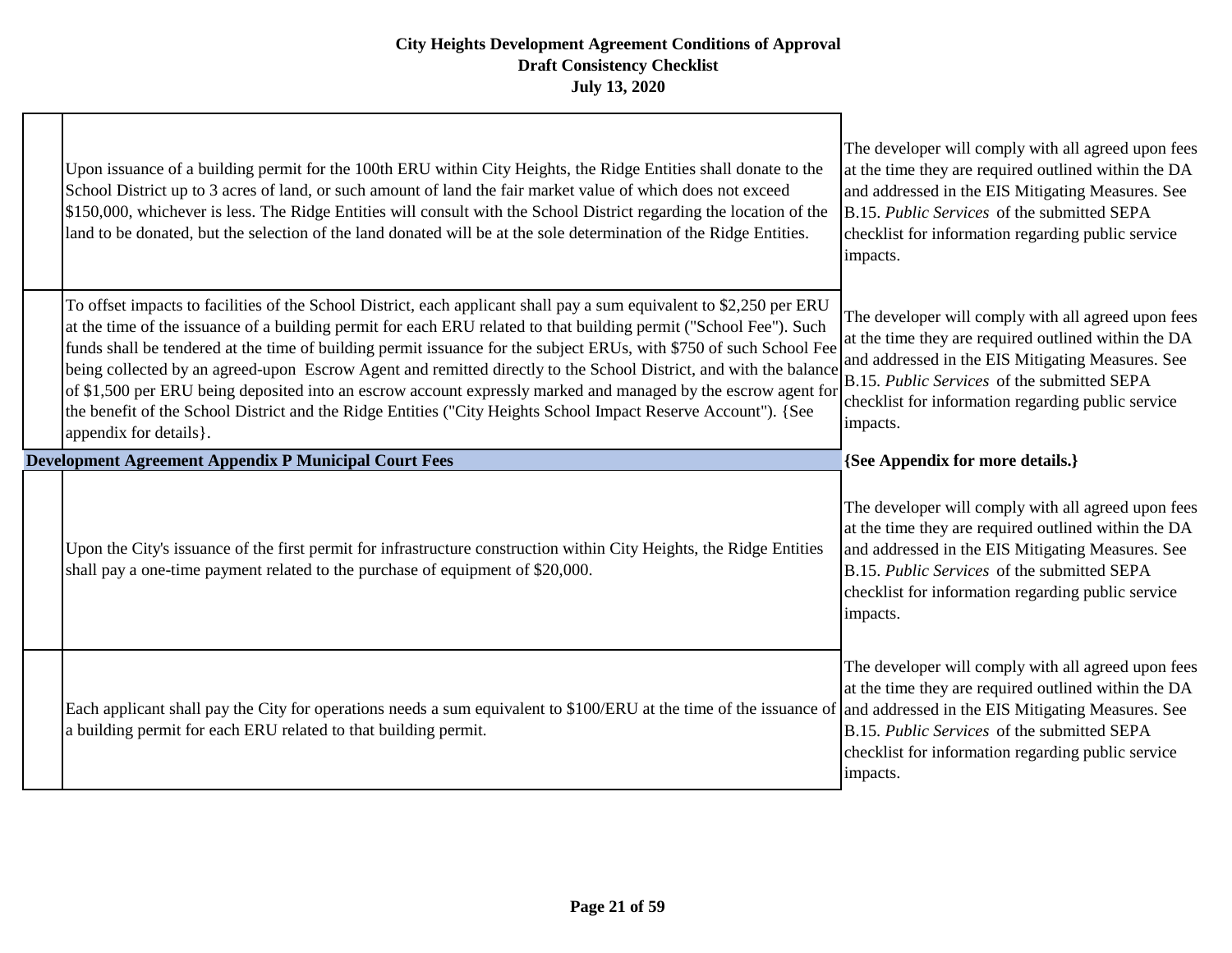# City Heights Development Agreement Conditions of Approval
## Draft Consistency Checklist
### July 13, 2020

| | | |
|---|---|---|
| | Upon issuance of a building permit for the 100th ERU within City Heights, the Ridge Entities shall donate to the School District up to 3 acres of land, or such amount of land the fair market value of which does not exceed $150,000, whichever is less. The Ridge Entities will consult with the School District regarding the location of the land to be donated, but the selection of the land donated will be at the sole determination of the Ridge Entities. | The developer will comply with all agreed upon fees at the time they are required outlined within the DA and addressed in the EIS Mitigating Measures. See B.15. *Public Services* of the submitted SEPA checklist for information regarding public service impacts. |
| | To offset impacts to facilities of the School District, each applicant shall pay a sum equivalent to $2,250 per ERU at the time of the issuance of a building permit for each ERU related to that building permit ("School Fee"). Such funds shall be tendered at the time of building permit issuance for the subject ERUs, with $750 of such School Fee being collected by an agreed-upon Escrow Agent and remitted directly to the School District, and with the balance of $1,500 per ERU being deposited into an escrow account expressly marked and managed by the escrow agent for the benefit of the School District and the Ridge Entities ("City Heights School Impact Reserve Account"). {See appendix for details}. | The developer will comply with all agreed upon fees at the time they are required outlined within the DA and addressed in the EIS Mitigating Measures. See B.15. *Public Services* of the submitted SEPA checklist for information regarding public service impacts. |
| **Development Agreement Appendix P Municipal Court Fees** | | **{See Appendix for more details.}** |
| | Upon the City's issuance of the first permit for infrastructure construction within City Heights, the Ridge Entities shall pay a one-time payment related to the purchase of equipment of $20,000. | The developer will comply with all agreed upon fees at the time they are required outlined within the DA and addressed in the EIS Mitigating Measures. See B.15. *Public Services* of the submitted SEPA checklist for information regarding public service impacts. |
| | Each applicant shall pay the City for operations needs a sum equivalent to $100/ERU at the time of the issuance of a building permit for each ERU related to that building permit. | The developer will comply with all agreed upon fees at the time they are required outlined within the DA and addressed in the EIS Mitigating Measures. See B.15. *Public Services* of the submitted SEPA checklist for information regarding public service impacts. |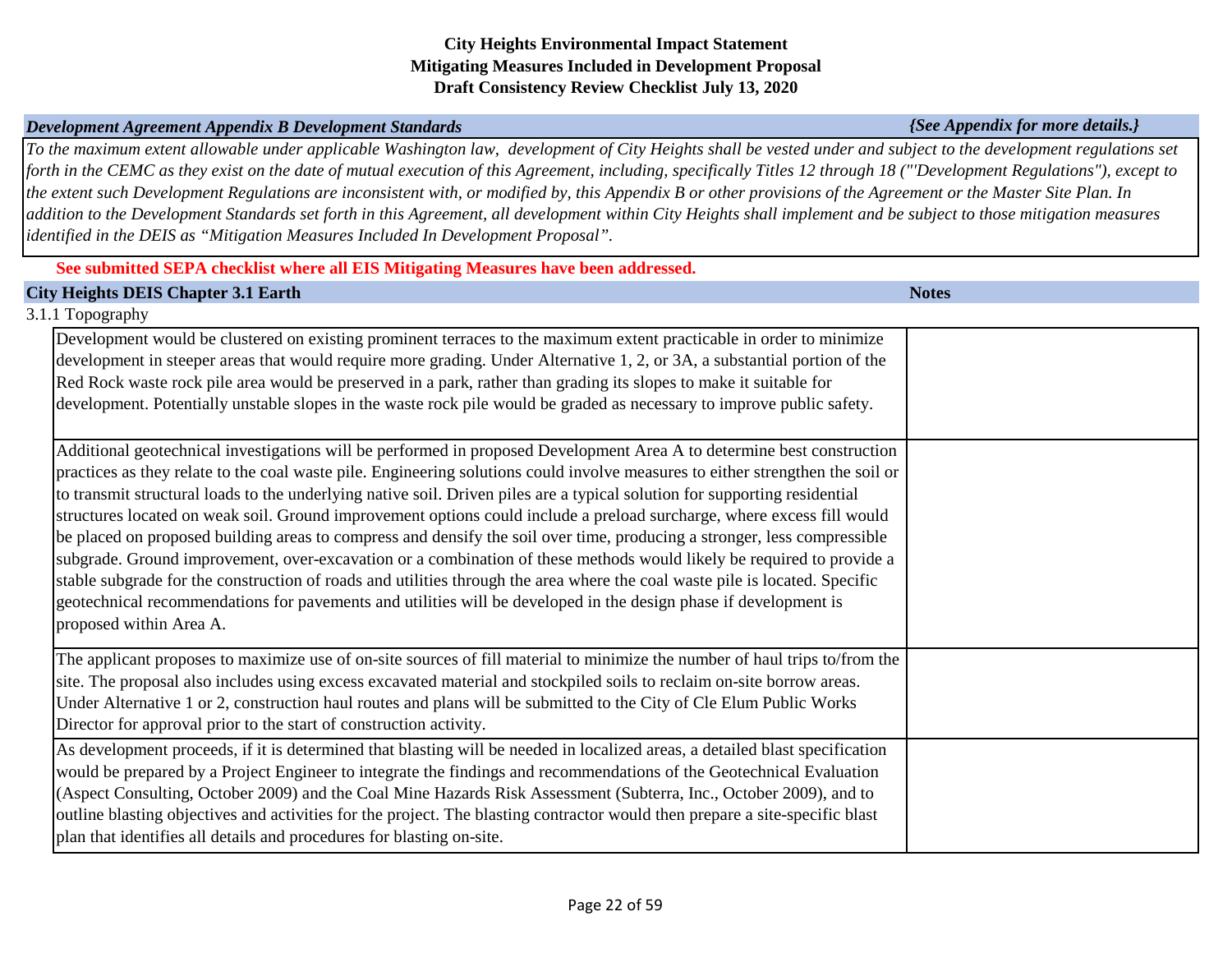**City Heights Environmental Impact Statement**
**Mitigating Measures Included in Development Proposal**
**Draft Consistency Review Checklist July 13, 2020**

***Development Agreement Appendix B Development Standards*** ***{See Appendix for more details.}***

*To the maximum extent allowable under applicable Washington law, development of City Heights shall be vested under and subject to the development regulations set forth in the CEMC as they exist on the date of mutual execution of this Agreement, including, specifically Titles 12 through 18 ("'Development Regulations"), except to the extent such Development Regulations are inconsistent with, or modified by, this Appendix B or other provisions of the Agreement or the Master Site Plan. In addition to the Development Standards set forth in this Agreement, all development within City Heights shall implement and be subject to those mitigation measures identified in the DEIS as "Mitigation Measures Included In Development Proposal".*

**See submitted SEPA checklist where all EIS Mitigating Measures have been addressed.**

| **City Heights DEIS Chapter 3.1 Earth** | **Notes** |
|---|---|
| 3.1.1 Topography | |
| Development would be clustered on existing prominent terraces to the maximum extent practicable in order to minimize development in steeper areas that would require more grading. Under Alternative 1, 2, or 3A, a substantial portion of the Red Rock waste rock pile area would be preserved in a park, rather than grading its slopes to make it suitable for development. Potentially unstable slopes in the waste rock pile would be graded as necessary to improve public safety. | |
| Additional geotechnical investigations will be performed in proposed Development Area A to determine best construction practices as they relate to the coal waste pile. Engineering solutions could involve measures to either strengthen the soil or to transmit structural loads to the underlying native soil. Driven piles are a typical solution for supporting residential structures located on weak soil. Ground improvement options could include a preload surcharge, where excess fill would be placed on proposed building areas to compress and densify the soil over time, producing a stronger, less compressible subgrade. Ground improvement, over-excavation or a combination of these methods would likely be required to provide a stable subgrade for the construction of roads and utilities through the area where the coal waste pile is located. Specific geotechnical recommendations for pavements and utilities will be developed in the design phase if development is proposed within Area A. | |
| The applicant proposes to maximize use of on-site sources of fill material to minimize the number of haul trips to/from the site. The proposal also includes using excess excavated material and stockpiled soils to reclaim on-site borrow areas. Under Alternative 1 or 2, construction haul routes and plans will be submitted to the City of Cle Elum Public Works Director for approval prior to the start of construction activity. | |
| As development proceeds, if it is determined that blasting will be needed in localized areas, a detailed blast specification would be prepared by a Project Engineer to integrate the findings and recommendations of the Geotechnical Evaluation (Aspect Consulting, October 2009) and the Coal Mine Hazards Risk Assessment (Subterra, Inc., October 2009), and to outline blasting objectives and activities for the project. The blasting contractor would then prepare a site-specific blast plan that identifies all details and procedures for blasting on-site. | |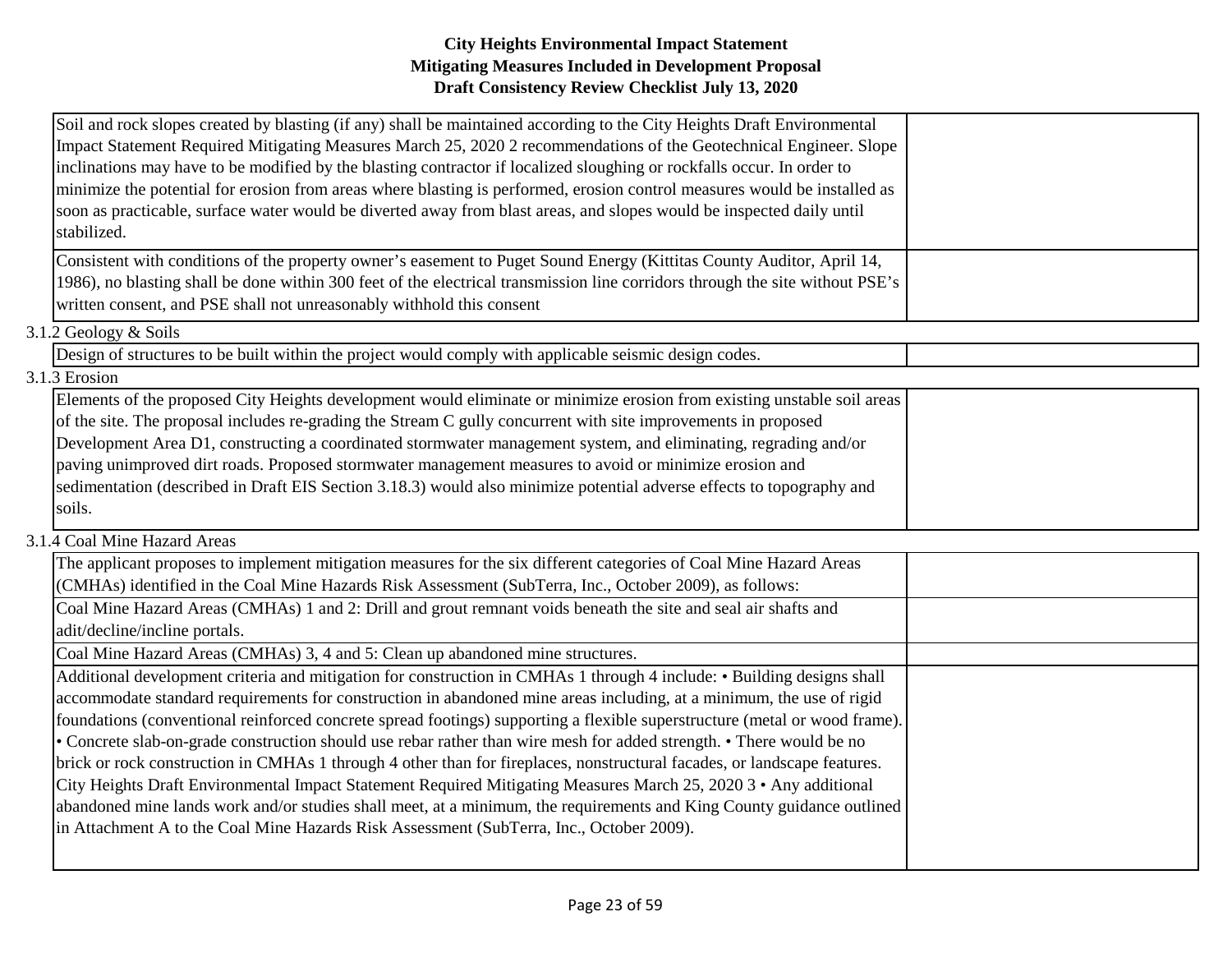# City Heights Environmental Impact Statement
## Mitigating Measures Included in Development Proposal
## Draft Consistency Review Checklist July 13, 2020

| | |
|---|---|
| Soil and rock slopes created by blasting (if any) shall be maintained according to the City Heights Draft Environmental Impact Statement Required Mitigating Measures March 25, 2020 2 recommendations of the Geotechnical Engineer. Slope inclinations may have to be modified by the blasting contractor if localized sloughing or rockfalls occur. In order to minimize the potential for erosion from areas where blasting is performed, erosion control measures would be installed as soon as practicable, surface water would be diverted away from blast areas, and slopes would be inspected daily until stabilized. | |
| Consistent with conditions of the property owner's easement to Puget Sound Energy (Kittitas County Auditor, April 14, 1986), no blasting shall be done within 300 feet of the electrical transmission line corridors through the site without PSE's written consent, and PSE shall not unreasonably withhold this consent | |

3.1.2 Geology & Soils

| | |
|---|---|
| Design of structures to be built within the project would comply with applicable seismic design codes. | |

3.1.3 Erosion

| | |
|---|---|
| Elements of the proposed City Heights development would eliminate or minimize erosion from existing unstable soil areas of the site. The proposal includes re-grading the Stream C gully concurrent with site improvements in proposed Development Area D1, constructing a coordinated stormwater management system, and eliminating, regrading and/or paving unimproved dirt roads. Proposed stormwater management measures to avoid or minimize erosion and sedimentation (described in Draft EIS Section 3.18.3) would also minimize potential adverse effects to topography and soils. | |

3.1.4 Coal Mine Hazard Areas

| | |
|---|---|
| The applicant proposes to implement mitigation measures for the six different categories of Coal Mine Hazard Areas (CMHAs) identified in the Coal Mine Hazards Risk Assessment (SubTerra, Inc., October 2009), as follows: | |
| Coal Mine Hazard Areas (CMHAs) 1 and 2: Drill and grout remnant voids beneath the site and seal air shafts and adit/decline/incline portals. | |
| Coal Mine Hazard Areas (CMHAs) 3, 4 and 5: Clean up abandoned mine structures. | |
| Additional development criteria and mitigation for construction in CMHAs 1 through 4 include: • Building designs shall accommodate standard requirements for construction in abandoned mine areas including, at a minimum, the use of rigid foundations (conventional reinforced concrete spread footings) supporting a flexible superstructure (metal or wood frame). • Concrete slab-on-grade construction should use rebar rather than wire mesh for added strength. • There would be no brick or rock construction in CMHAs 1 through 4 other than for fireplaces, nonstructural facades, or landscape features. City Heights Draft Environmental Impact Statement Required Mitigating Measures March 25, 2020 3 • Any additional abandoned mine lands work and/or studies shall meet, at a minimum, the requirements and King County guidance outlined in Attachment A to the Coal Mine Hazards Risk Assessment (SubTerra, Inc., October 2009). | |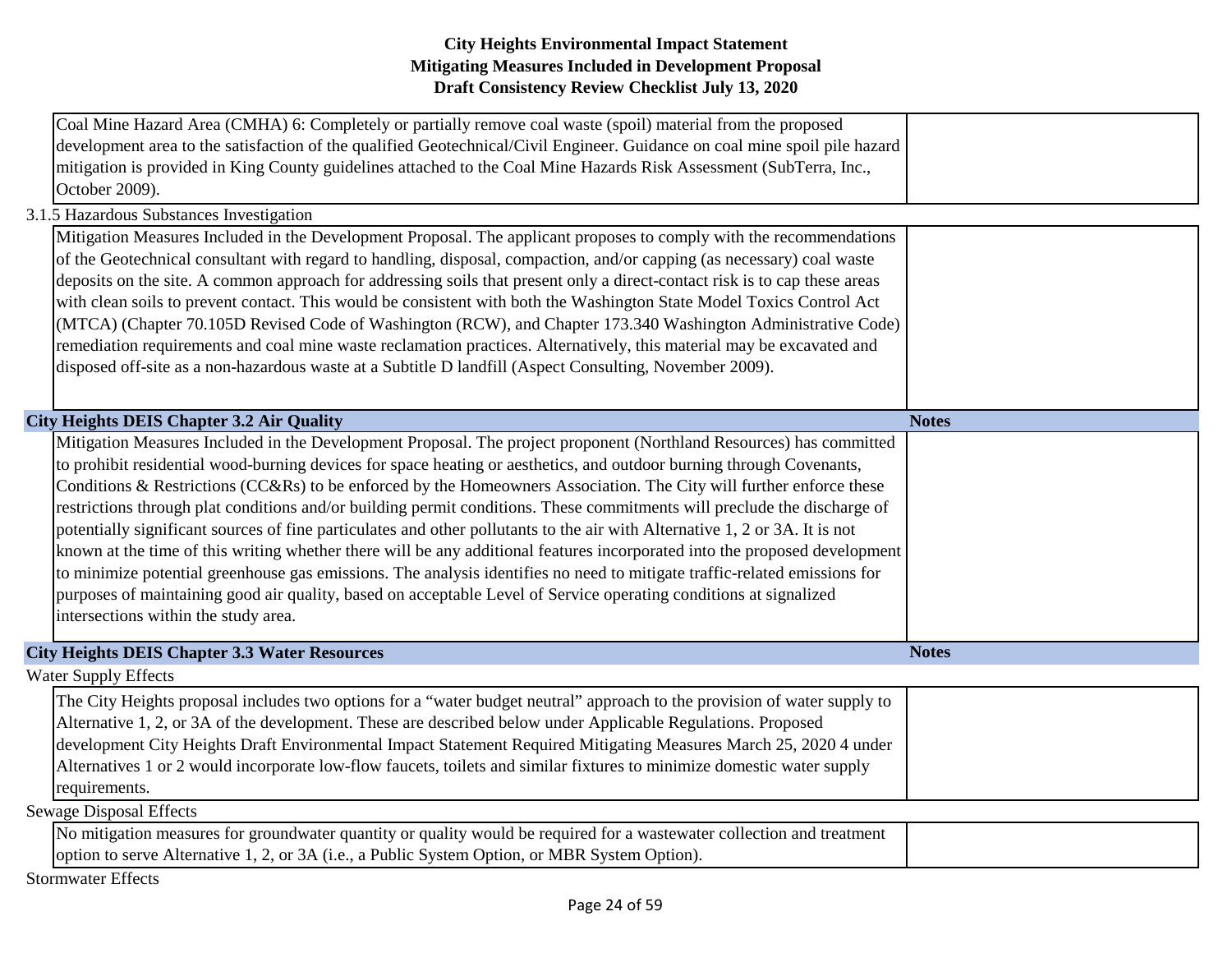| | |
|---|---|
| Coal Mine Hazard Area (CMHA) 6: Completely or partially remove coal waste (spoil) material from the proposed development area to the satisfaction of the qualified Geotechnical/Civil Engineer. Guidance on coal mine spoil pile hazard mitigation is provided in King County guidelines attached to the Coal Mine Hazards Risk Assessment (SubTerra, Inc., October 2009). | |

3.1.5 Hazardous Substances Investigation

| | |
|---|---|
| Mitigation Measures Included in the Development Proposal. The applicant proposes to comply with the recommendations of the Geotechnical consultant with regard to handling, disposal, compaction, and/or capping (as necessary) coal waste deposits on the site. A common approach for addressing soils that present only a direct-contact risk is to cap these areas with clean soils to prevent contact. This would be consistent with both the Washington State Model Toxics Control Act (MTCA) (Chapter 70.105D Revised Code of Washington (RCW), and Chapter 173.340 Washington Administrative Code) remediation requirements and coal mine waste reclamation practices. Alternatively, this material may be excavated and disposed off-site as a non-hazardous waste at a Subtitle D landfill (Aspect Consulting, November 2009). | |

| **City Heights DEIS Chapter 3.2 Air Quality** | **Notes** |
|---|---|
| Mitigation Measures Included in the Development Proposal. The project proponent (Northland Resources) has committed to prohibit residential wood-burning devices for space heating or aesthetics, and outdoor burning through Covenants, Conditions & Restrictions (CC&Rs) to be enforced by the Homeowners Association. The City will further enforce these restrictions through plat conditions and/or building permit conditions. These commitments will preclude the discharge of potentially significant sources of fine particulates and other pollutants to the air with Alternative 1, 2 or 3A. It is not known at the time of this writing whether there will be any additional features incorporated into the proposed development to minimize potential greenhouse gas emissions. The analysis identifies no need to mitigate traffic-related emissions for purposes of maintaining good air quality, based on acceptable Level of Service operating conditions at signalized intersections within the study area. | |

| **City Heights DEIS Chapter 3.3 Water Resources** | **Notes** |
|---|---|

Water Supply Effects

| | |
|---|---|
| The City Heights proposal includes two options for a "water budget neutral" approach to the provision of water supply to Alternative 1, 2, or 3A of the development. These are described below under Applicable Regulations. Proposed development City Heights Draft Environmental Impact Statement Required Mitigating Measures March 25, 2020 4 under Alternatives 1 or 2 would incorporate low-flow faucets, toilets and similar fixtures to minimize domestic water supply requirements. | |

Sewage Disposal Effects

| | |
|---|---|
| No mitigation measures for groundwater quantity or quality would be required for a wastewater collection and treatment option to serve Alternative 1, 2, or 3A (i.e., a Public System Option, or MBR System Option). | |

Stormwater Effects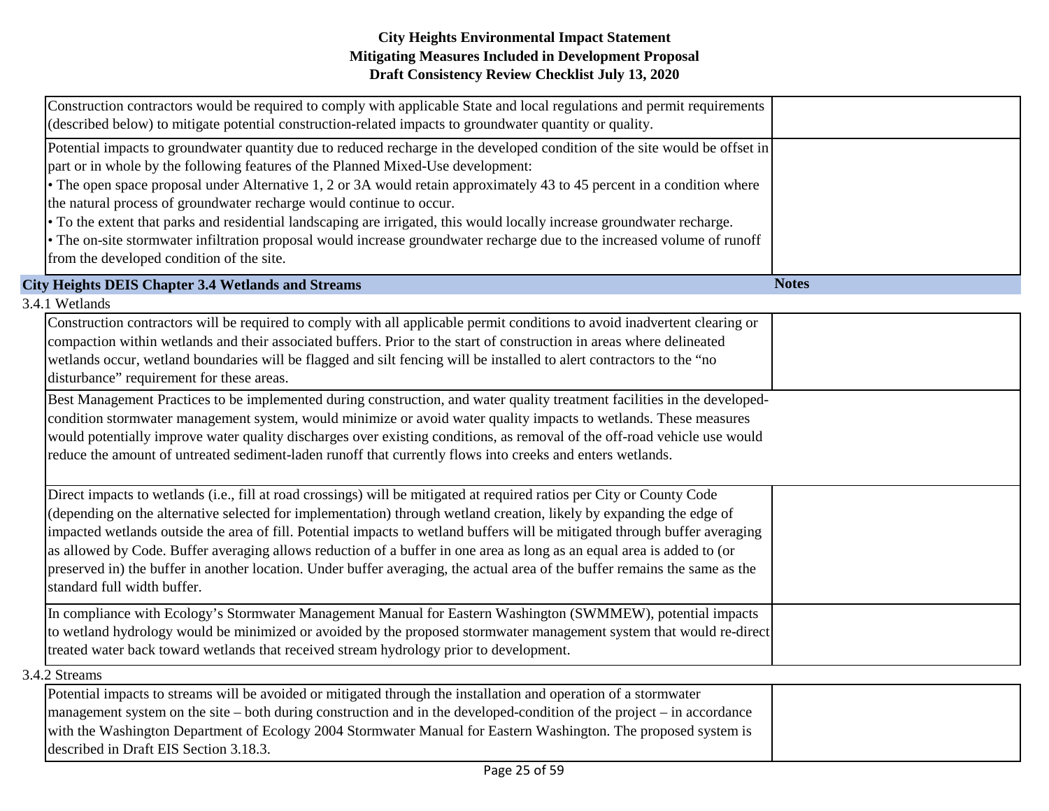# City Heights Environmental Impact Statement
## Mitigating Measures Included in Development Proposal
## Draft Consistency Review Checklist July 13, 2020

| | |
|---|---|
| Construction contractors would be required to comply with applicable State and local regulations and permit requirements (described below) to mitigate potential construction-related impacts to groundwater quantity or quality. | |
| Potential impacts to groundwater quantity due to reduced recharge in the developed condition of the site would be offset in part or in whole by the following features of the Planned Mixed-Use development:<br>• The open space proposal under Alternative 1, 2 or 3A would retain approximately 43 to 45 percent in a condition where the natural process of groundwater recharge would continue to occur.<br>• To the extent that parks and residential landscaping are irrigated, this would locally increase groundwater recharge.<br>• The on-site stormwater infiltration proposal would increase groundwater recharge due to the increased volume of runoff from the developed condition of the site. | |

| City Heights DEIS Chapter 3.4 Wetlands and Streams | Notes |
|---|---|

3.4.1 Wetlands

| | |
|---|---|
| Construction contractors will be required to comply with all applicable permit conditions to avoid inadvertent clearing or compaction within wetlands and their associated buffers. Prior to the start of construction in areas where delineated wetlands occur, wetland boundaries will be flagged and silt fencing will be installed to alert contractors to the "no disturbance" requirement for these areas. | |
| Best Management Practices to be implemented during construction, and water quality treatment facilities in the developed-condition stormwater management system, would minimize or avoid water quality impacts to wetlands. These measures would potentially improve water quality discharges over existing conditions, as removal of the off-road vehicle use would reduce the amount of untreated sediment-laden runoff that currently flows into creeks and enters wetlands. | |
| Direct impacts to wetlands (i.e., fill at road crossings) will be mitigated at required ratios per City or County Code (depending on the alternative selected for implementation) through wetland creation, likely by expanding the edge of impacted wetlands outside the area of fill. Potential impacts to wetland buffers will be mitigated through buffer averaging as allowed by Code. Buffer averaging allows reduction of a buffer in one area as long as an equal area is added to (or preserved in) the buffer in another location. Under buffer averaging, the actual area of the buffer remains the same as the standard full width buffer. | |
| In compliance with Ecology's Stormwater Management Manual for Eastern Washington (SWMMEW), potential impacts to wetland hydrology would be minimized or avoided by the proposed stormwater management system that would re-direct treated water back toward wetlands that received stream hydrology prior to development. | |

3.4.2 Streams

| | |
|---|---|
| Potential impacts to streams will be avoided or mitigated through the installation and operation of a stormwater management system on the site – both during construction and in the developed-condition of the project – in accordance with the Washington Department of Ecology 2004 Stormwater Manual for Eastern Washington. The proposed system is described in Draft EIS Section 3.18.3. | |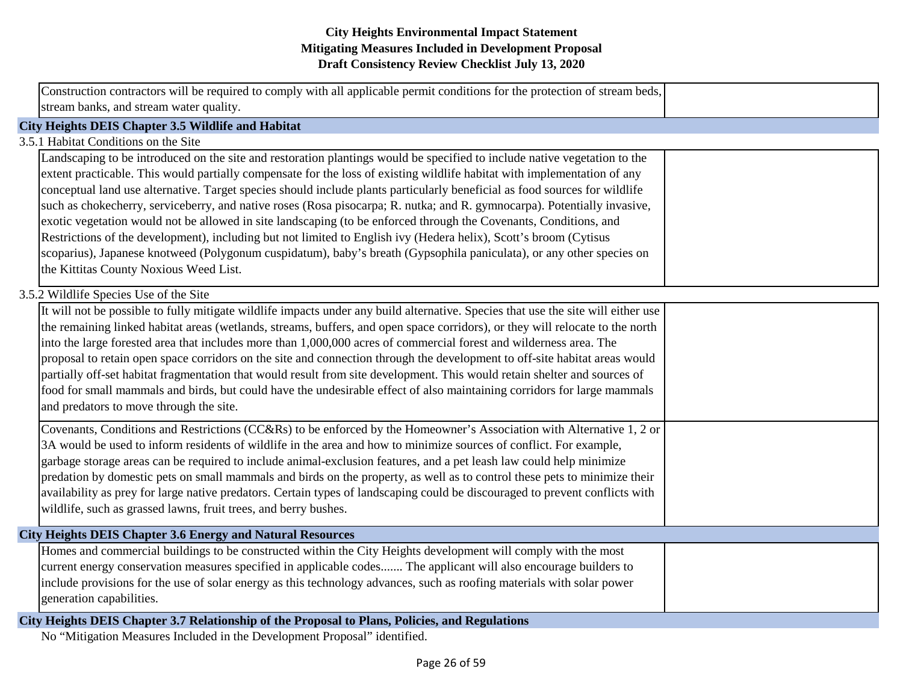**City Heights Environmental Impact Statement**
**Mitigating Measures Included in Development Proposal**
**Draft Consistency Review Checklist July 13, 2020**

| | |
|---|---|
| Construction contractors will be required to comply with all applicable permit conditions for the protection of stream beds, stream banks, and stream water quality. | |

## City Heights DEIS Chapter 3.5 Wildlife and Habitat

3.5.1 Habitat Conditions on the Site

| | |
|---|---|
| Landscaping to be introduced on the site and restoration plantings would be specified to include native vegetation to the extent practicable. This would partially compensate for the loss of existing wildlife habitat with implementation of any conceptual land use alternative. Target species should include plants particularly beneficial as food sources for wildlife such as chokecherry, serviceberry, and native roses (Rosa pisocarpa; R. nutka; and R. gymnocarpa). Potentially invasive, exotic vegetation would not be allowed in site landscaping (to be enforced through the Covenants, Conditions, and Restrictions of the development), including but not limited to English ivy (Hedera helix), Scott's broom (Cytisus scoparius), Japanese knotweed (Polygonum cuspidatum), baby's breath (Gypsophila paniculata), or any other species on the Kittitas County Noxious Weed List. | |

3.5.2 Wildlife Species Use of the Site

| | |
|---|---|
| It will not be possible to fully mitigate wildlife impacts under any build alternative. Species that use the site will either use the remaining linked habitat areas (wetlands, streams, buffers, and open space corridors), or they will relocate to the north into the large forested area that includes more than 1,000,000 acres of commercial forest and wilderness area. The proposal to retain open space corridors on the site and connection through the development to off-site habitat areas would partially off-set habitat fragmentation that would result from site development. This would retain shelter and sources of food for small mammals and birds, but could have the undesirable effect of also maintaining corridors for large mammals and predators to move through the site. | |
| Covenants, Conditions and Restrictions (CC&Rs) to be enforced by the Homeowner's Association with Alternative 1, 2 or 3A would be used to inform residents of wildlife in the area and how to minimize sources of conflict. For example, garbage storage areas can be required to include animal-exclusion features, and a pet leash law could help minimize predation by domestic pets on small mammals and birds on the property, as well as to control these pets to minimize their availability as prey for large native predators. Certain types of landscaping could be discouraged to prevent conflicts with wildlife, such as grassed lawns, fruit trees, and berry bushes. | |

## City Heights DEIS Chapter 3.6 Energy and Natural Resources

| | |
|---|---|
| Homes and commercial buildings to be constructed within the City Heights development will comply with the most current energy conservation measures specified in applicable codes....... The applicant will also encourage builders to include provisions for the use of solar energy as this technology advances, such as roofing materials with solar power generation capabilities. | |

## City Heights DEIS Chapter 3.7 Relationship of the Proposal to Plans, Policies, and Regulations

No "Mitigation Measures Included in the Development Proposal" identified.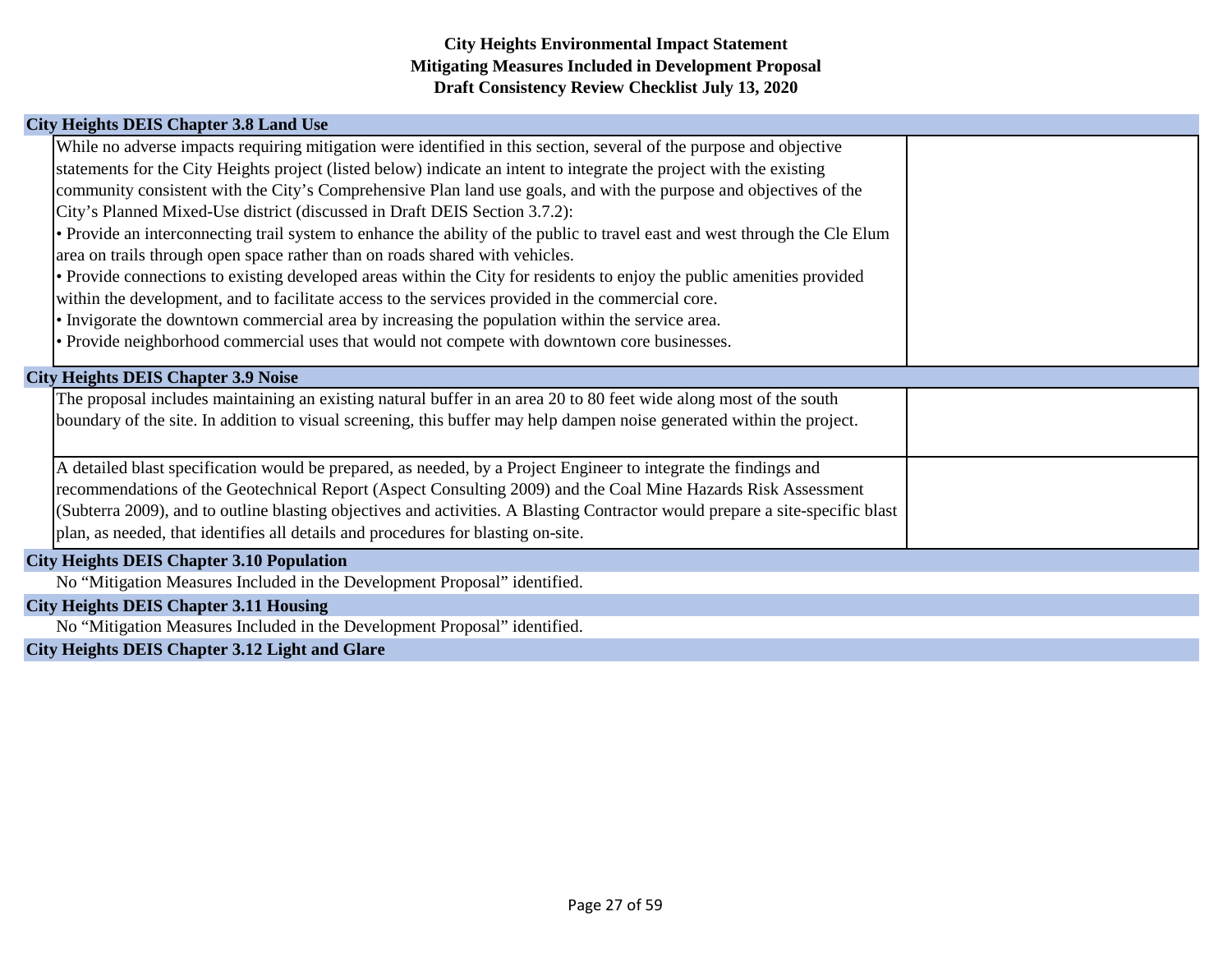**City Heights Environmental Impact Statement**
**Mitigating Measures Included in Development Proposal**
**Draft Consistency Review Checklist July 13, 2020**

## City Heights DEIS Chapter 3.8 Land Use

| | |
|---|---|
| While no adverse impacts requiring mitigation were identified in this section, several of the purpose and objective statements for the City Heights project (listed below) indicate an intent to integrate the project with the existing community consistent with the City's Comprehensive Plan land use goals, and with the purpose and objectives of the City's Planned Mixed-Use district (discussed in Draft DEIS Section 3.7.2):<br>• Provide an interconnecting trail system to enhance the ability of the public to travel east and west through the Cle Elum area on trails through open space rather than on roads shared with vehicles.<br>• Provide connections to existing developed areas within the City for residents to enjoy the public amenities provided within the development, and to facilitate access to the services provided in the commercial core.<br>• Invigorate the downtown commercial area by increasing the population within the service area.<br>• Provide neighborhood commercial uses that would not compete with downtown core businesses. | |

## City Heights DEIS Chapter 3.9 Noise

| | |
|---|---|
| The proposal includes maintaining an existing natural buffer in an area 20 to 80 feet wide along most of the south boundary of the site. In addition to visual screening, this buffer may help dampen noise generated within the project. | |
| A detailed blast specification would be prepared, as needed, by a Project Engineer to integrate the findings and recommendations of the Geotechnical Report (Aspect Consulting 2009) and the Coal Mine Hazards Risk Assessment (Subterra 2009), and to outline blasting objectives and activities. A Blasting Contractor would prepare a site-specific blast plan, as needed, that identifies all details and procedures for blasting on-site. | |

## City Heights DEIS Chapter 3.10 Population

No "Mitigation Measures Included in the Development Proposal" identified.

## City Heights DEIS Chapter 3.11 Housing

No "Mitigation Measures Included in the Development Proposal" identified.

## City Heights DEIS Chapter 3.12 Light and Glare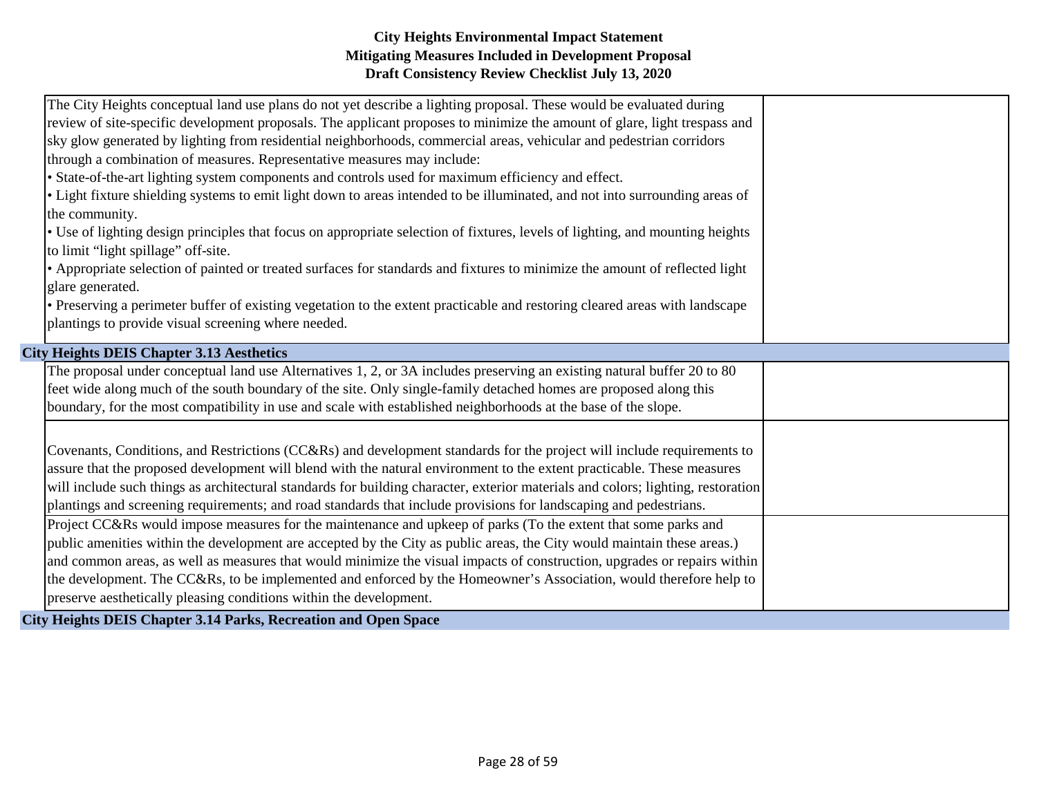| | |
|---|---|
| The City Heights conceptual land use plans do not yet describe a lighting proposal. These would be evaluated during review of site-specific development proposals. The applicant proposes to minimize the amount of glare, light trespass and sky glow generated by lighting from residential neighborhoods, commercial areas, vehicular and pedestrian corridors through a combination of measures. Representative measures may include:<br>• State-of-the-art lighting system components and controls used for maximum efficiency and effect.<br>• Light fixture shielding systems to emit light down to areas intended to be illuminated, and not into surrounding areas of the community.<br>• Use of lighting design principles that focus on appropriate selection of fixtures, levels of lighting, and mounting heights to limit "light spillage" off-site.<br>• Appropriate selection of painted or treated surfaces for standards and fixtures to minimize the amount of reflected light glare generated.<br>• Preserving a perimeter buffer of existing vegetation to the extent practicable and restoring cleared areas with landscape plantings to provide visual screening where needed. | |

**City Heights DEIS Chapter 3.13 Aesthetics**

| | |
|---|---|
| The proposal under conceptual land use Alternatives 1, 2, or 3A includes preserving an existing natural buffer 20 to 80 feet wide along much of the south boundary of the site. Only single-family detached homes are proposed along this boundary, for the most compatibility in use and scale with established neighborhoods at the base of the slope. | |
| Covenants, Conditions, and Restrictions (CC&Rs) and development standards for the project will include requirements to assure that the proposed development will blend with the natural environment to the extent practicable. These measures will include such things as architectural standards for building character, exterior materials and colors; lighting, restoration plantings and screening requirements; and road standards that include provisions for landscaping and pedestrians. | |
| Project CC&Rs would impose measures for the maintenance and upkeep of parks (To the extent that some parks and public amenities within the development are accepted by the City as public areas, the City would maintain these areas.) and common areas, as well as measures that would minimize the visual impacts of construction, upgrades or repairs within the development. The CC&Rs, to be implemented and enforced by the Homeowner's Association, would therefore help to preserve aesthetically pleasing conditions within the development. | |

**City Heights DEIS Chapter 3.14 Parks, Recreation and Open Space**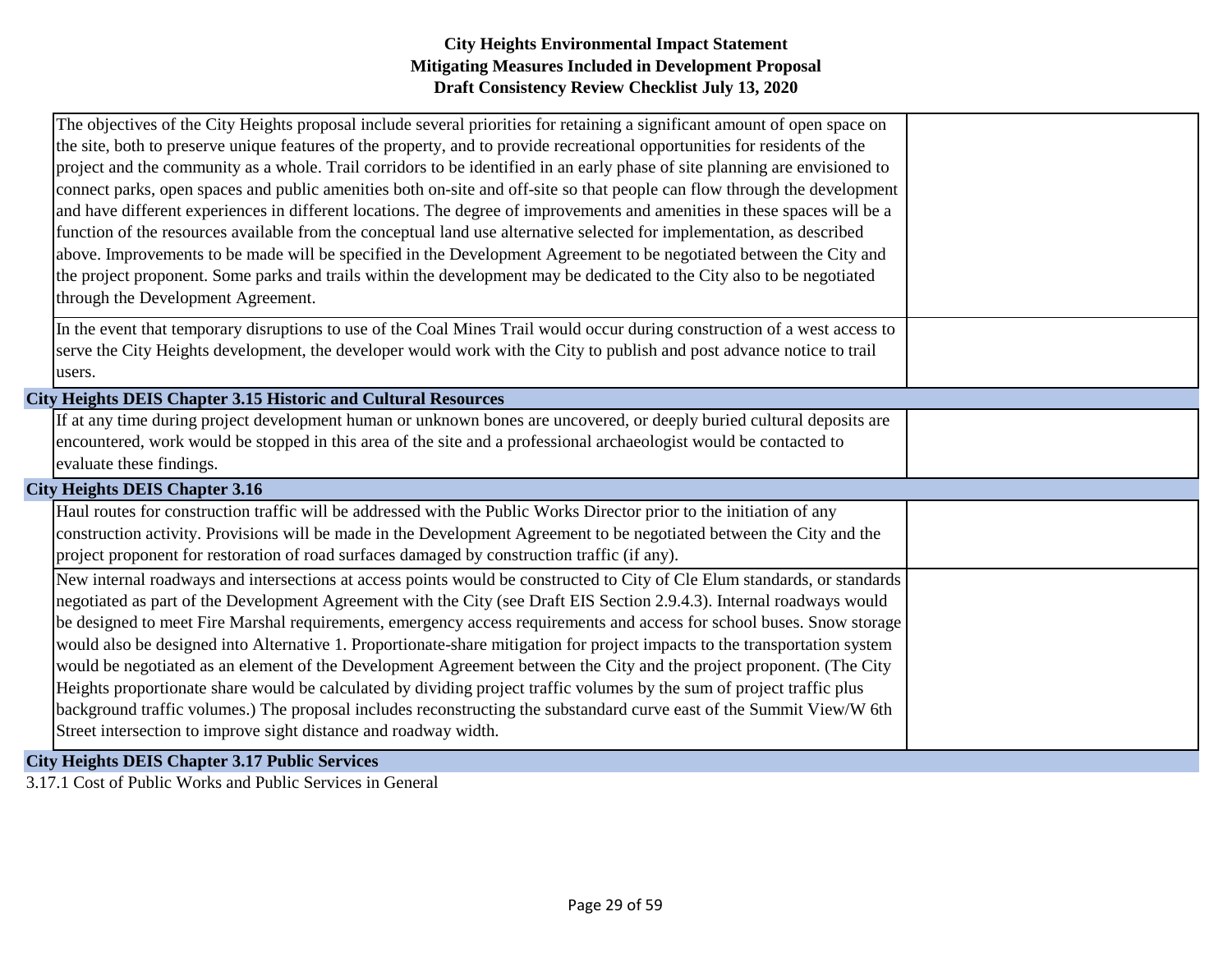**City Heights Environmental Impact Statement**
**Mitigating Measures Included in Development Proposal**
**Draft Consistency Review Checklist July 13, 2020**

| Mitigating Measure | |
|---|---|
| The objectives of the City Heights proposal include several priorities for retaining a significant amount of open space on the site, both to preserve unique features of the property, and to provide recreational opportunities for residents of the project and the community as a whole. Trail corridors to be identified in an early phase of site planning are envisioned to connect parks, open spaces and public amenities both on-site and off-site so that people can flow through the development and have different experiences in different locations. The degree of improvements and amenities in these spaces will be a function of the resources available from the conceptual land use alternative selected for implementation, as described above. Improvements to be made will be specified in the Development Agreement to be negotiated between the City and the project proponent. Some parks and trails within the development may be dedicated to the City also to be negotiated through the Development Agreement. | |
| In the event that temporary disruptions to use of the Coal Mines Trail would occur during construction of a west access to serve the City Heights development, the developer would work with the City to publish and post advance notice to trail users. | |
| **City Heights DEIS Chapter 3.15 Historic and Cultural Resources** | |
| If at any time during project development human or unknown bones are uncovered, or deeply buried cultural deposits are encountered, work would be stopped in this area of the site and a professional archaeologist would be contacted to evaluate these findings. | |
| **City Heights DEIS Chapter 3.16** | |
| Haul routes for construction traffic will be addressed with the Public Works Director prior to the initiation of any construction activity. Provisions will be made in the Development Agreement to be negotiated between the City and the project proponent for restoration of road surfaces damaged by construction traffic (if any). | |
| New internal roadways and intersections at access points would be constructed to City of Cle Elum standards, or standards negotiated as part of the Development Agreement with the City (see Draft EIS Section 2.9.4.3). Internal roadways would be designed to meet Fire Marshal requirements, emergency access requirements and access for school buses. Snow storage would also be designed into Alternative 1. Proportionate-share mitigation for project impacts to the transportation system would be negotiated as an element of the Development Agreement between the City and the project proponent. (The City Heights proportionate share would be calculated by dividing project traffic volumes by the sum of project traffic plus background traffic volumes.) The proposal includes reconstructing the substandard curve east of the Summit View/W 6th Street intersection to improve sight distance and roadway width. | |
| **City Heights DEIS Chapter 3.17 Public Services** | |

3.17.1 Cost of Public Works and Public Services in General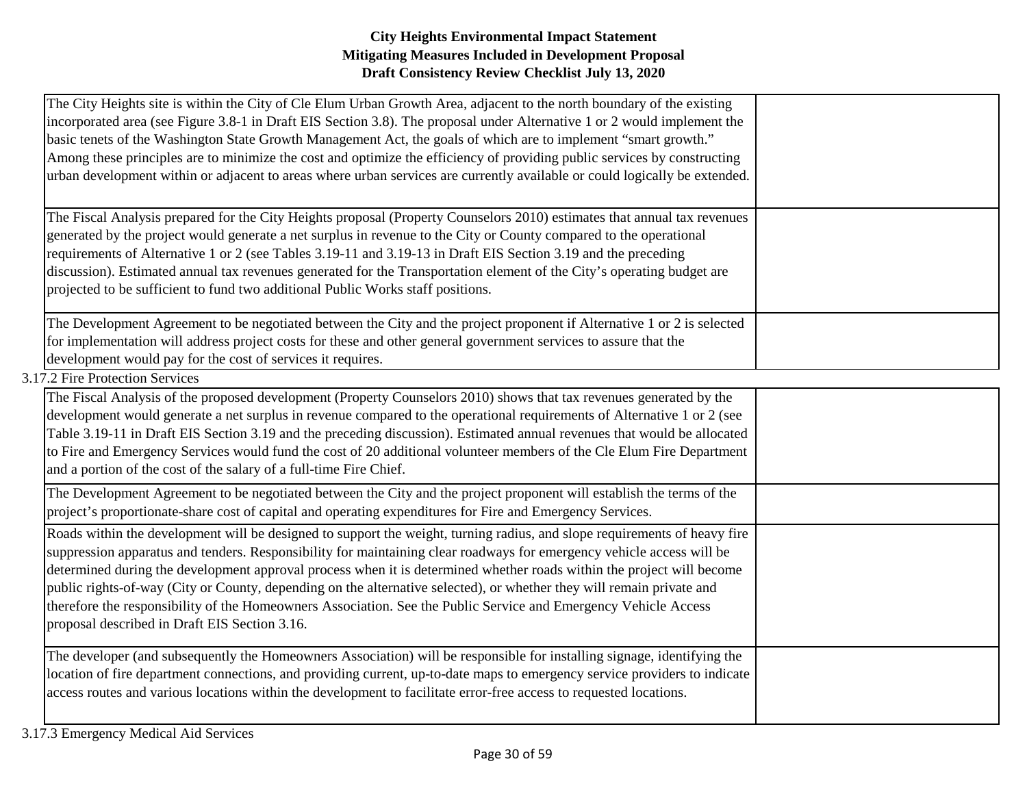# City Heights Environmental Impact Statement
## Mitigating Measures Included in Development Proposal
## Draft Consistency Review Checklist July 13, 2020

| | |
|---|---|
| The City Heights site is within the City of Cle Elum Urban Growth Area, adjacent to the north boundary of the existing incorporated area (see Figure 3.8-1 in Draft EIS Section 3.8). The proposal under Alternative 1 or 2 would implement the basic tenets of the Washington State Growth Management Act, the goals of which are to implement "smart growth." Among these principles are to minimize the cost and optimize the efficiency of providing public services by constructing urban development within or adjacent to areas where urban services are currently available or could logically be extended. | |
| The Fiscal Analysis prepared for the City Heights proposal (Property Counselors 2010) estimates that annual tax revenues generated by the project would generate a net surplus in revenue to the City or County compared to the operational requirements of Alternative 1 or 2 (see Tables 3.19-11 and 3.19-13 in Draft EIS Section 3.19 and the preceding discussion). Estimated annual tax revenues generated for the Transportation element of the City's operating budget are projected to be sufficient to fund two additional Public Works staff positions. | |
| The Development Agreement to be negotiated between the City and the project proponent if Alternative 1 or 2 is selected for implementation will address project costs for these and other general government services to assure that the development would pay for the cost of services it requires. | |

3.17.2 Fire Protection Services

| | |
|---|---|
| The Fiscal Analysis of the proposed development (Property Counselors 2010) shows that tax revenues generated by the development would generate a net surplus in revenue compared to the operational requirements of Alternative 1 or 2 (see Table 3.19-11 in Draft EIS Section 3.19 and the preceding discussion). Estimated annual revenues that would be allocated to Fire and Emergency Services would fund the cost of 20 additional volunteer members of the Cle Elum Fire Department and a portion of the cost of the salary of a full-time Fire Chief. | |
| The Development Agreement to be negotiated between the City and the project proponent will establish the terms of the project's proportionate-share cost of capital and operating expenditures for Fire and Emergency Services. | |
| Roads within the development will be designed to support the weight, turning radius, and slope requirements of heavy fire suppression apparatus and tenders. Responsibility for maintaining clear roadways for emergency vehicle access will be determined during the development approval process when it is determined whether roads within the project will become public rights-of-way (City or County, depending on the alternative selected), or whether they will remain private and therefore the responsibility of the Homeowners Association. See the Public Service and Emergency Vehicle Access proposal described in Draft EIS Section 3.16. | |
| The developer (and subsequently the Homeowners Association) will be responsible for installing signage, identifying the location of fire department connections, and providing current, up-to-date maps to emergency service providers to indicate access routes and various locations within the development to facilitate error-free access to requested locations. | |

3.17.3 Emergency Medical Aid Services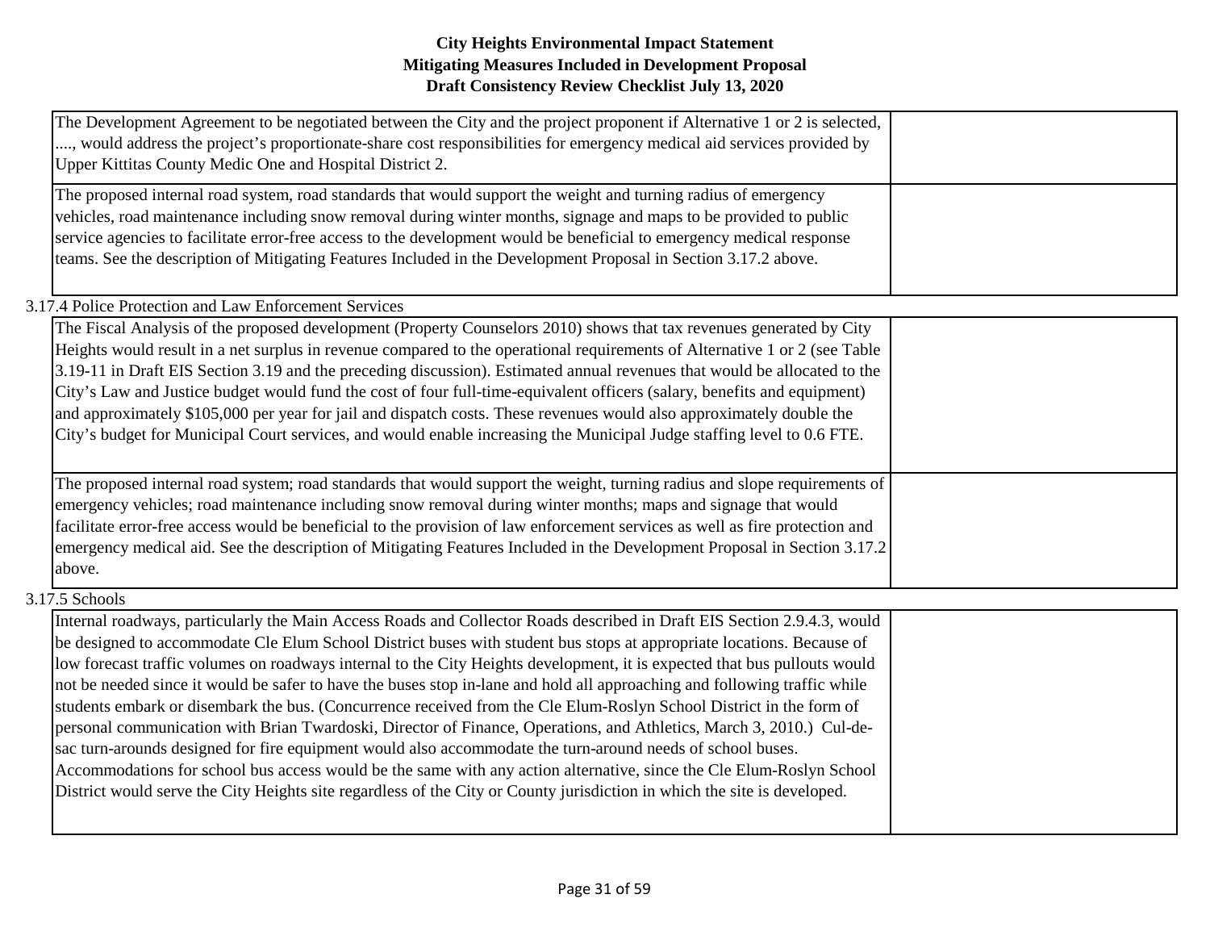| | |
|---|---|
| The Development Agreement to be negotiated between the City and the project proponent if Alternative 1 or 2 is selected, ...., would address the project's proportionate-share cost responsibilities for emergency medical aid services provided by Upper Kittitas County Medic One and Hospital District 2. | |
| The proposed internal road system, road standards that would support the weight and turning radius of emergency vehicles, road maintenance including snow removal during winter months, signage and maps to be provided to public service agencies to facilitate error-free access to the development would be beneficial to emergency medical response teams. See the description of Mitigating Features Included in the Development Proposal in Section 3.17.2 above. | |

3.17.4 Police Protection and Law Enforcement Services

| | |
|---|---|
| The Fiscal Analysis of the proposed development (Property Counselors 2010) shows that tax revenues generated by City Heights would result in a net surplus in revenue compared to the operational requirements of Alternative 1 or 2 (see Table 3.19-11 in Draft EIS Section 3.19 and the preceding discussion). Estimated annual revenues that would be allocated to the City's Law and Justice budget would fund the cost of four full-time-equivalent officers (salary, benefits and equipment) and approximately $105,000 per year for jail and dispatch costs. These revenues would also approximately double the City's budget for Municipal Court services, and would enable increasing the Municipal Judge staffing level to 0.6 FTE. | |
| The proposed internal road system; road standards that would support the weight, turning radius and slope requirements of emergency vehicles; road maintenance including snow removal during winter months; maps and signage that would facilitate error-free access would be beneficial to the provision of law enforcement services as well as fire protection and emergency medical aid. See the description of Mitigating Features Included in the Development Proposal in Section 3.17.2 above. | |

3.17.5 Schools

| | |
|---|---|
| Internal roadways, particularly the Main Access Roads and Collector Roads described in Draft EIS Section 2.9.4.3, would be designed to accommodate Cle Elum School District buses with student bus stops at appropriate locations. Because of low forecast traffic volumes on roadways internal to the City Heights development, it is expected that bus pullouts would not be needed since it would be safer to have the buses stop in-lane and hold all approaching and following traffic while students embark or disembark the bus. (Concurrence received from the Cle Elum-Roslyn School District in the form of personal communication with Brian Twardoski, Director of Finance, Operations, and Athletics, March 3, 2010.) Cul-de-sac turn-arounds designed for fire equipment would also accommodate the turn-around needs of school buses. Accommodations for school bus access would be the same with any action alternative, since the Cle Elum-Roslyn School District would serve the City Heights site regardless of the City or County jurisdiction in which the site is developed. | |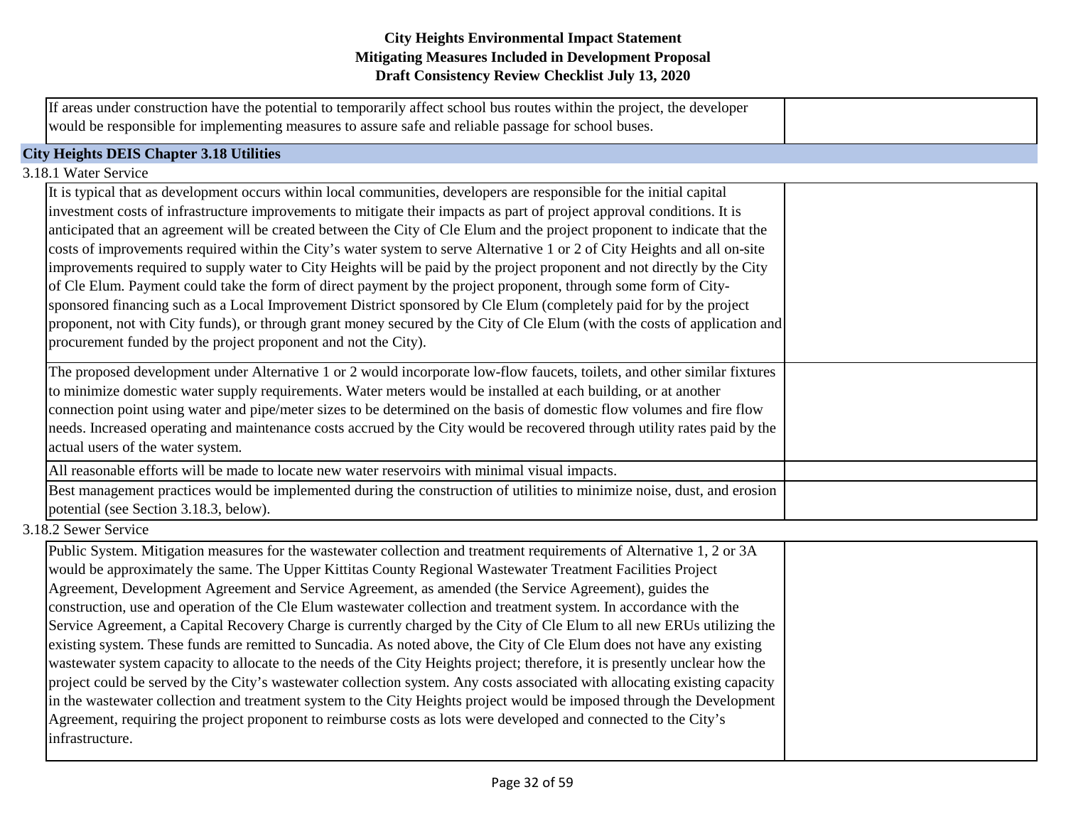**City Heights Environmental Impact Statement**
**Mitigating Measures Included in Development Proposal**
**Draft Consistency Review Checklist July 13, 2020**

| | |
|---|---|
| If areas under construction have the potential to temporarily affect school bus routes within the project, the developer would be responsible for implementing measures to assure safe and reliable passage for school buses. | |

## City Heights DEIS Chapter 3.18 Utilities

### 3.18.1 Water Service

| | |
|---|---|
| It is typical that as development occurs within local communities, developers are responsible for the initial capital investment costs of infrastructure improvements to mitigate their impacts as part of project approval conditions. It is anticipated that an agreement will be created between the City of Cle Elum and the project proponent to indicate that the costs of improvements required within the City's water system to serve Alternative 1 or 2 of City Heights and all on-site improvements required to supply water to City Heights will be paid by the project proponent and not directly by the City of Cle Elum. Payment could take the form of direct payment by the project proponent, through some form of City-sponsored financing such as a Local Improvement District sponsored by Cle Elum (completely paid for by the project proponent, not with City funds), or through grant money secured by the City of Cle Elum (with the costs of application and procurement funded by the project proponent and not the City). | |
| The proposed development under Alternative 1 or 2 would incorporate low-flow faucets, toilets, and other similar fixtures to minimize domestic water supply requirements. Water meters would be installed at each building, or at another connection point using water and pipe/meter sizes to be determined on the basis of domestic flow volumes and fire flow needs. Increased operating and maintenance costs accrued by the City would be recovered through utility rates paid by the actual users of the water system. | |
| All reasonable efforts will be made to locate new water reservoirs with minimal visual impacts. | |
| Best management practices would be implemented during the construction of utilities to minimize noise, dust, and erosion potential (see Section 3.18.3, below). | |

### 3.18.2 Sewer Service

| | |
|---|---|
| Public System. Mitigation measures for the wastewater collection and treatment requirements of Alternative 1, 2 or 3A would be approximately the same. The Upper Kittitas County Regional Wastewater Treatment Facilities Project Agreement, Development Agreement and Service Agreement, as amended (the Service Agreement), guides the construction, use and operation of the Cle Elum wastewater collection and treatment system. In accordance with the Service Agreement, a Capital Recovery Charge is currently charged by the City of Cle Elum to all new ERUs utilizing the existing system. These funds are remitted to Suncadia. As noted above, the City of Cle Elum does not have any existing wastewater system capacity to allocate to the needs of the City Heights project; therefore, it is presently unclear how the project could be served by the City's wastewater collection system. Any costs associated with allocating existing capacity in the wastewater collection and treatment system to the City Heights project would be imposed through the Development Agreement, requiring the project proponent to reimburse costs as lots were developed and connected to the City's infrastructure. | |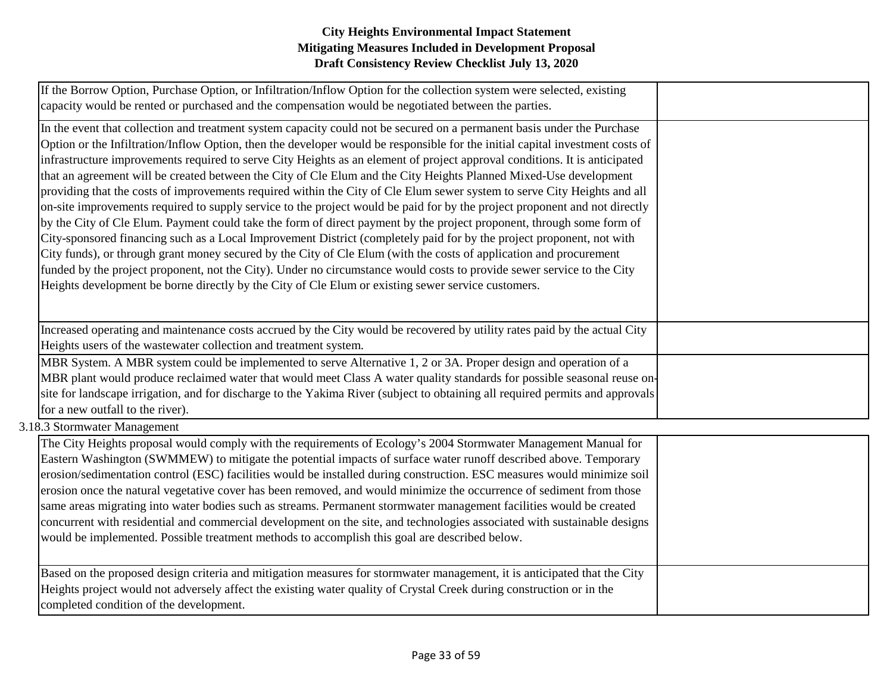| | |
|---|---|
| If the Borrow Option, Purchase Option, or Infiltration/Inflow Option for the collection system were selected, existing capacity would be rented or purchased and the compensation would be negotiated between the parties. | |
| In the event that collection and treatment system capacity could not be secured on a permanent basis under the Purchase Option or the Infiltration/Inflow Option, then the developer would be responsible for the initial capital investment costs of infrastructure improvements required to serve City Heights as an element of project approval conditions. It is anticipated that an agreement will be created between the City of Cle Elum and the City Heights Planned Mixed-Use development providing that the costs of improvements required within the City of Cle Elum sewer system to serve City Heights and all on-site improvements required to supply service to the project would be paid for by the project proponent and not directly by the City of Cle Elum. Payment could take the form of direct payment by the project proponent, through some form of City-sponsored financing such as a Local Improvement District (completely paid for by the project proponent, not with City funds), or through grant money secured by the City of Cle Elum (with the costs of application and procurement funded by the project proponent, not the City). Under no circumstance would costs to provide sewer service to the City Heights development be borne directly by the City of Cle Elum or existing sewer service customers. | |
| Increased operating and maintenance costs accrued by the City would be recovered by utility rates paid by the actual City Heights users of the wastewater collection and treatment system. | |
| MBR System. A MBR system could be implemented to serve Alternative 1, 2 or 3A. Proper design and operation of a MBR plant would produce reclaimed water that would meet Class A water quality standards for possible seasonal reuse on-site for landscape irrigation, and for discharge to the Yakima River (subject to obtaining all required permits and approvals for a new outfall to the river). | |

3.18.3 Stormwater Management

| | |
|---|---|
| The City Heights proposal would comply with the requirements of Ecology's 2004 Stormwater Management Manual for Eastern Washington (SWMMEW) to mitigate the potential impacts of surface water runoff described above. Temporary erosion/sedimentation control (ESC) facilities would be installed during construction. ESC measures would minimize soil erosion once the natural vegetative cover has been removed, and would minimize the occurrence of sediment from those same areas migrating into water bodies such as streams. Permanent stormwater management facilities would be created concurrent with residential and commercial development on the site, and technologies associated with sustainable designs would be implemented. Possible treatment methods to accomplish this goal are described below. | |
| Based on the proposed design criteria and mitigation measures for stormwater management, it is anticipated that the City Heights project would not adversely affect the existing water quality of Crystal Creek during construction or in the completed condition of the development. | |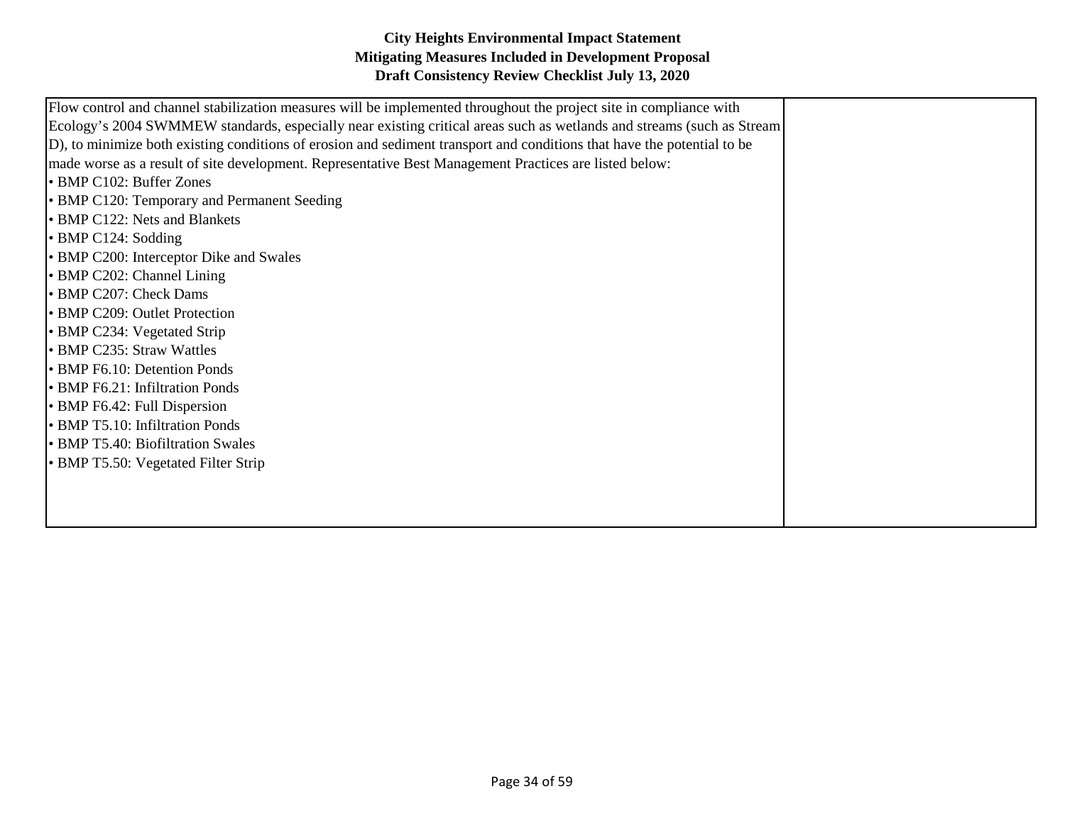| | |
|---|---|
| Flow control and channel stabilization measures will be implemented throughout the project site in compliance with Ecology's 2004 SWMMEW standards, especially near existing critical areas such as wetlands and streams (such as Stream D), to minimize both existing conditions of erosion and sediment transport and conditions that have the potential to be made worse as a result of site development. Representative Best Management Practices are listed below:<br>• BMP C102: Buffer Zones<br>• BMP C120: Temporary and Permanent Seeding<br>• BMP C122: Nets and Blankets<br>• BMP C124: Sodding<br>• BMP C200: Interceptor Dike and Swales<br>• BMP C202: Channel Lining<br>• BMP C207: Check Dams<br>• BMP C209: Outlet Protection<br>• BMP C234: Vegetated Strip<br>• BMP C235: Straw Wattles<br>• BMP F6.10: Detention Ponds<br>• BMP F6.21: Infiltration Ponds<br>• BMP F6.42: Full Dispersion<br>• BMP T5.10: Infiltration Ponds<br>• BMP T5.40: Biofiltration Swales<br>• BMP T5.50: Vegetated Filter Strip | |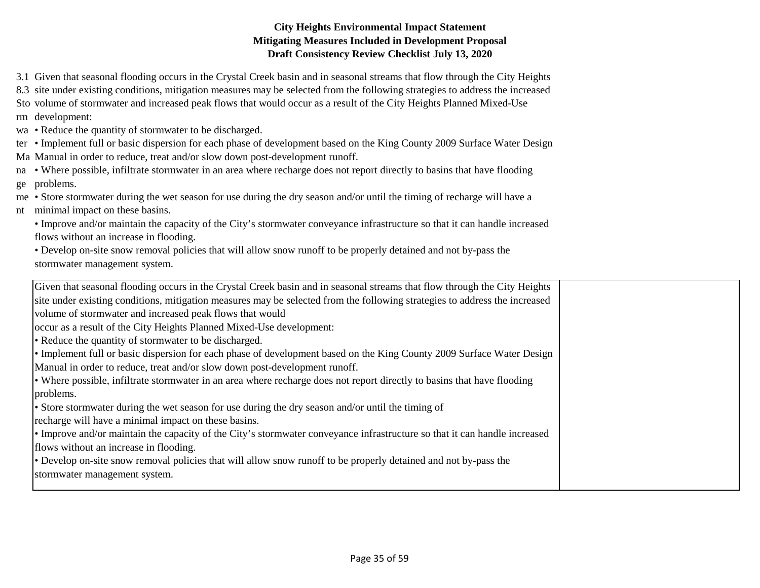**City Heights Environmental Impact Statement**
**Mitigating Measures Included in Development Proposal**
**Draft Consistency Review Checklist July 13, 2020**

3.1 8.3 Stormwater Management

Given that seasonal flooding occurs in the Crystal Creek basin and in seasonal streams that flow through the City Heights site under existing conditions, mitigation measures may be selected from the following strategies to address the increased volume of stormwater and increased peak flows that would occur as a result of the City Heights Planned Mixed-Use development:

- Reduce the quantity of stormwater to be discharged.
- Implement full or basic dispersion for each phase of development based on the King County 2009 Surface Water Design Manual in order to reduce, treat and/or slow down post-development runoff.
- Where possible, infiltrate stormwater in an area where recharge does not report directly to basins that have flooding problems.
- Store stormwater during the wet season for use during the dry season and/or until the timing of recharge will have a minimal impact on these basins.
- Improve and/or maintain the capacity of the City's stormwater conveyance infrastructure so that it can handle increased flows without an increase in flooding.
- Develop on-site snow removal policies that will allow snow runoff to be properly detained and not by-pass the stormwater management system.

| | |
|---|---|
| Given that seasonal flooding occurs in the Crystal Creek basin and in seasonal streams that flow through the City Heights site under existing conditions, mitigation measures may be selected from the following strategies to address the increased volume of stormwater and increased peak flows that would occur as a result of the City Heights Planned Mixed-Use development:<br>• Reduce the quantity of stormwater to be discharged.<br>• Implement full or basic dispersion for each phase of development based on the King County 2009 Surface Water Design Manual in order to reduce, treat and/or slow down post-development runoff.<br>• Where possible, infiltrate stormwater in an area where recharge does not report directly to basins that have flooding problems.<br>• Store stormwater during the wet season for use during the dry season and/or until the timing of recharge will have a minimal impact on these basins.<br>• Improve and/or maintain the capacity of the City's stormwater conveyance infrastructure so that it can handle increased flows without an increase in flooding.<br>• Develop on-site snow removal policies that will allow snow runoff to be properly detained and not by-pass the stormwater management system. | |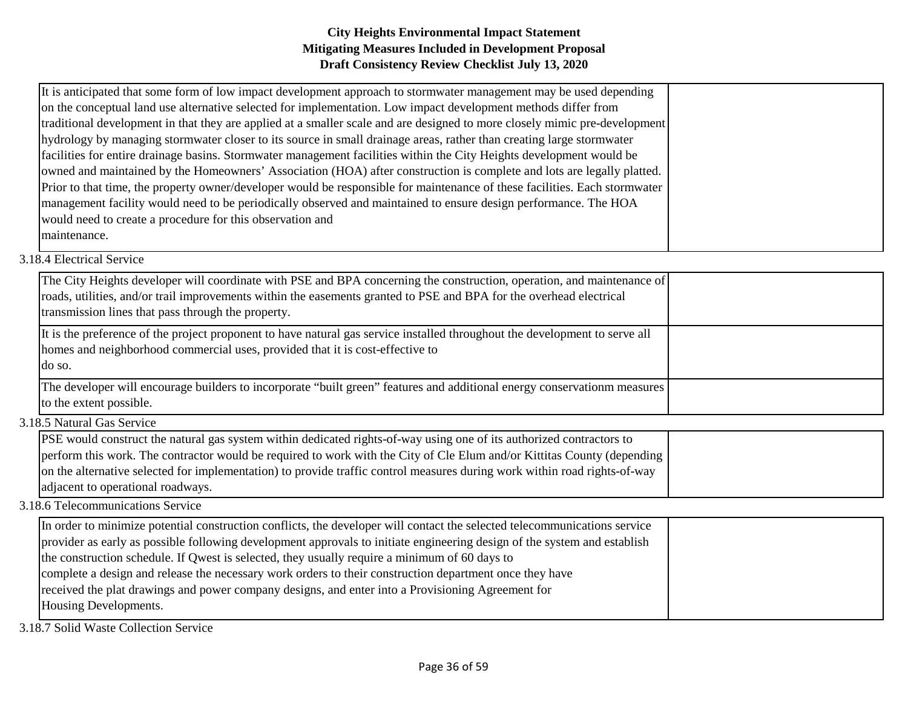| | |
|---|---|
| It is anticipated that some form of low impact development approach to stormwater management may be used depending on the conceptual land use alternative selected for implementation. Low impact development methods differ from traditional development in that they are applied at a smaller scale and are designed to more closely mimic pre-development hydrology by managing stormwater closer to its source in small drainage areas, rather than creating large stormwater facilities for entire drainage basins. Stormwater management facilities within the City Heights development would be owned and maintained by the Homeowners' Association (HOA) after construction is complete and lots are legally platted. Prior to that time, the property owner/developer would be responsible for maintenance of these facilities. Each stormwater management facility would need to be periodically observed and maintained to ensure design performance. The HOA would need to create a procedure for this observation and maintenance. | |

3.18.4 Electrical Service

| | |
|---|---|
| The City Heights developer will coordinate with PSE and BPA concerning the construction, operation, and maintenance of roads, utilities, and/or trail improvements within the easements granted to PSE and BPA for the overhead electrical transmission lines that pass through the property. | |
| It is the preference of the project proponent to have natural gas service installed throughout the development to serve all homes and neighborhood commercial uses, provided that it is cost-effective to do so. | |
| The developer will encourage builders to incorporate "built green" features and additional energy conservationm measures to the extent possible. | |

3.18.5 Natural Gas Service

| | |
|---|---|
| PSE would construct the natural gas system within dedicated rights-of-way using one of its authorized contractors to perform this work. The contractor would be required to work with the City of Cle Elum and/or Kittitas County (depending on the alternative selected for implementation) to provide traffic control measures during work within road rights-of-way adjacent to operational roadways. | |

3.18.6 Telecommunications Service

| | |
|---|---|
| In order to minimize potential construction conflicts, the developer will contact the selected telecommunications service provider as early as possible following development approvals to initiate engineering design of the system and establish the construction schedule. If Qwest is selected, they usually require a minimum of 60 days to complete a design and release the necessary work orders to their construction department once they have received the plat drawings and power company designs, and enter into a Provisioning Agreement for Housing Developments. | |

3.18.7 Solid Waste Collection Service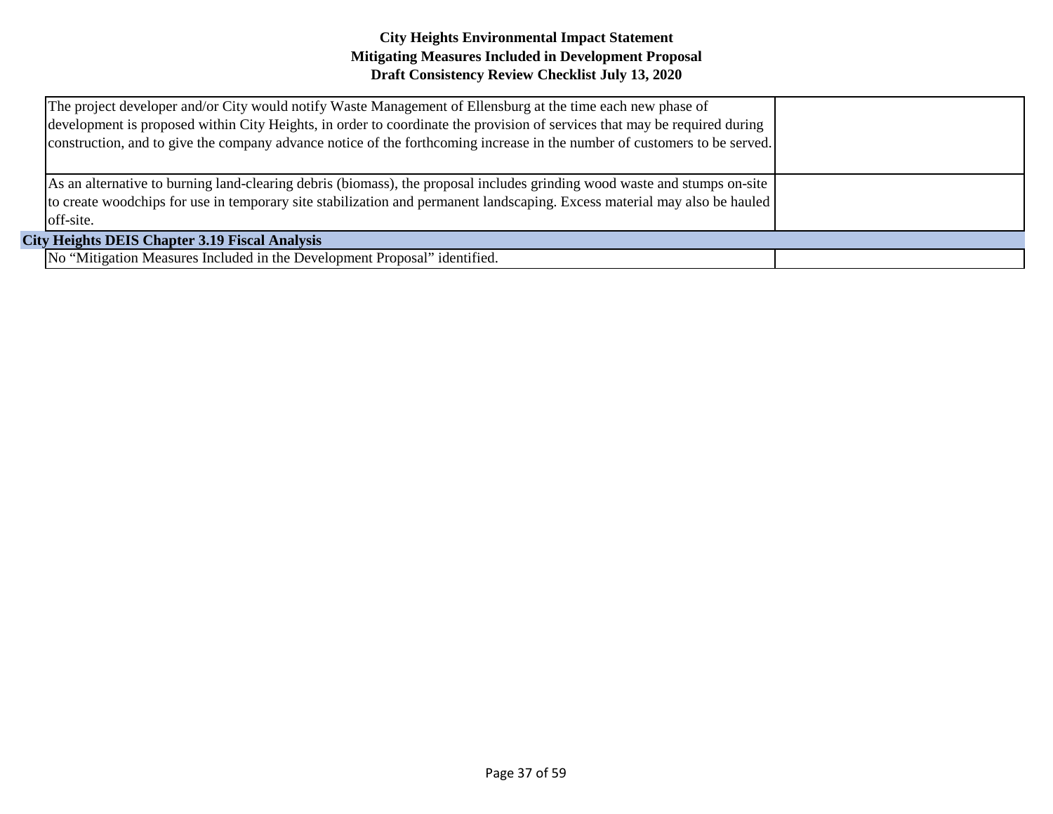City Heights Environmental Impact Statement
Mitigating Measures Included in Development Proposal
Draft Consistency Review Checklist July 13, 2020

| | |
|---|---|
| The project developer and/or City would notify Waste Management of Ellensburg at the time each new phase of development is proposed within City Heights, in order to coordinate the provision of services that may be required during construction, and to give the company advance notice of the forthcoming increase in the number of customers to be served. | |
| As an alternative to burning land-clearing debris (biomass), the proposal includes grinding wood waste and stumps on-site to create woodchips for use in temporary site stabilization and permanent landscaping. Excess material may also be hauled off-site. | |
| **City Heights DEIS Chapter 3.19 Fiscal Analysis** | |
| No "Mitigation Measures Included in the Development Proposal" identified. | |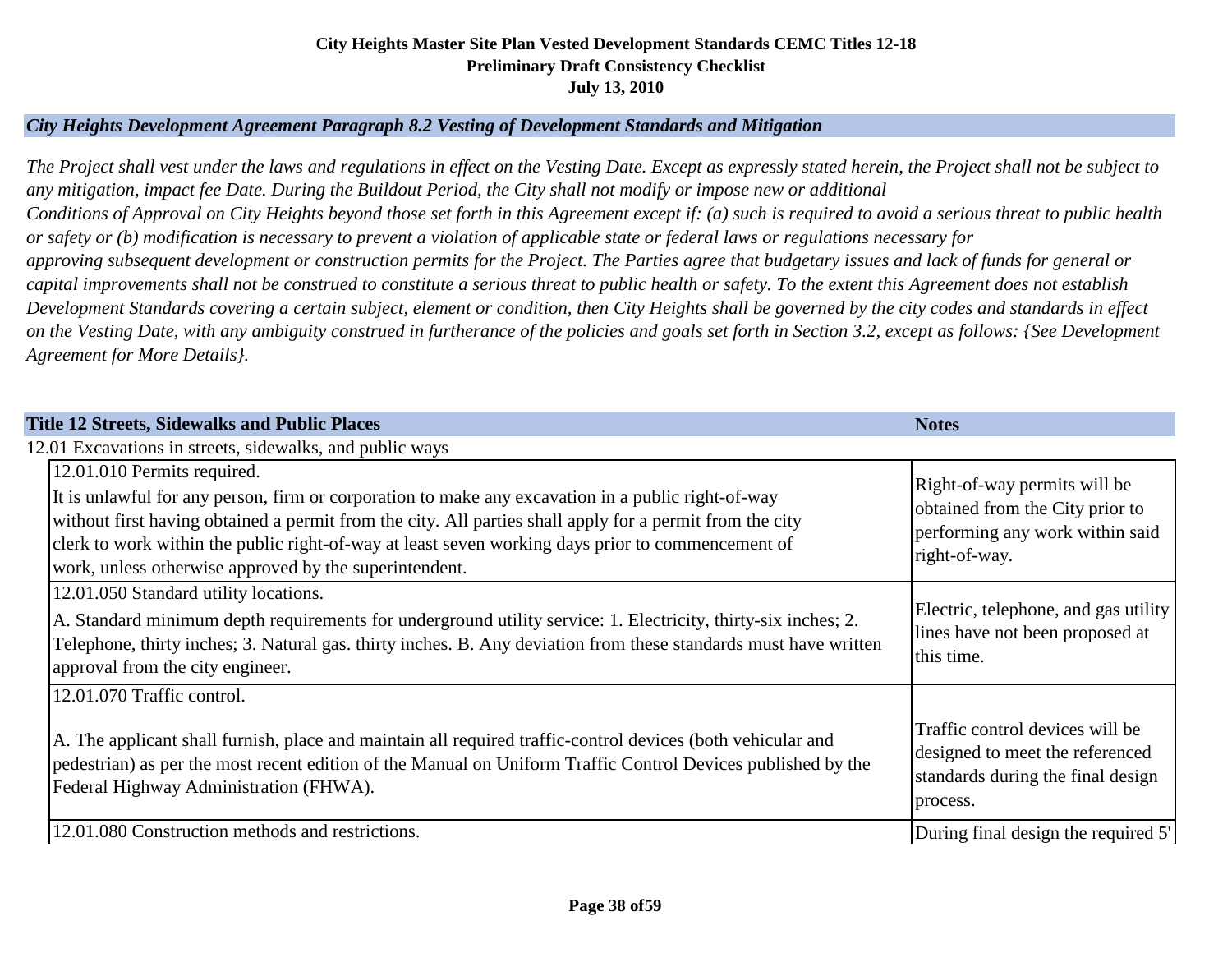**City Heights Master Site Plan Vested Development Standards CEMC Titles 12-18**
**Preliminary Draft Consistency Checklist**
**July 13, 2010**

## *City Heights Development Agreement Paragraph 8.2 Vesting of Development Standards and Mitigation*

*The Project shall vest under the laws and regulations in effect on the Vesting Date. Except as expressly stated herein, the Project shall not be subject to any mitigation, impact fee Date. During the Buildout Period, the City shall not modify or impose new or additional Conditions of Approval on City Heights beyond those set forth in this Agreement except if: (a) such is required to avoid a serious threat to public health or safety or (b) modification is necessary to prevent a violation of applicable state or federal laws or regulations necessary for approving subsequent development or construction permits for the Project. The Parties agree that budgetary issues and lack of funds for general or capital improvements shall not be construed to constitute a serious threat to public health or safety. To the extent this Agreement does not establish Development Standards covering a certain subject, element or condition, then City Heights shall be governed by the city codes and standards in effect on the Vesting Date, with any ambiguity construed in furtherance of the policies and goals set forth in Section 3.2, except as follows: {See Development Agreement for More Details}.*

| Title 12 Streets, Sidewalks and Public Places | Notes |
|---|---|
| 12.01 Excavations in streets, sidewalks, and public ways | |
| 12.01.010 Permits required.<br>It is unlawful for any person, firm or corporation to make any excavation in a public right-of-way without first having obtained a permit from the city. All parties shall apply for a permit from the city clerk to work within the public right-of-way at least seven working days prior to commencement of work, unless otherwise approved by the superintendent. | Right-of-way permits will be obtained from the City prior to performing any work within said right-of-way. |
| 12.01.050 Standard utility locations.<br>A. Standard minimum depth requirements for underground utility service: 1. Electricity, thirty-six inches; 2. Telephone, thirty inches; 3. Natural gas. thirty inches. B. Any deviation from these standards must have written approval from the city engineer. | Electric, telephone, and gas utility lines have not been proposed at this time. |
| 12.01.070 Traffic control.<br>A. The applicant shall furnish, place and maintain all required traffic-control devices (both vehicular and pedestrian) as per the most recent edition of the Manual on Uniform Traffic Control Devices published by the Federal Highway Administration (FHWA). | Traffic control devices will be designed to meet the referenced standards during the final design process. |
| 12.01.080 Construction methods and restrictions. | During final design the required 5' |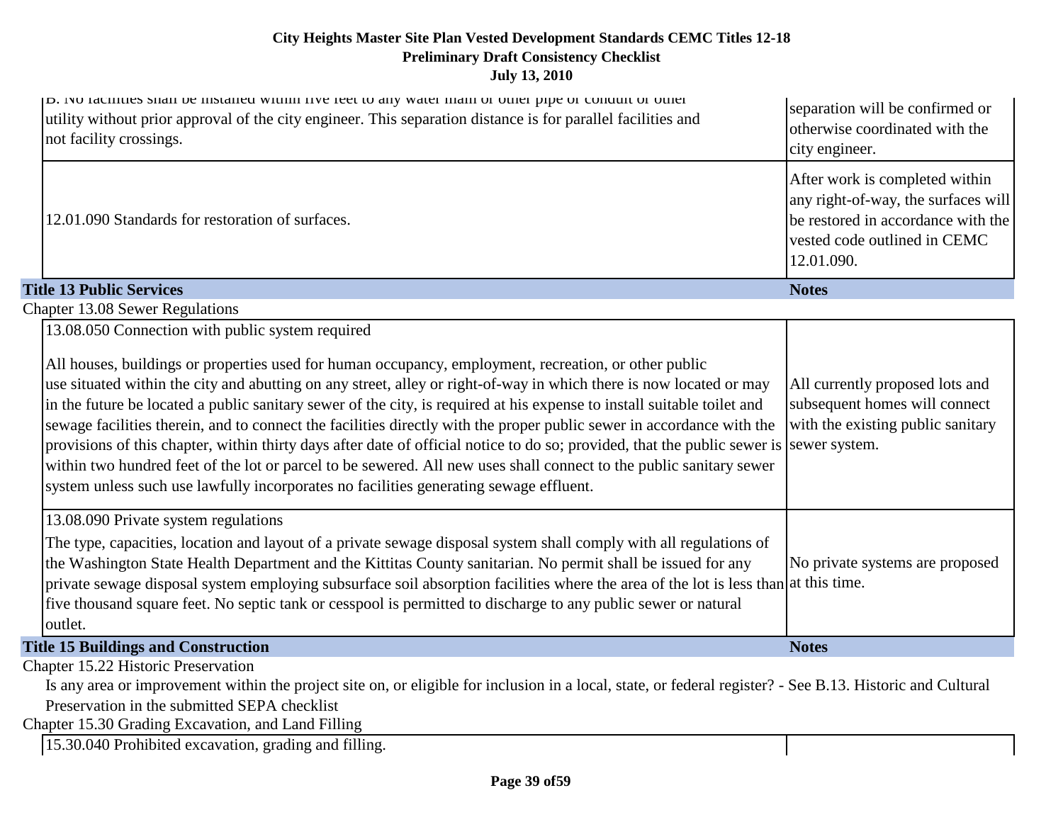| | |
|---|---|
| B. No facilities shall be installed within five feet to any water main or other pipe or conduit or other utility without prior approval of the city engineer. This separation distance is for parallel facilities and not facility crossings. | separation will be confirmed or otherwise coordinated with the city engineer. |
| 12.01.090 Standards for restoration of surfaces. | After work is completed within any right-of-way, the surfaces will be restored in accordance with the vested code outlined in CEMC 12.01.090. |

| **Title 13 Public Services** | **Notes** |
|---|---|

Chapter 13.08 Sewer Regulations

| | |
|---|---|
| 13.08.050 Connection with public system required<br><br>All houses, buildings or properties used for human occupancy, employment, recreation, or other public use situated within the city and abutting on any street, alley or right-of-way in which there is now located or may in the future be located a public sanitary sewer of the city, is required at his expense to install suitable toilet and sewage facilities therein, and to connect the facilities directly with the proper public sewer in accordance with the provisions of this chapter, within thirty days after date of official notice to do so; provided, that the public sewer is within two hundred feet of the lot or parcel to be sewered. All new uses shall connect to the public sanitary sewer system unless such use lawfully incorporates no facilities generating sewage effluent. | All currently proposed lots and subsequent homes will connect with the existing public sanitary sewer system. |
| 13.08.090 Private system regulations<br><br>The type, capacities, location and layout of a private sewage disposal system shall comply with all regulations of the Washington State Health Department and the Kittitas County sanitarian. No permit shall be issued for any private sewage disposal system employing subsurface soil absorption facilities where the area of the lot is less than five thousand square feet. No septic tank or cesspool is permitted to discharge to any public sewer or natural outlet. | No private systems are proposed at this time. |

| **Title 15 Buildings and Construction** | **Notes** |
|---|---|

Chapter 15.22 Historic Preservation

Is any area or improvement within the project site on, or eligible for inclusion in a local, state, or federal register? - See B.13. Historic and Cultural Preservation in the submitted SEPA checklist

Chapter 15.30 Grading Excavation, and Land Filling

| | |
|---|---|
| 15.30.040 Prohibited excavation, grading and filling. | |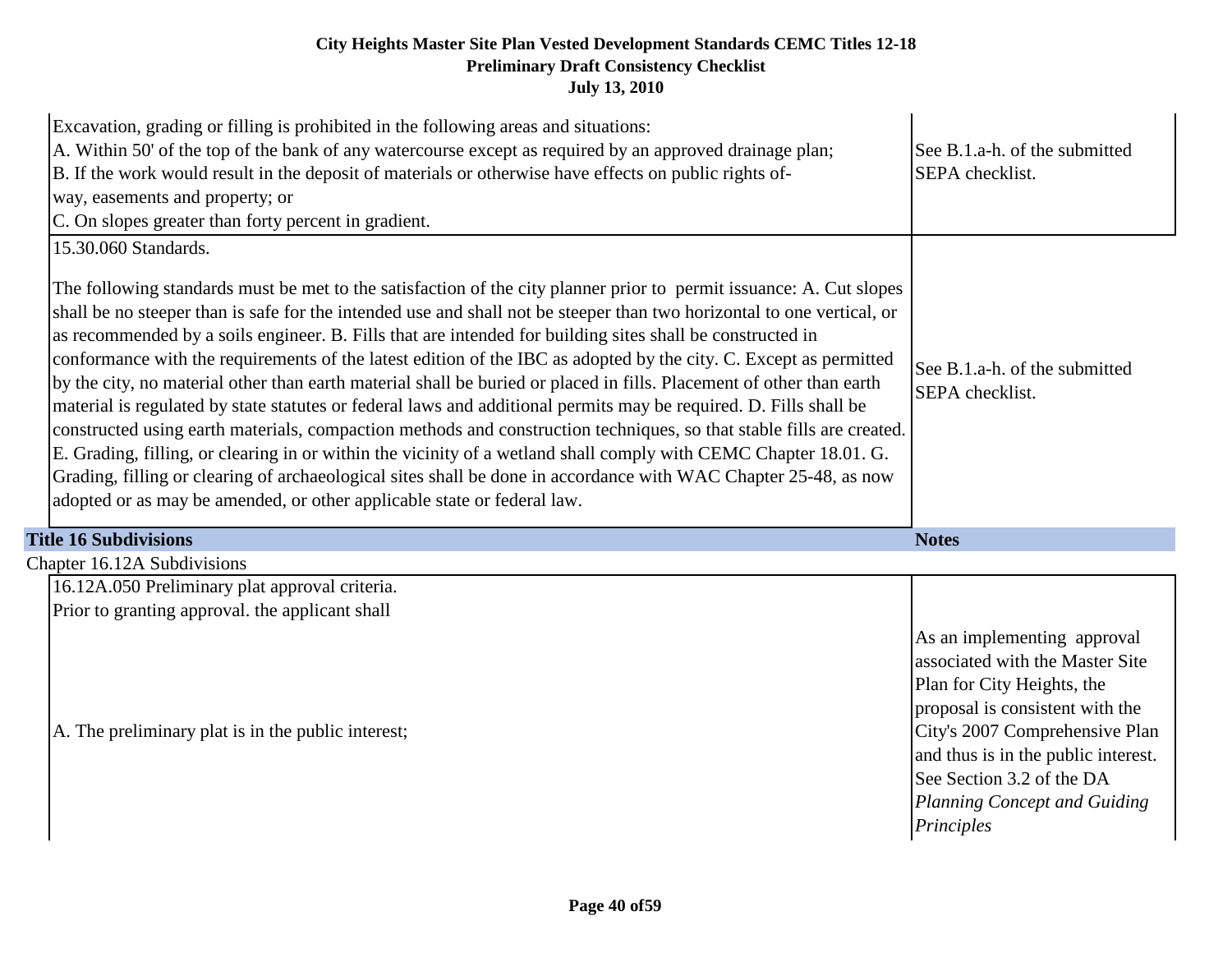| | |
|---|---|
| Excavation, grading or filling is prohibited in the following areas and situations:<br>A. Within 50' of the top of the bank of any watercourse except as required by an approved drainage plan;<br>B. If the work would result in the deposit of materials or otherwise have effects on public rights of-way, easements and property; or<br>C. On slopes greater than forty percent in gradient. | See B.1.a-h. of the submitted SEPA checklist. |
| 15.30.060 Standards.<br><br>The following standards must be met to the satisfaction of the city planner prior to permit issuance: A. Cut slopes shall be no steeper than is safe for the intended use and shall not be steeper than two horizontal to one vertical, or as recommended by a soils engineer. B. Fills that are intended for building sites shall be constructed in conformance with the requirements of the latest edition of the IBC as adopted by the city. C. Except as permitted by the city, no material other than earth material shall be buried or placed in fills. Placement of other than earth material is regulated by state statutes or federal laws and additional permits may be required. D. Fills shall be constructed using earth materials, compaction methods and construction techniques, so that stable fills are created. E. Grading, filling, or clearing in or within the vicinity of a wetland shall comply with CEMC Chapter 18.01. G. Grading, filling or clearing of archaeological sites shall be done in accordance with WAC Chapter 25-48, as now adopted or as may be amended, or other applicable state or federal law. | See B.1.a-h. of the submitted SEPA checklist. |

| **Title 16 Subdivisions** | **Notes** |
|---|---|
| Chapter 16.12A Subdivisions | |
| 16.12A.050 Preliminary plat approval criteria.<br>Prior to granting approval. the applicant shall<br><br>A. The preliminary plat is in the public interest; | As an implementing approval associated with the Master Site Plan for City Heights, the proposal is consistent with the City's 2007 Comprehensive Plan and thus is in the public interest. See Section 3.2 of the DA *Planning Concept and Guiding Principles* |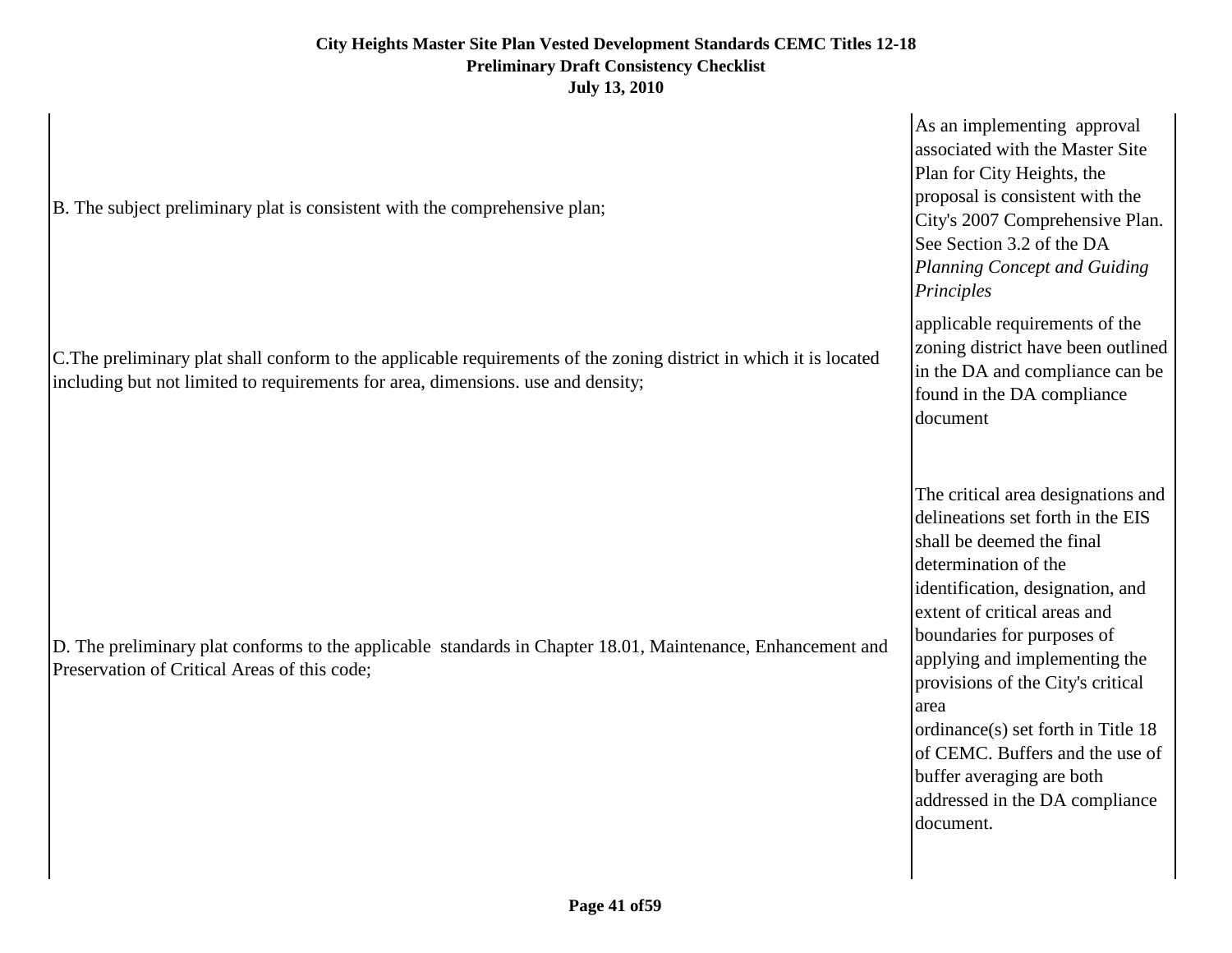| | |
|---|---|
| B. The subject preliminary plat is consistent with the comprehensive plan; | As an implementing approval associated with the Master Site Plan for City Heights, the proposal is consistent with the City's 2007 Comprehensive Plan. See Section 3.2 of the DA *Planning Concept and Guiding Principles* |
| C.The preliminary plat shall conform to the applicable requirements of the zoning district in which it is located including but not limited to requirements for area, dimensions. use and density; | applicable requirements of the zoning district have been outlined in the DA and compliance can be found in the DA compliance document |
| D. The preliminary plat conforms to the applicable standards in Chapter 18.01, Maintenance, Enhancement and Preservation of Critical Areas of this code; | The critical area designations and delineations set forth in the EIS shall be deemed the final determination of the identification, designation, and extent of critical areas and boundaries for purposes of applying and implementing the provisions of the City's critical area ordinance(s) set forth in Title 18 of CEMC. Buffers and the use of buffer averaging are both addressed in the DA compliance document. |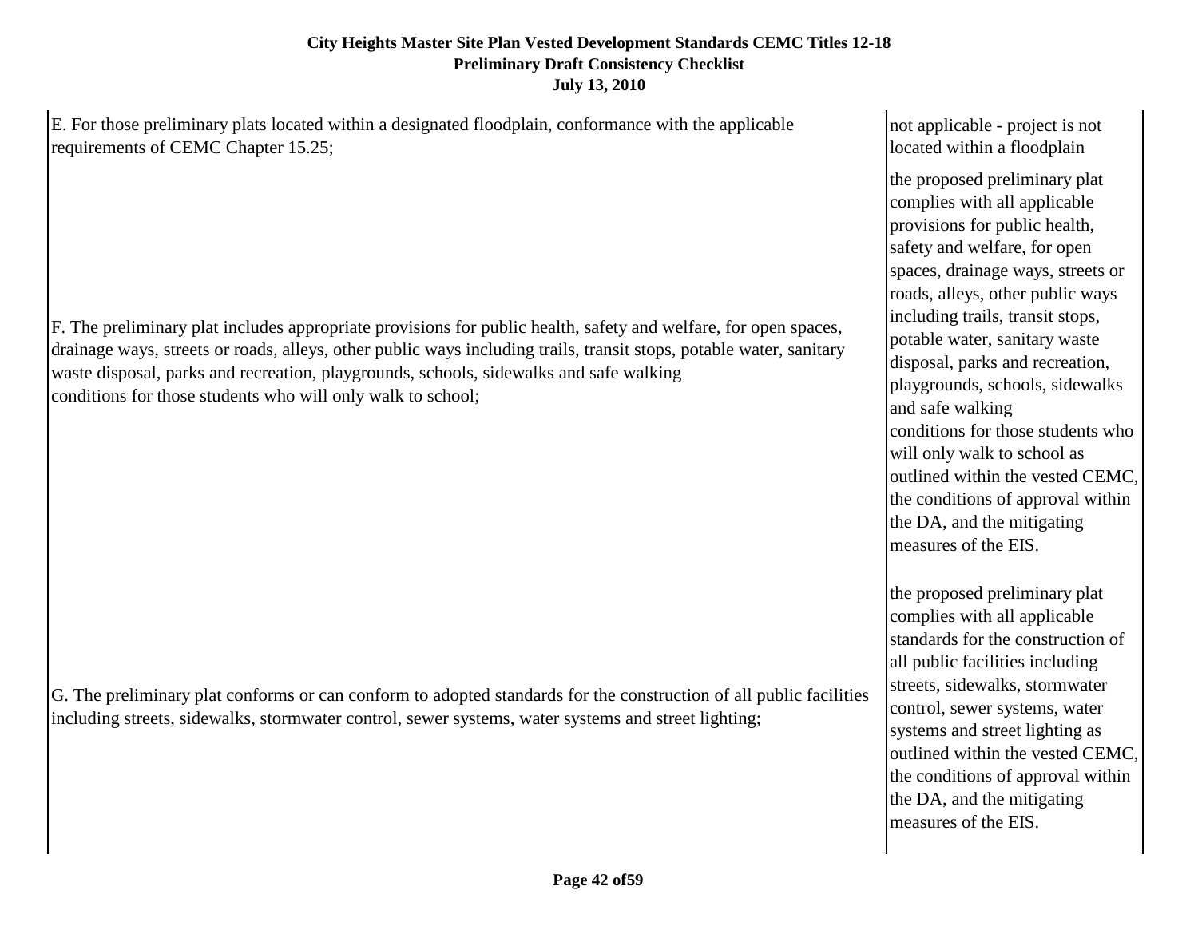| | |
|---|---|
| E. For those preliminary plats located within a designated floodplain, conformance with the applicable requirements of CEMC Chapter 15.25; | not applicable - project is not located within a floodplain |
| F. The preliminary plat includes appropriate provisions for public health, safety and welfare, for open spaces, drainage ways, streets or roads, alleys, other public ways including trails, transit stops, potable water, sanitary waste disposal, parks and recreation, playgrounds, schools, sidewalks and safe walking conditions for those students who will only walk to school; | the proposed preliminary plat complies with all applicable provisions for public health, safety and welfare, for open spaces, drainage ways, streets or roads, alleys, other public ways including trails, transit stops, potable water, sanitary waste disposal, parks and recreation, playgrounds, schools, sidewalks and safe walking conditions for those students who will only walk to school as outlined within the vested CEMC, the conditions of approval within the DA, and the mitigating measures of the EIS. |
| G. The preliminary plat conforms or can conform to adopted standards for the construction of all public facilities including streets, sidewalks, stormwater control, sewer systems, water systems and street lighting; | the proposed preliminary plat complies with all applicable standards for the construction of all public facilities including streets, sidewalks, stormwater control, sewer systems, water systems and street lighting as outlined within the vested CEMC, the conditions of approval within the DA, and the mitigating measures of the EIS. |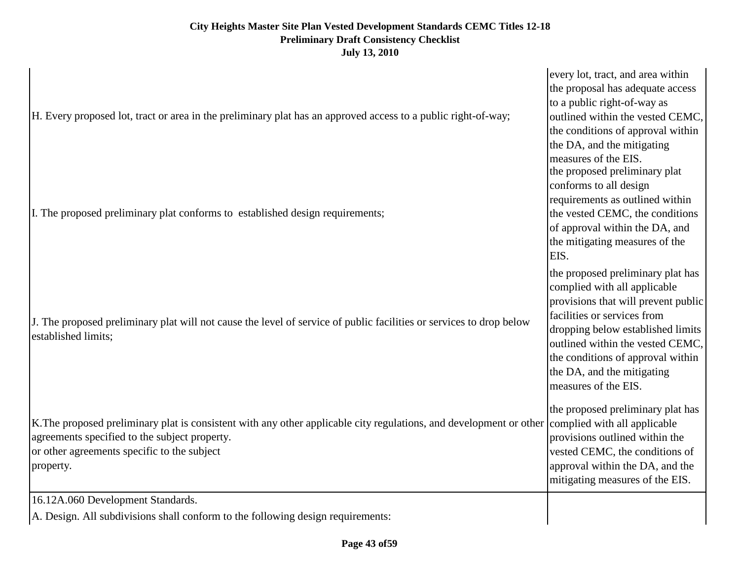| | |
|---|---|
| H. Every proposed lot, tract or area in the preliminary plat has an approved access to a public right-of-way; | every lot, tract, and area within the proposal has adequate access to a public right-of-way as outlined within the vested CEMC, the conditions of approval within the DA, and the mitigating measures of the EIS. |
| I. The proposed preliminary plat conforms to established design requirements; | the proposed preliminary plat conforms to all design requirements as outlined within the vested CEMC, the conditions of approval within the DA, and the mitigating measures of the EIS. |
| J. The proposed preliminary plat will not cause the level of service of public facilities or services to drop below established limits; | the proposed preliminary plat has complied with all applicable provisions that will prevent public facilities or services from dropping below established limits outlined within the vested CEMC, the conditions of approval within the DA, and the mitigating measures of the EIS. |
| K.The proposed preliminary plat is consistent with any other applicable city regulations, and development or other agreements specified to the subject property.<br>or other agreements specific to the subject<br>property. | the proposed preliminary plat has complied with all applicable provisions outlined within the vested CEMC, the conditions of approval within the DA, and the mitigating measures of the EIS. |
| 16.12A.060 Development Standards.<br>A. Design. All subdivisions shall conform to the following design requirements: | |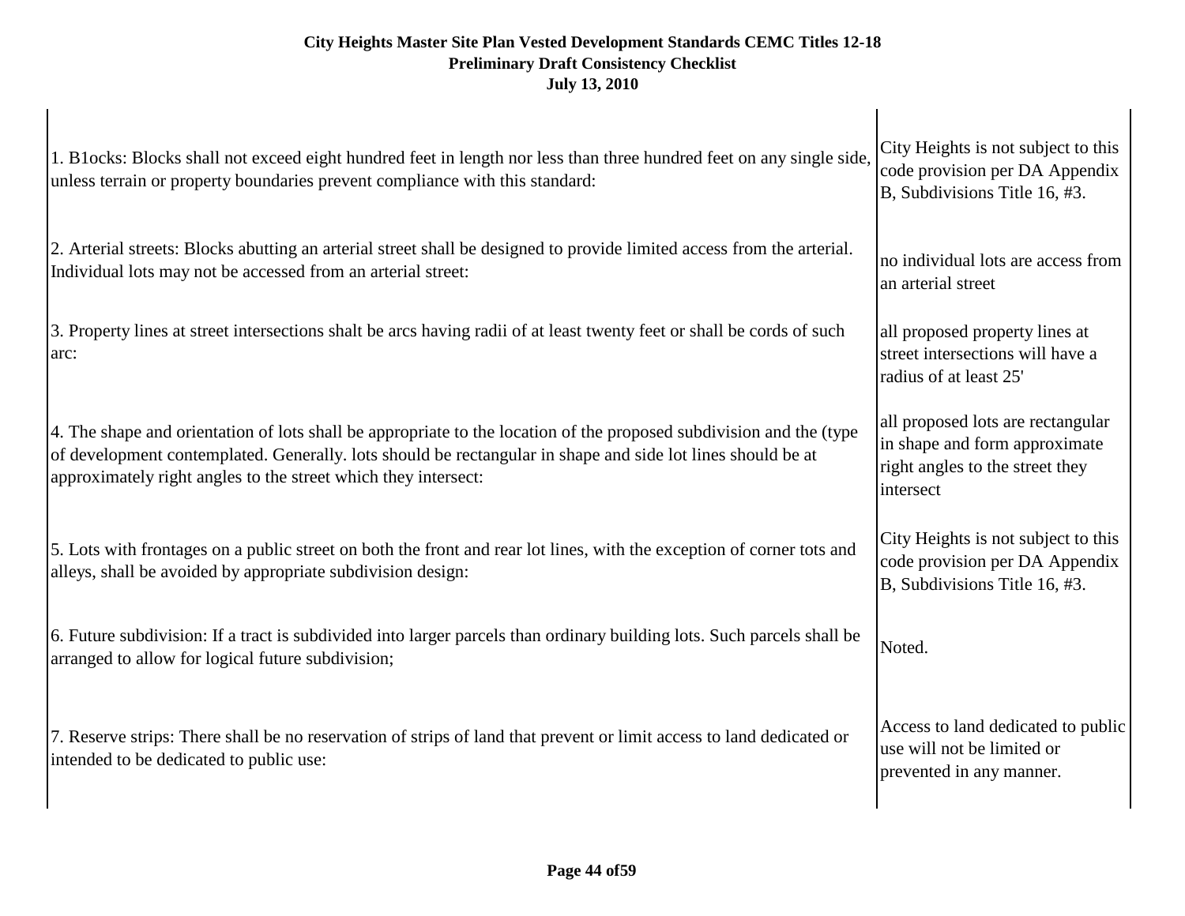**City Heights Master Site Plan Vested Development Standards CEMC Titles 12-18**
**Preliminary Draft Consistency Checklist**
**July 13, 2010**

| | |
|---|---|
| 1. B1ocks: Blocks shall not exceed eight hundred feet in length nor less than three hundred feet on any single side, unless terrain or property boundaries prevent compliance with this standard: | City Heights is not subject to this code provision per DA Appendix B, Subdivisions Title 16, #3. |
| 2. Arterial streets: Blocks abutting an arterial street shall be designed to provide limited access from the arterial. Individual lots may not be accessed from an arterial street: | no individual lots are access from an arterial street |
| 3. Property lines at street intersections shalt be arcs having radii of at least twenty feet or shall be cords of such arc: | all proposed property lines at street intersections will have a radius of at least 25' |
| 4. The shape and orientation of lots shall be appropriate to the location of the proposed subdivision and the (type of development contemplated. Generally. lots should be rectangular in shape and side lot lines should be at approximately right angles to the street which they intersect: | all proposed lots are rectangular in shape and form approximate right angles to the street they intersect |
| 5. Lots with frontages on a public street on both the front and rear lot lines, with the exception of corner tots and alleys, shall be avoided by appropriate subdivision design: | City Heights is not subject to this code provision per DA Appendix B, Subdivisions Title 16, #3. |
| 6. Future subdivision: If a tract is subdivided into larger parcels than ordinary building lots. Such parcels shall be arranged to allow for logical future subdivision; | Noted. |
| 7. Reserve strips: There shall be no reservation of strips of land that prevent or limit access to land dedicated or intended to be dedicated to public use: | Access to land dedicated to public use will not be limited or prevented in any manner. |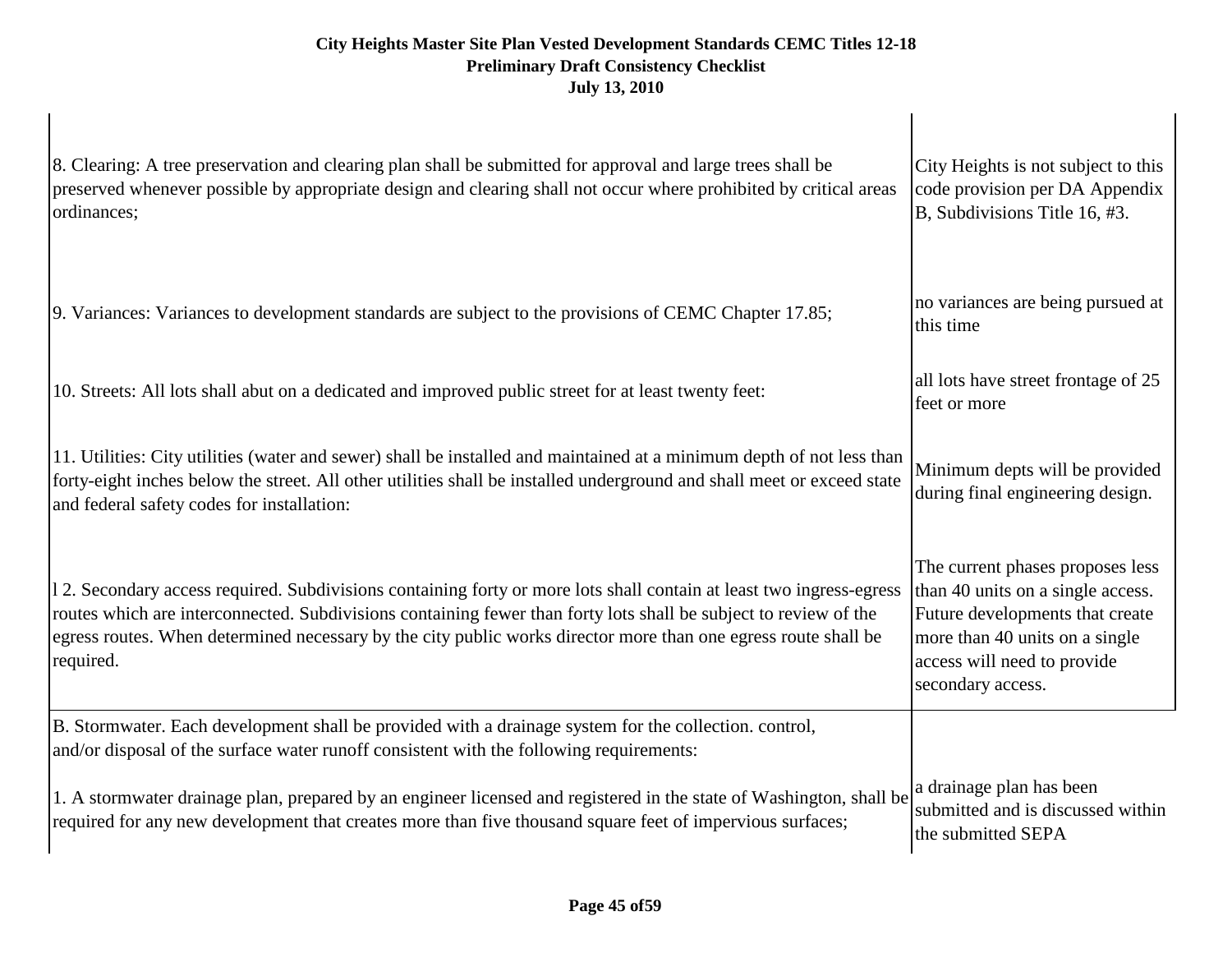| | |
|---|---|
| 8. Clearing: A tree preservation and clearing plan shall be submitted for approval and large trees shall be preserved whenever possible by appropriate design and clearing shall not occur where prohibited by critical areas ordinances; | City Heights is not subject to this code provision per DA Appendix B, Subdivisions Title 16, #3. |
| 9. Variances: Variances to development standards are subject to the provisions of CEMC Chapter 17.85; | no variances are being pursued at this time |
| 10. Streets: All lots shall abut on a dedicated and improved public street for at least twenty feet: | all lots have street frontage of 25 feet or more |
| 11. Utilities: City utilities (water and sewer) shall be installed and maintained at a minimum depth of not less than forty-eight inches below the street. All other utilities shall be installed underground and shall meet or exceed state and federal safety codes for installation: | Minimum depts will be provided during final engineering design. |
| l 2. Secondary access required. Subdivisions containing forty or more lots shall contain at least two ingress-egress routes which are interconnected. Subdivisions containing fewer than forty lots shall be subject to review of the egress routes. When determined necessary by the city public works director more than one egress route shall be required. | The current phases proposes less than 40 units on a single access. Future developments that create more than 40 units on a single access will need to provide secondary access. |
| B. Stormwater. Each development shall be provided with a drainage system for the collection. control, and/or disposal of the surface water runoff consistent with the following requirements: | |
| 1. A stormwater drainage plan, prepared by an engineer licensed and registered in the state of Washington, shall be required for any new development that creates more than five thousand square feet of impervious surfaces; | a drainage plan has been submitted and is discussed within the submitted SEPA |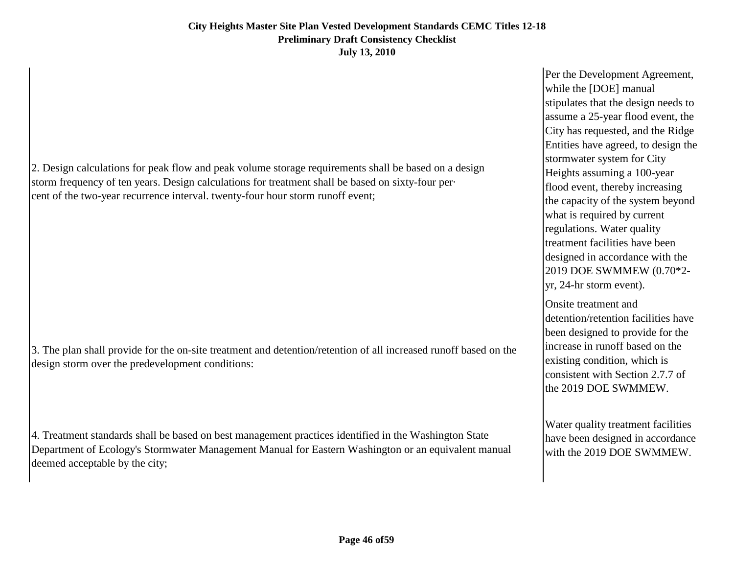| | |
|---|---|
| 2. Design calculations for peak flow and peak volume storage requirements shall be based on a design storm frequency of ten years. Design calculations for treatment shall be based on sixty-four per·cent of the two-year recurrence interval. twenty-four hour storm runoff event; | Per the Development Agreement, while the [DOE] manual stipulates that the design needs to assume a 25-year flood event, the City has requested, and the Ridge Entities have agreed, to design the stormwater system for City Heights assuming a 100-year flood event, thereby increasing the capacity of the system beyond what is required by current regulations. Water quality treatment facilities have been designed in accordance with the 2019 DOE SWMMEW (0.70*2-yr, 24-hr storm event). |
| 3. The plan shall provide for the on-site treatment and detention/retention of all increased runoff based on the design storm over the predevelopment conditions: | Onsite treatment and detention/retention facilities have been designed to provide for the increase in runoff based on the existing condition, which is consistent with Section 2.7.7 of the 2019 DOE SWMMEW. |
| 4. Treatment standards shall be based on best management practices identified in the Washington State Department of Ecology's Stormwater Management Manual for Eastern Washington or an equivalent manual deemed acceptable by the city; | Water quality treatment facilities have been designed in accordance with the 2019 DOE SWMMEW. |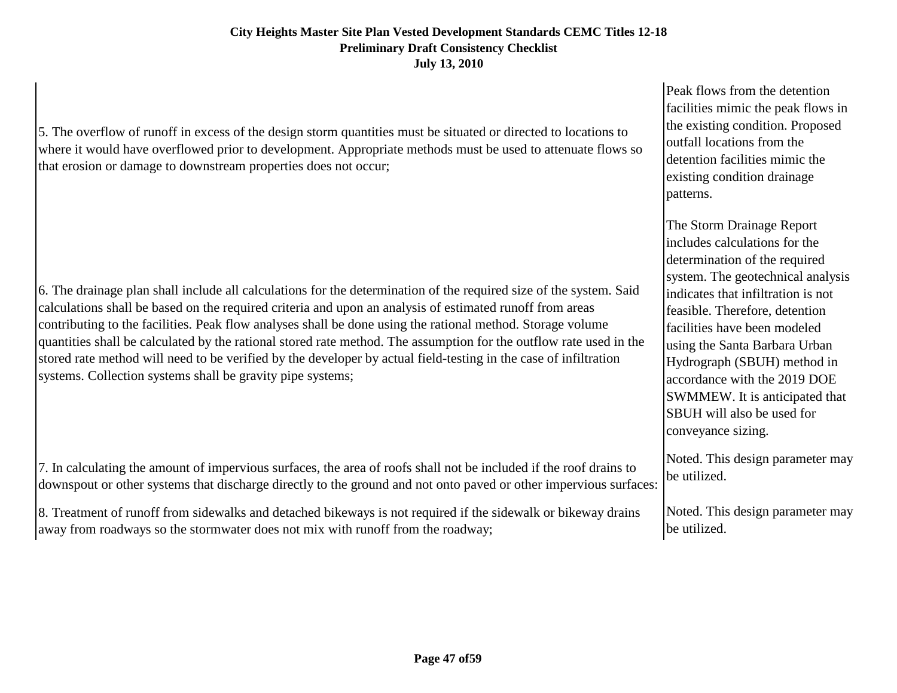| | |
|---|---|
| 5. The overflow of runoff in excess of the design storm quantities must be situated or directed to locations to where it would have overflowed prior to development. Appropriate methods must be used to attenuate flows so that erosion or damage to downstream properties does not occur; | Peak flows from the detention facilities mimic the peak flows in the existing condition. Proposed outfall locations from the detention facilities mimic the existing condition drainage patterns. |
| 6. The drainage plan shall include all calculations for the determination of the required size of the system. Said calculations shall be based on the required criteria and upon an analysis of estimated runoff from areas contributing to the facilities. Peak flow analyses shall be done using the rational method. Storage volume quantities shall be calculated by the rational stored rate method. The assumption for the outflow rate used in the stored rate method will need to be verified by the developer by actual field-testing in the case of infiltration systems. Collection systems shall be gravity pipe systems; | The Storm Drainage Report includes calculations for the determination of the required system. The geotechnical analysis indicates that infiltration is not feasible. Therefore, detention facilities have been modeled using the Santa Barbara Urban Hydrograph (SBUH) method in accordance with the 2019 DOE SWMMEW. It is anticipated that SBUH will also be used for conveyance sizing. |
| 7. In calculating the amount of impervious surfaces, the area of roofs shall not be included if the roof drains to downspout or other systems that discharge directly to the ground and not onto paved or other impervious surfaces: | Noted. This design parameter may be utilized. |
| 8. Treatment of runoff from sidewalks and detached bikeways is not required if the sidewalk or bikeway drains away from roadways so the stormwater does not mix with runoff from the roadway; | Noted. This design parameter may be utilized. |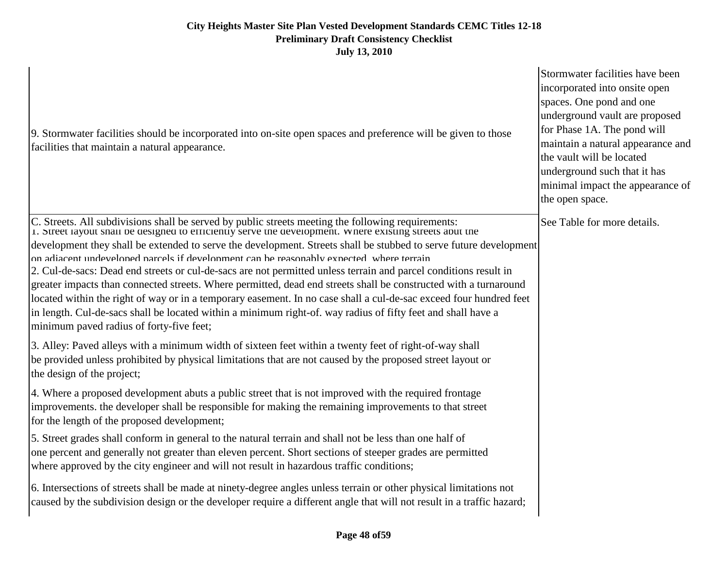| | |
|---|---|
| 9. Stormwater facilities should be incorporated into on-site open spaces and preference will be given to those facilities that maintain a natural appearance. | Stormwater facilities have been incorporated into onsite open spaces. One pond and one underground vault are proposed for Phase 1A. The pond will maintain a natural appearance and the vault will be located underground such that it has minimal impact the appearance of the open space. |
| C. Streets. All subdivisions shall be served by public streets meeting the following requirements:<br>1. Street layout shall be designed to efficiently serve the development. Where existing streets abut the development they shall be extended to serve the development. Streets shall be stubbed to serve future development on adjacent undeveloped parcels if development can be reasonably expected, where terrain<br>2. Cul-de-sacs: Dead end streets or cul-de-sacs are not permitted unless terrain and parcel conditions result in greater impacts than connected streets. Where permitted, dead end streets shall be constructed with a turnaround located within the right of way or in a temporary easement. In no case shall a cul-de-sac exceed four hundred feet in length. Cul-de-sacs shall be located within a minimum right-of. way radius of fifty feet and shall have a minimum paved radius of forty-five feet;<br>3. Alley: Paved alleys with a minimum width of sixteen feet within a twenty feet of right-of-way shall be provided unless prohibited by physical limitations that are not caused by the proposed street layout or the design of the project;<br>4. Where a proposed development abuts a public street that is not improved with the required frontage improvements. the developer shall be responsible for making the remaining improvements to that street for the length of the proposed development;<br>5. Street grades shall conform in general to the natural terrain and shall not be less than one half of one percent and generally not greater than eleven percent. Short sections of steeper grades are permitted where approved by the city engineer and will not result in hazardous traffic conditions;<br>6. Intersections of streets shall be made at ninety-degree angles unless terrain or other physical limitations not caused by the subdivision design or the developer require a different angle that will not result in a traffic hazard; | See Table for more details. |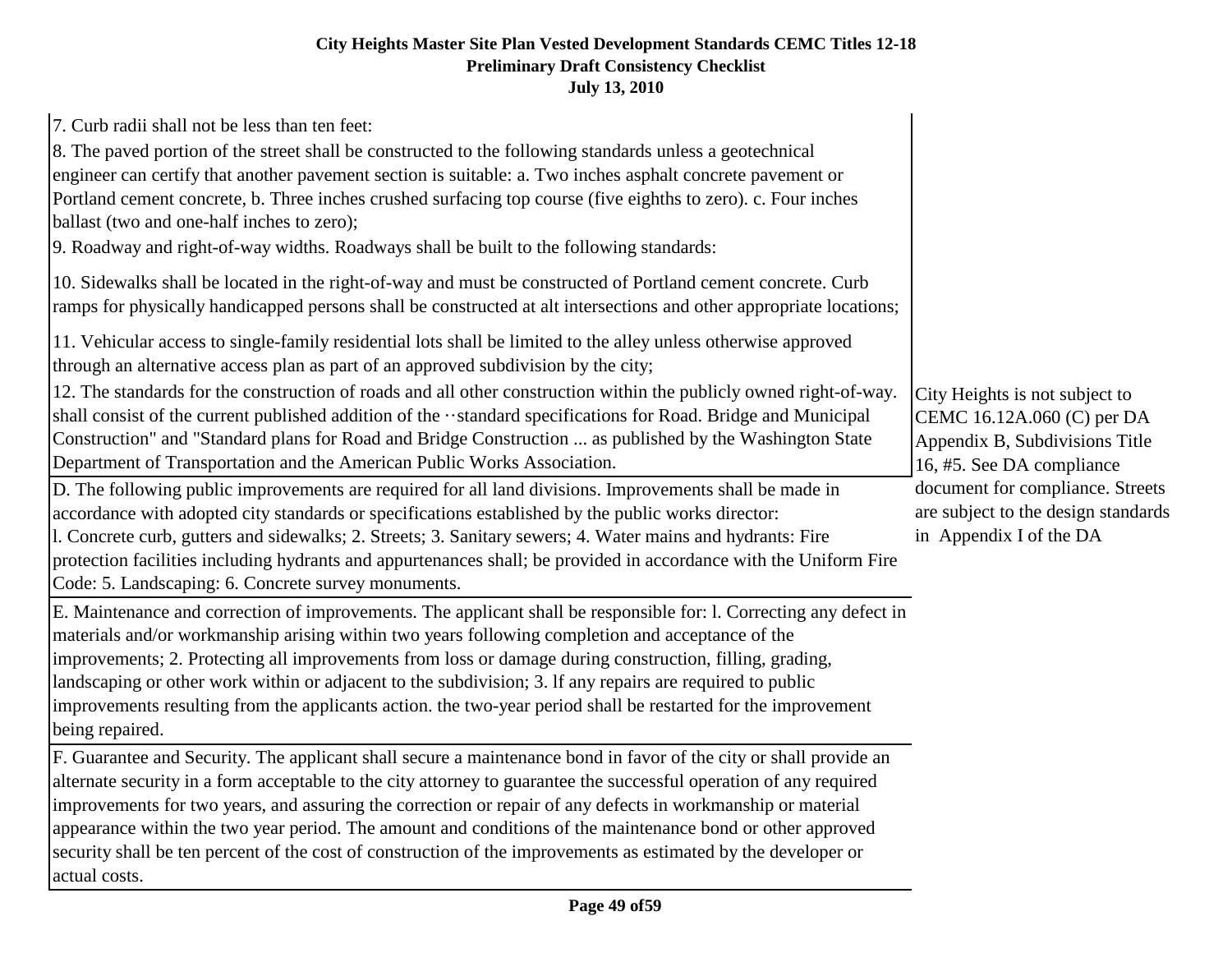| | |
|---|---|
| 7. Curb radii shall not be less than ten feet:<br>8. The paved portion of the street shall be constructed to the following standards unless a geotechnical engineer can certify that another pavement section is suitable: a. Two inches asphalt concrete pavement or Portland cement concrete, b. Three inches crushed surfacing top course (five eighths to zero). c. Four inches ballast (two and one-half inches to zero);<br>9. Roadway and right-of-way widths. Roadways shall be built to the following standards:<br>10. Sidewalks shall be located in the right-of-way and must be constructed of Portland cement concrete. Curb ramps for physically handicapped persons shall be constructed at alt intersections and other appropriate locations;<br>11. Vehicular access to single-family residential lots shall be limited to the alley unless otherwise approved through an alternative access plan as part of an approved subdivision by the city;<br>12. The standards for the construction of roads and all other construction within the publicly owned right-of-way. shall consist of the current published addition of the ··standard specifications for Road. Bridge and Municipal Construction" and "Standard plans for Road and Bridge Construction ... as published by the Washington State Department of Transportation and the American Public Works Association. | City Heights is not subject to CEMC 16.12A.060 (C) per DA Appendix B, Subdivisions Title 16, #5. See DA compliance document for compliance. Streets are subject to the design standards in Appendix I of the DA |
| D. The following public improvements are required for all land divisions. Improvements shall be made in accordance with adopted city standards or specifications established by the public works director:<br>l. Concrete curb, gutters and sidewalks; 2. Streets; 3. Sanitary sewers; 4. Water mains and hydrants: Fire protection facilities including hydrants and appurtenances shall; be provided in accordance with the Uniform Fire Code: 5. Landscaping: 6. Concrete survey monuments. | |
| E. Maintenance and correction of improvements. The applicant shall be responsible for: l. Correcting any defect in materials and/or workmanship arising within two years following completion and acceptance of the improvements; 2. Protecting all improvements from loss or damage during construction, filling, grading, landscaping or other work within or adjacent to the subdivision; 3. lf any repairs are required to public improvements resulting from the applicants action. the two-year period shall be restarted for the improvement being repaired. | |
| F. Guarantee and Security. The applicant shall secure a maintenance bond in favor of the city or shall provide an alternate security in a form acceptable to the city attorney to guarantee the successful operation of any required improvements for two years, and assuring the correction or repair of any defects in workmanship or material appearance within the two year period. The amount and conditions of the maintenance bond or other approved security shall be ten percent of the cost of construction of the improvements as estimated by the developer or actual costs. | |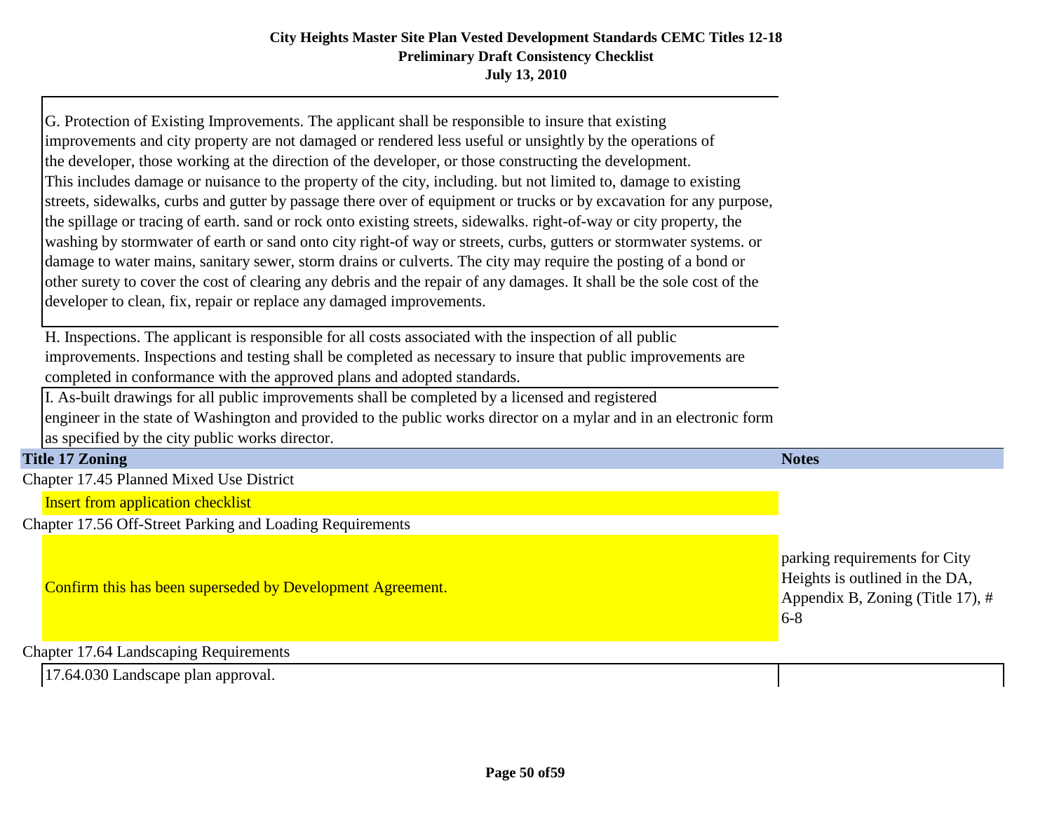G. Protection of Existing Improvements. The applicant shall be responsible to insure that existing improvements and city property are not damaged or rendered less useful or unsightly by the operations of the developer, those working at the direction of the developer, or those constructing the development. This includes damage or nuisance to the property of the city, including. but not limited to, damage to existing streets, sidewalks, curbs and gutter by passage there over of equipment or trucks or by excavation for any purpose, the spillage or tracing of earth. sand or rock onto existing streets, sidewalks. right-of-way or city property, the washing by stormwater of earth or sand onto city right-of way or streets, curbs, gutters or stormwater systems. or damage to water mains, sanitary sewer, storm drains or culverts. The city may require the posting of a bond or other surety to cover the cost of clearing any debris and the repair of any damages. It shall be the sole cost of the developer to clean, fix, repair or replace any damaged improvements.

H. Inspections. The applicant is responsible for all costs associated with the inspection of all public improvements. Inspections and testing shall be completed as necessary to insure that public improvements are completed in conformance with the approved plans and adopted standards.

I. As-built drawings for all public improvements shall be completed by a licensed and registered engineer in the state of Washington and provided to the public works director on a mylar and in an electronic form as specified by the city public works director.

| Title 17 Zoning | Notes |
|---|---|
| Chapter 17.45 Planned Mixed Use District | |
| Insert from application checklist | |
| Chapter 17.56 Off-Street Parking and Loading Requirements | |
| Confirm this has been superseded by Development Agreement. | parking requirements for City Heights is outlined in the DA, Appendix B, Zoning (Title 17), # 6-8 |
| Chapter 17.64 Landscaping Requirements | |
| 17.64.030 Landscape plan approval. | |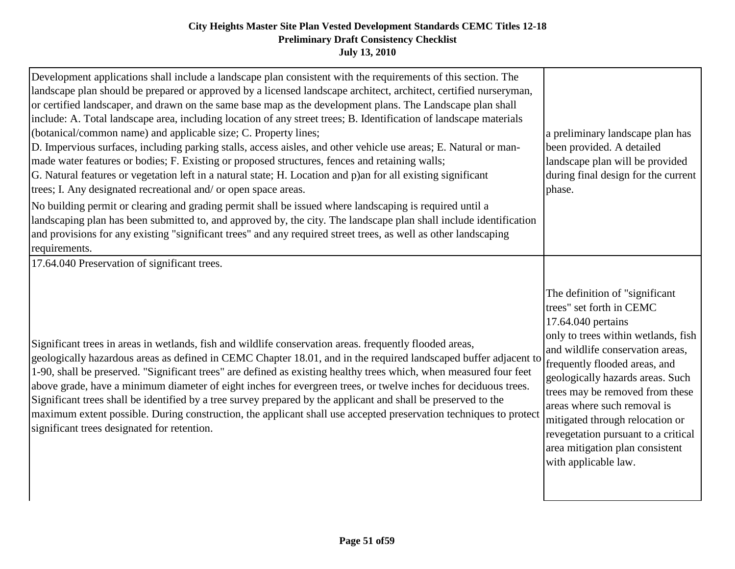| | |
|---|---|
| Development applications shall include a landscape plan consistent with the requirements of this section. The landscape plan should be prepared or approved by a licensed landscape architect, architect, certified nurseryman, or certified landscaper, and drawn on the same base map as the development plans. The Landscape plan shall include: A. Total landscape area, including location of any street trees; B. Identification of landscape materials (botanical/common name) and applicable size; C. Property lines; D. Impervious surfaces, including parking stalls, access aisles, and other vehicle use areas; E. Natural or man-made water features or bodies; F. Existing or proposed structures, fences and retaining walls; G. Natural features or vegetation left in a natural state; H. Location and p)an for all existing significant trees; I. Any designated recreational and/ or open space areas.<br><br>No building permit or clearing and grading permit shall be issued where landscaping is required until a landscaping plan has been submitted to, and approved by, the city. The landscape plan shall include identification and provisions for any existing "significant trees" and any required street trees, as well as other landscaping requirements. | a preliminary landscape plan has been provided. A detailed landscape plan will be provided during final design for the current phase. |
| 17.64.040 Preservation of significant trees.<br><br>Significant trees in areas in wetlands, fish and wildlife conservation areas. frequently flooded areas, geologically hazardous areas as defined in CEMC Chapter 18.01, and in the required landscaped buffer adjacent to 1-90, shall be preserved. "Significant trees" are defined as existing healthy trees which, when measured four feet above grade, have a minimum diameter of eight inches for evergreen trees, or twelve inches for deciduous trees. Significant trees shall be identified by a tree survey prepared by the applicant and shall be preserved to the maximum extent possible. During construction, the applicant shall use accepted preservation techniques to protect significant trees designated for retention. | The definition of "significant trees" set forth in CEMC 17.64.040 pertains only to trees within wetlands, fish and wildlife conservation areas, frequently flooded areas, and geologically hazards areas. Such trees may be removed from these areas where such removal is mitigated through relocation or revegetation pursuant to a critical area mitigation plan consistent with applicable law. |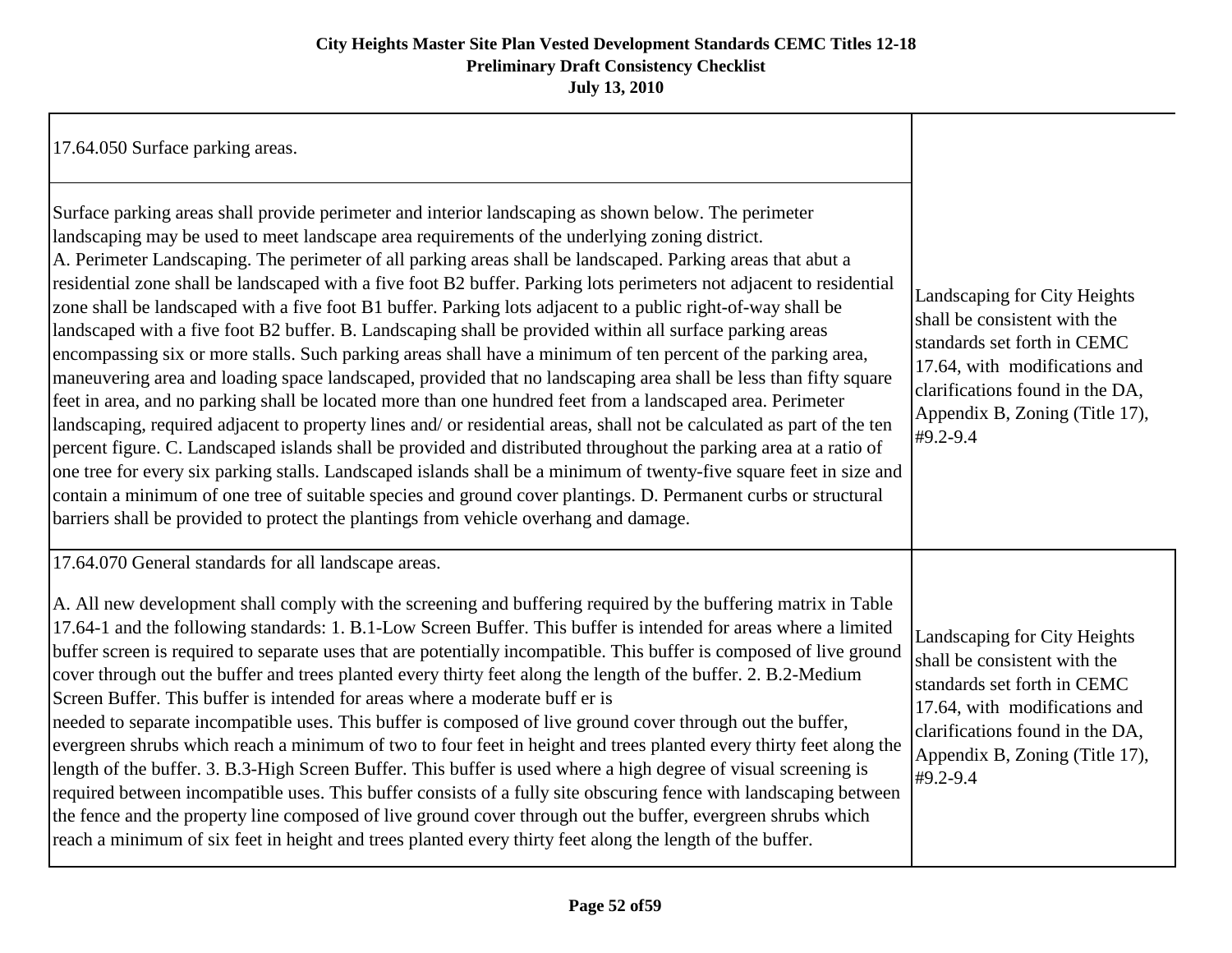**City Heights Master Site Plan Vested Development Standards CEMC Titles 12-18**
**Preliminary Draft Consistency Checklist**
**July 13, 2010**

| | |
|---|---|
| 17.64.050 Surface parking areas. | |
| Surface parking areas shall provide perimeter and interior landscaping as shown below. The perimeter landscaping may be used to meet landscape area requirements of the underlying zoning district. A. Perimeter Landscaping. The perimeter of all parking areas shall be landscaped. Parking areas that abut a residential zone shall be landscaped with a five foot B2 buffer. Parking lots perimeters not adjacent to residential zone shall be landscaped with a five foot B1 buffer. Parking lots adjacent to a public right-of-way shall be landscaped with a five foot B2 buffer. B. Landscaping shall be provided within all surface parking areas encompassing six or more stalls. Such parking areas shall have a minimum of ten percent of the parking area, maneuvering area and loading space landscaped, provided that no landscaping area shall be less than fifty square feet in area, and no parking shall be located more than one hundred feet from a landscaped area. Perimeter landscaping, required adjacent to property lines and/ or residential areas, shall not be calculated as part of the ten percent figure. C. Landscaped islands shall be provided and distributed throughout the parking area at a ratio of one tree for every six parking stalls. Landscaped islands shall be a minimum of twenty-five square feet in size and contain a minimum of one tree of suitable species and ground cover plantings. D. Permanent curbs or structural barriers shall be provided to protect the plantings from vehicle overhang and damage. | Landscaping for City Heights shall be consistent with the standards set forth in CEMC 17.64, with modifications and clarifications found in the DA, Appendix B, Zoning (Title 17), #9.2-9.4 |
| 17.64.070 General standards for all landscape areas.<br><br>A. All new development shall comply with the screening and buffering required by the buffering matrix in Table 17.64-1 and the following standards: 1. B.1-Low Screen Buffer. This buffer is intended for areas where a limited buffer screen is required to separate uses that are potentially incompatible. This buffer is composed of live ground cover through out the buffer and trees planted every thirty feet along the length of the buffer. 2. B.2-Medium Screen Buffer. This buffer is intended for areas where a moderate buff er is needed to separate incompatible uses. This buffer is composed of live ground cover through out the buffer, evergreen shrubs which reach a minimum of two to four feet in height and trees planted every thirty feet along the length of the buffer. 3. B.3-High Screen Buffer. This buffer is used where a high degree of visual screening is required between incompatible uses. This buffer consists of a fully site obscuring fence with landscaping between the fence and the property line composed of live ground cover through out the buffer, evergreen shrubs which reach a minimum of six feet in height and trees planted every thirty feet along the length of the buffer. | Landscaping for City Heights shall be consistent with the standards set forth in CEMC 17.64, with modifications and clarifications found in the DA, Appendix B, Zoning (Title 17), #9.2-9.4 |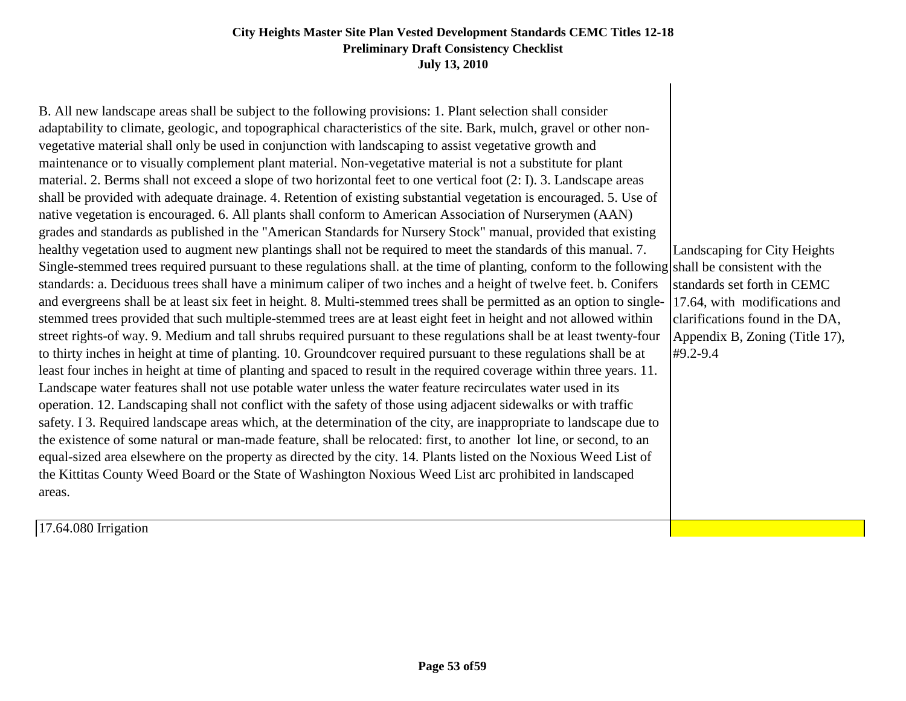| | |
|---|---|
| B. All new landscape areas shall be subject to the following provisions: 1. Plant selection shall consider adaptability to climate, geologic, and topographical characteristics of the site. Bark, mulch, gravel or other non-vegetative material shall only be used in conjunction with landscaping to assist vegetative growth and maintenance or to visually complement plant material. Non-vegetative material is not a substitute for plant material. 2. Berms shall not exceed a slope of two horizontal feet to one vertical foot (2: I). 3. Landscape areas shall be provided with adequate drainage. 4. Retention of existing substantial vegetation is encouraged. 5. Use of native vegetation is encouraged. 6. All plants shall conform to American Association of Nurserymen (AAN) grades and standards as published in the "American Standards for Nursery Stock" manual, provided that existing healthy vegetation used to augment new plantings shall not be required to meet the standards of this manual. 7. Single-stemmed trees required pursuant to these regulations shall. at the time of planting, conform to the following standards: a. Deciduous trees shall have a minimum caliper of two inches and a height of twelve feet. b. Conifers and evergreens shall be at least six feet in height. 8. Multi-stemmed trees shall be permitted as an option to single-stemmed trees provided that such multiple-stemmed trees are at least eight feet in height and not allowed within street rights-of way. 9. Medium and tall shrubs required pursuant to these regulations shall be at least twenty-four to thirty inches in height at time of planting. 10. Groundcover required pursuant to these regulations shall be at least four inches in height at time of planting and spaced to result in the required coverage within three years. 11. Landscape water features shall not use potable water unless the water feature recirculates water used in its operation. 12. Landscaping shall not conflict with the safety of those using adjacent sidewalks or with traffic safety. I 3. Required landscape areas which, at the determination of the city, are inappropriate to landscape due to the existence of some natural or man-made feature, shall be relocated: first, to another lot line, or second, to an equal-sized area elsewhere on the property as directed by the city. 14. Plants listed on the Noxious Weed List of the Kittitas County Weed Board or the State of Washington Noxious Weed List arc prohibited in landscaped areas. | Landscaping for City Heights shall be consistent with the standards set forth in CEMC 17.64, with modifications and clarifications found in the DA, Appendix B, Zoning (Title 17), #9.2-9.4 |
| 17.64.080 Irrigation | |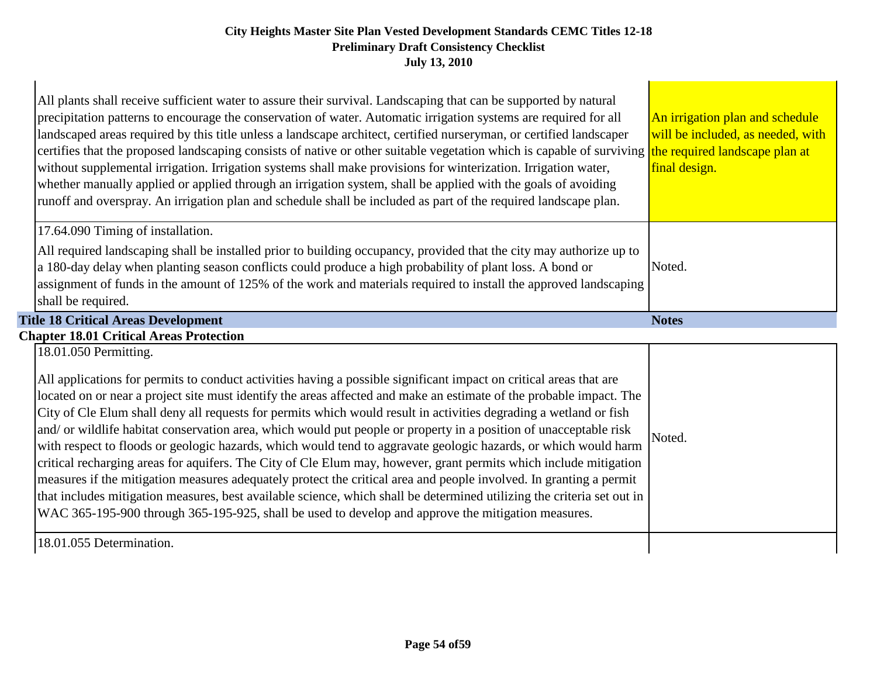| | |
|---|---|
| All plants shall receive sufficient water to assure their survival. Landscaping that can be supported by natural precipitation patterns to encourage the conservation of water. Automatic irrigation systems are required for all landscaped areas required by this title unless a landscape architect, certified nurseryman, or certified landscaper certifies that the proposed landscaping consists of native or other suitable vegetation which is capable of surviving without supplemental irrigation. Irrigation systems shall make provisions for winterization. Irrigation water, whether manually applied or applied through an irrigation system, shall be applied with the goals of avoiding runoff and overspray. An irrigation plan and schedule shall be included as part of the required landscape plan. | An irrigation plan and schedule will be included, as needed, with the required landscape plan at final design. |
| 17.64.090 Timing of installation.<br><br>All required landscaping shall be installed prior to building occupancy, provided that the city may authorize up to a 180-day delay when planting season conflicts could produce a high probability of plant loss. A bond or assignment of funds in the amount of 125% of the work and materials required to install the approved landscaping shall be required. | Noted. |

| **Title 18 Critical Areas Development** | **Notes** |
|---|---|
| **Chapter 18.01 Critical Areas Protection** | |
| 18.01.050 Permitting.<br><br>All applications for permits to conduct activities having a possible significant impact on critical areas that are located on or near a project site must identify the areas affected and make an estimate of the probable impact. The City of Cle Elum shall deny all requests for permits which would result in activities degrading a wetland or fish and/ or wildlife habitat conservation area, which would put people or property in a position of unacceptable risk with respect to floods or geologic hazards, which would tend to aggravate geologic hazards, or which would harm critical recharging areas for aquifers. The City of Cle Elum may, however, grant permits which include mitigation measures if the mitigation measures adequately protect the critical area and people involved. In granting a permit that includes mitigation measures, best available science, which shall be determined utilizing the criteria set out in WAC 365-195-900 through 365-195-925, shall be used to develop and approve the mitigation measures. | Noted. |
| 18.01.055 Determination. | |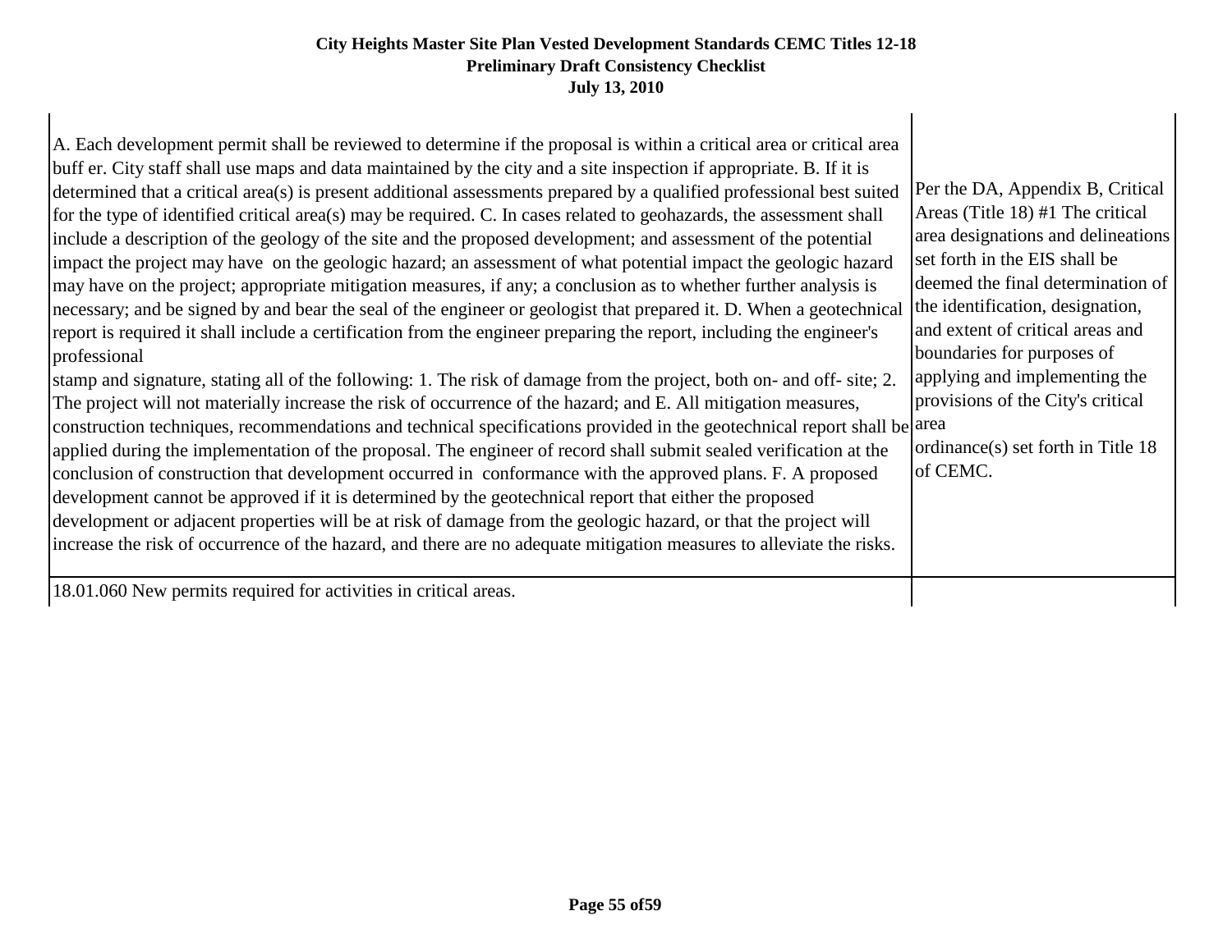| | |
|---|---|
| A. Each development permit shall be reviewed to determine if the proposal is within a critical area or critical area buff er. City staff shall use maps and data maintained by the city and a site inspection if appropriate. B. If it is determined that a critical area(s) is present additional assessments prepared by a qualified professional best suited for the type of identified critical area(s) may be required. C. In cases related to geohazards, the assessment shall include a description of the geology of the site and the proposed development; and assessment of the potential impact the project may have on the geologic hazard; an assessment of what potential impact the geologic hazard may have on the project; appropriate mitigation measures, if any; a conclusion as to whether further analysis is necessary; and be signed by and bear the seal of the engineer or geologist that prepared it. D. When a geotechnical report is required it shall include a certification from the engineer preparing the report, including the engineer's professional stamp and signature, stating all of the following: 1. The risk of damage from the project, both on- and off- site; 2. The project will not materially increase the risk of occurrence of the hazard; and E. All mitigation measures, construction techniques, recommendations and technical specifications provided in the geotechnical report shall be applied during the implementation of the proposal. The engineer of record shall submit sealed verification at the conclusion of construction that development occurred in conformance with the approved plans. F. A proposed development cannot be approved if it is determined by the geotechnical report that either the proposed development or adjacent properties will be at risk of damage from the geologic hazard, or that the project will increase the risk of occurrence of the hazard, and there are no adequate mitigation measures to alleviate the risks. | Per the DA, Appendix B, Critical Areas (Title 18) #1 The critical area designations and delineations set forth in the EIS shall be deemed the final determination of the identification, designation, and extent of critical areas and boundaries for purposes of applying and implementing the provisions of the City's critical area ordinance(s) set forth in Title 18 of CEMC. |
| 18.01.060 New permits required for activities in critical areas. | |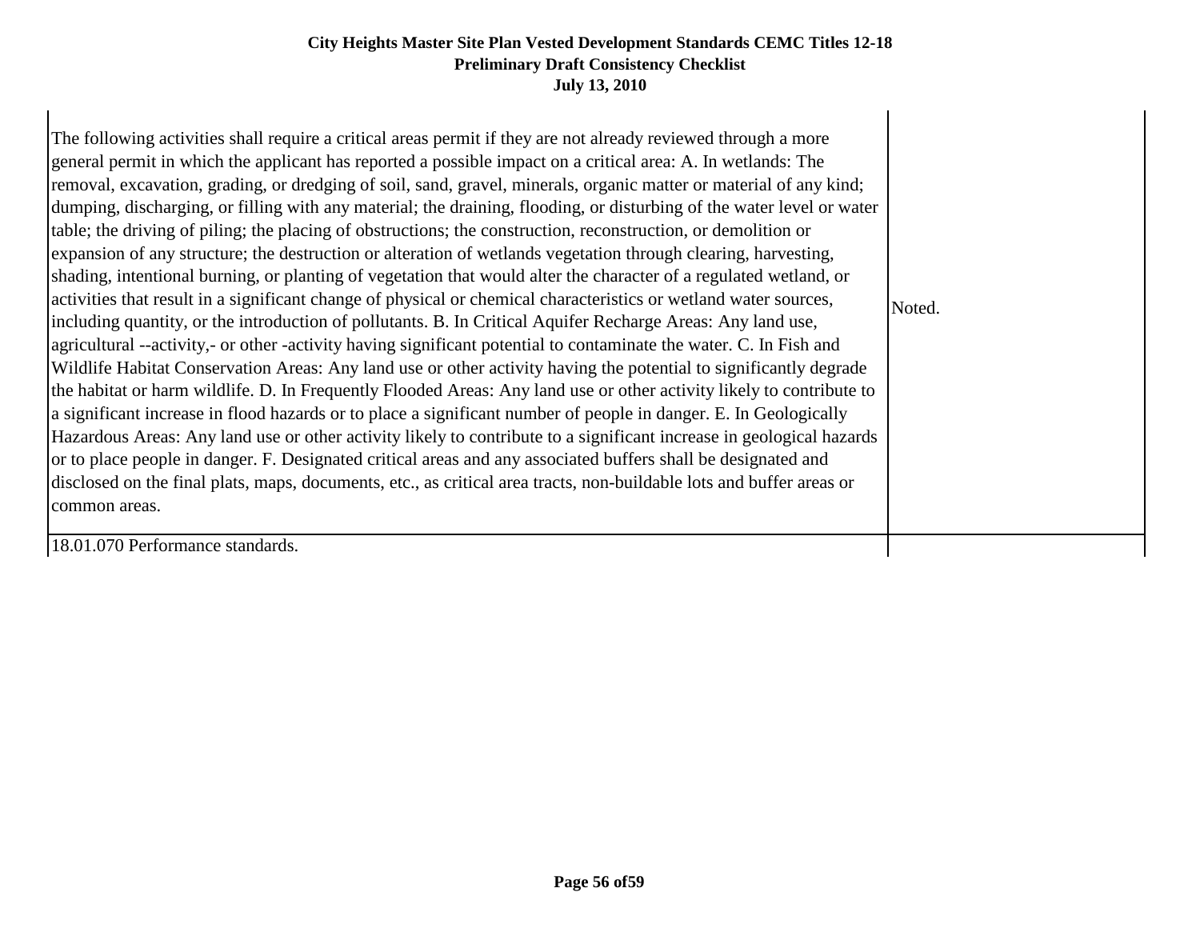| | |
|---|---|
| The following activities shall require a critical areas permit if they are not already reviewed through a more general permit in which the applicant has reported a possible impact on a critical area: A. In wetlands: The removal, excavation, grading, or dredging of soil, sand, gravel, minerals, organic matter or material of any kind; dumping, discharging, or filling with any material; the draining, flooding, or disturbing of the water level or water table; the driving of piling; the placing of obstructions; the construction, reconstruction, or demolition or expansion of any structure; the destruction or alteration of wetlands vegetation through clearing, harvesting, shading, intentional burning, or planting of vegetation that would alter the character of a regulated wetland, or activities that result in a significant change of physical or chemical characteristics or wetland water sources, including quantity, or the introduction of pollutants. B. In Critical Aquifer Recharge Areas: Any land use, agricultural --activity,- or other -activity having significant potential to contaminate the water. C. In Fish and Wildlife Habitat Conservation Areas: Any land use or other activity having the potential to significantly degrade the habitat or harm wildlife. D. In Frequently Flooded Areas: Any land use or other activity likely to contribute to a significant increase in flood hazards or to place a significant number of people in danger. E. In Geologically Hazardous Areas: Any land use or other activity likely to contribute to a significant increase in geological hazards or to place people in danger. F. Designated critical areas and any associated buffers shall be designated and disclosed on the final plats, maps, documents, etc., as critical area tracts, non-buildable lots and buffer areas or common areas. | Noted. |
| 18.01.070 Performance standards. | |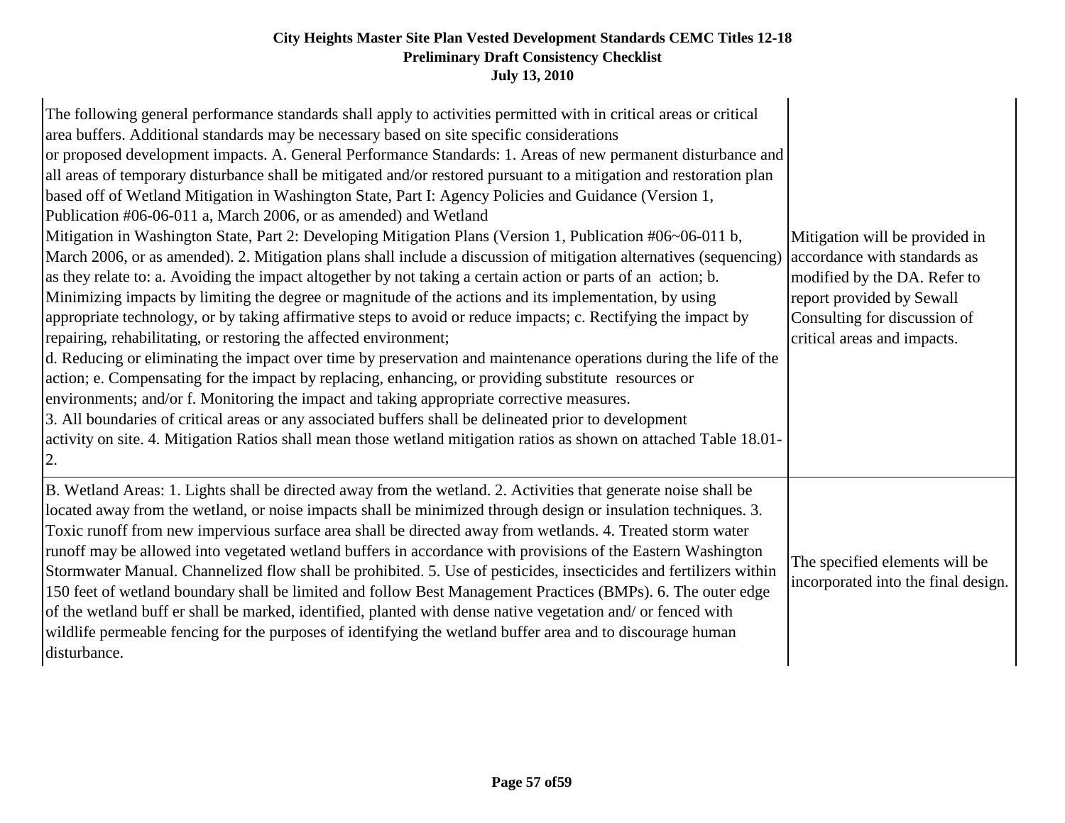| | |
|---|---|
| The following general performance standards shall apply to activities permitted with in critical areas or critical area buffers. Additional standards may be necessary based on site specific considerations or proposed development impacts. A. General Performance Standards: 1. Areas of new permanent disturbance and all areas of temporary disturbance shall be mitigated and/or restored pursuant to a mitigation and restoration plan based off of Wetland Mitigation in Washington State, Part I: Agency Policies and Guidance (Version 1, Publication #06-06-011 a, March 2006, or as amended) and Wetland Mitigation in Washington State, Part 2: Developing Mitigation Plans (Version 1, Publication #06~06-011 b, March 2006, or as amended). 2. Mitigation plans shall include a discussion of mitigation alternatives (sequencing) as they relate to: a. Avoiding the impact altogether by not taking a certain action or parts of an action; b. Minimizing impacts by limiting the degree or magnitude of the actions and its implementation, by using appropriate technology, or by taking affirmative steps to avoid or reduce impacts; c. Rectifying the impact by repairing, rehabilitating, or restoring the affected environment; d. Reducing or eliminating the impact over time by preservation and maintenance operations during the life of the action; e. Compensating for the impact by replacing, enhancing, or providing substitute resources or environments; and/or f. Monitoring the impact and taking appropriate corrective measures. 3. All boundaries of critical areas or any associated buffers shall be delineated prior to development activity on site. 4. Mitigation Ratios shall mean those wetland mitigation ratios as shown on attached Table 18.01-2. | Mitigation will be provided in accordance with standards as modified by the DA. Refer to report provided by Sewall Consulting for discussion of critical areas and impacts. |
| B. Wetland Areas: 1. Lights shall be directed away from the wetland. 2. Activities that generate noise shall be located away from the wetland, or noise impacts shall be minimized through design or insulation techniques. 3. Toxic runoff from new impervious surface area shall be directed away from wetlands. 4. Treated storm water runoff may be allowed into vegetated wetland buffers in accordance with provisions of the Eastern Washington Stormwater Manual. Channelized flow shall be prohibited. 5. Use of pesticides, insecticides and fertilizers within 150 feet of wetland boundary shall be limited and follow Best Management Practices (BMPs). 6. The outer edge of the wetland buff er shall be marked, identified, planted with dense native vegetation and/ or fenced with wildlife permeable fencing for the purposes of identifying the wetland buffer area and to discourage human disturbance. | The specified elements will be incorporated into the final design. |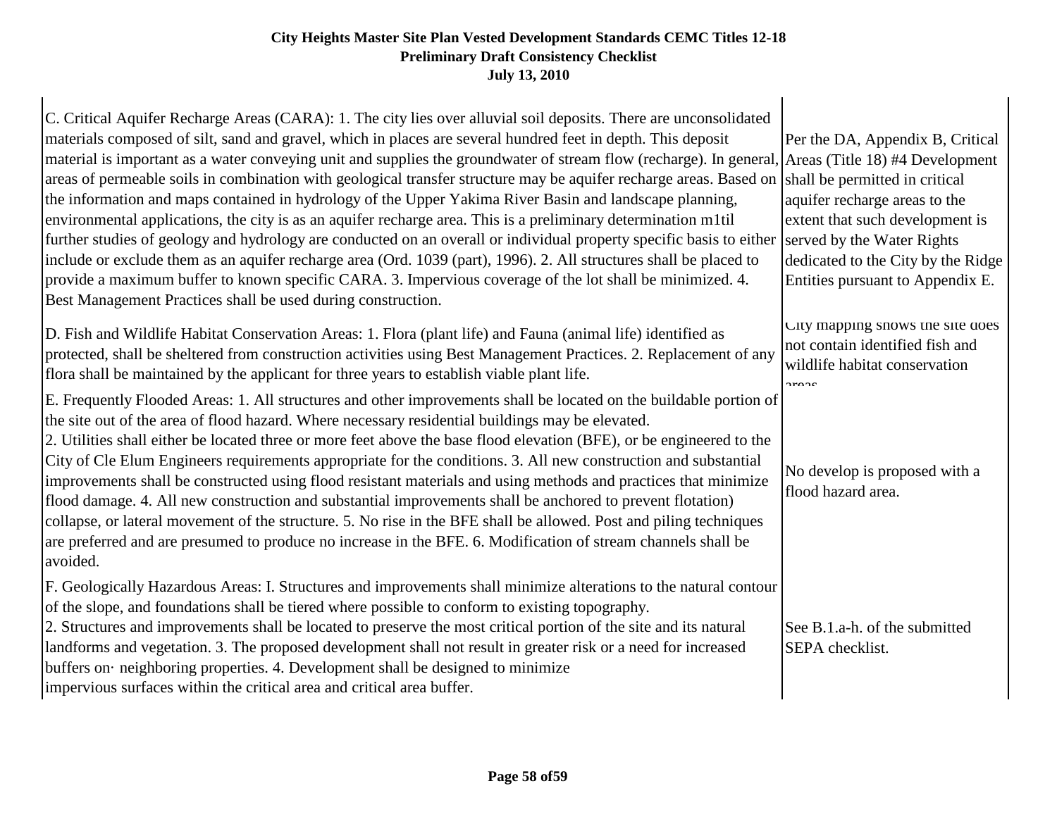| | |
|---|---|
| C. Critical Aquifer Recharge Areas (CARA): 1. The city lies over alluvial soil deposits. There are unconsolidated materials composed of silt, sand and gravel, which in places are several hundred feet in depth. This deposit material is important as a water conveying unit and supplies the groundwater of stream flow (recharge). In general, areas of permeable soils in combination with geological transfer structure may be aquifer recharge areas. Based on the information and maps contained in hydrology of the Upper Yakima River Basin and landscape planning, environmental applications, the city is as an aquifer recharge area. This is a preliminary determination m1til further studies of geology and hydrology are conducted on an overall or individual property specific basis to either include or exclude them as an aquifer recharge area (Ord. 1039 (part), 1996). 2. All structures shall be placed to provide a maximum buffer to known specific CARA. 3. Impervious coverage of the lot shall be minimized. 4. Best Management Practices shall be used during construction. | Per the DA, Appendix B, Critical Areas (Title 18) #4 Development shall be permitted in critical aquifer recharge areas to the extent that such development is served by the Water Rights dedicated to the City by the Ridge Entities pursuant to Appendix E. |
| D. Fish and Wildlife Habitat Conservation Areas: 1. Flora (plant life) and Fauna (animal life) identified as protected, shall be sheltered from construction activities using Best Management Practices. 2. Replacement of any flora shall be maintained by the applicant for three years to establish viable plant life. | City mapping shows the site does not contain identified fish and wildlife habitat conservation areas. |
| E. Frequently Flooded Areas: 1. All structures and other improvements shall be located on the buildable portion of the site out of the area of flood hazard. Where necessary residential buildings may be elevated. 2. Utilities shall either be located three or more feet above the base flood elevation (BFE), or be engineered to the City of Cle Elum Engineers requirements appropriate for the conditions. 3. All new construction and substantial improvements shall be constructed using flood resistant materials and using methods and practices that minimize flood damage. 4. All new construction and substantial improvements shall be anchored to prevent flotation) collapse, or lateral movement of the structure. 5. No rise in the BFE shall be allowed. Post and piling techniques are preferred and are presumed to produce no increase in the BFE. 6. Modification of stream channels shall be avoided. | No develop is proposed with a flood hazard area. |
| F. Geologically Hazardous Areas: I. Structures and improvements shall minimize alterations to the natural contour of the slope, and foundations shall be tiered where possible to conform to existing topography. 2. Structures and improvements shall be located to preserve the most critical portion of the site and its natural landforms and vegetation. 3. The proposed development shall not result in greater risk or a need for increased buffers on· neighboring properties. 4. Development shall be designed to minimize impervious surfaces within the critical area and critical area buffer. | See B.1.a-h. of the submitted SEPA checklist. |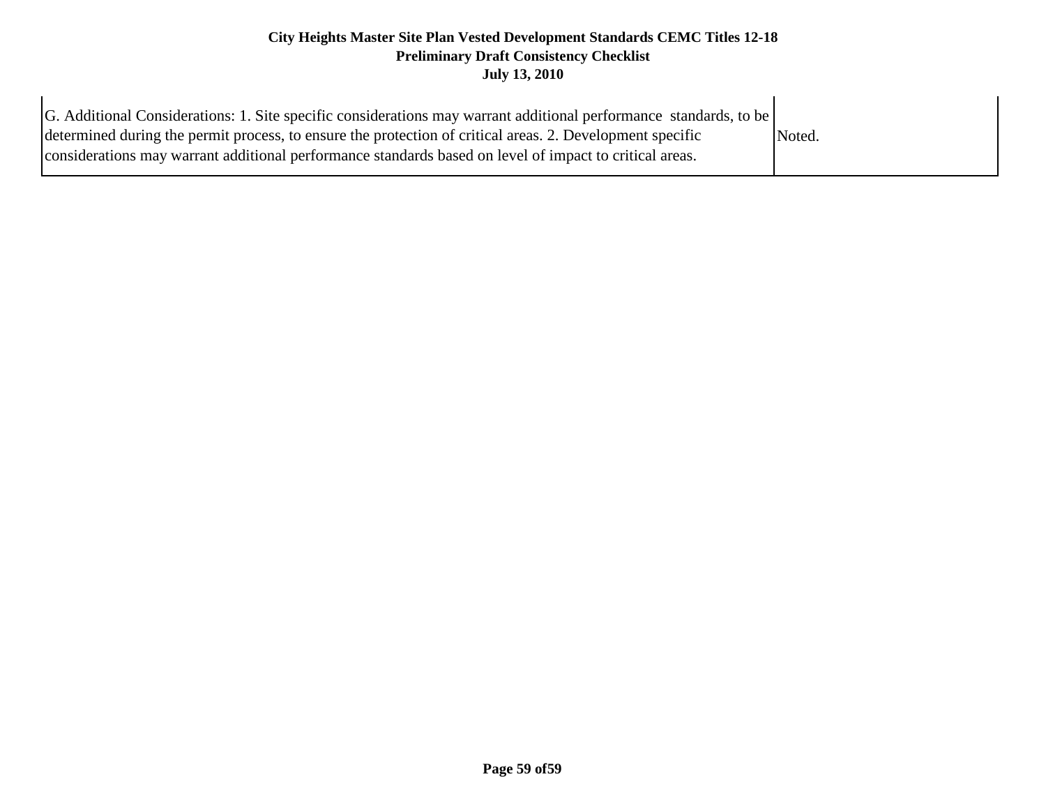| | |
|---|---|
| G. Additional Considerations: 1. Site specific considerations may warrant additional performance standards, to be determined during the permit process, to ensure the protection of critical areas. 2. Development specific considerations may warrant additional performance standards based on level of impact to critical areas. | Noted. |